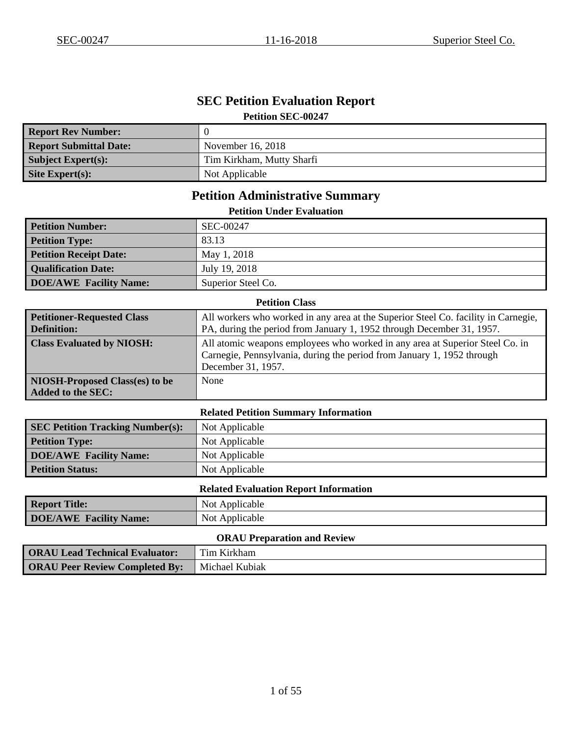# SEC Petition Evaluation Report

**Petition SEC-00247**

| Report Rev Number: | 0 |
|---|---|
| Report Submittal Date: | November 16, 2018 |
| Subject Expert(s): | Tim Kirkham, Mutty Sharfi |
| Site Expert(s): | Not Applicable |

## Petition Administrative Summary

**Petition Under Evaluation**

| Petition Number: | SEC-00247 |
|---|---|
| Petition Type: | 83.13 |
| Petition Receipt Date: | May 1, 2018 |
| Qualification Date: | July 19, 2018 |
| DOE/AWE Facility Name: | Superior Steel Co. |

**Petition Class**

| Petitioner-Requested Class Definition: | All workers who worked in any area at the Superior Steel Co. facility in Carnegie, PA, during the period from January 1, 1952 through December 31, 1957. |
|---|---|
| Class Evaluated by NIOSH: | All atomic weapons employees who worked in any area at Superior Steel Co. in Carnegie, Pennsylvania, during the period from January 1, 1952 through December 31, 1957. |
| NIOSH-Proposed Class(es) to be Added to the SEC: | None |

**Related Petition Summary Information**

| SEC Petition Tracking Number(s): | Not Applicable |
|---|---|
| Petition Type: | Not Applicable |
| DOE/AWE Facility Name: | Not Applicable |
| Petition Status: | Not Applicable |

**Related Evaluation Report Information**

| Report Title: | Not Applicable |
|---|---|
| DOE/AWE Facility Name: | Not Applicable |

**ORAU Preparation and Review**

| ORAU Lead Technical Evaluator: | Tim Kirkham |
|---|---|
| ORAU Peer Review Completed By: | Michael Kubiak |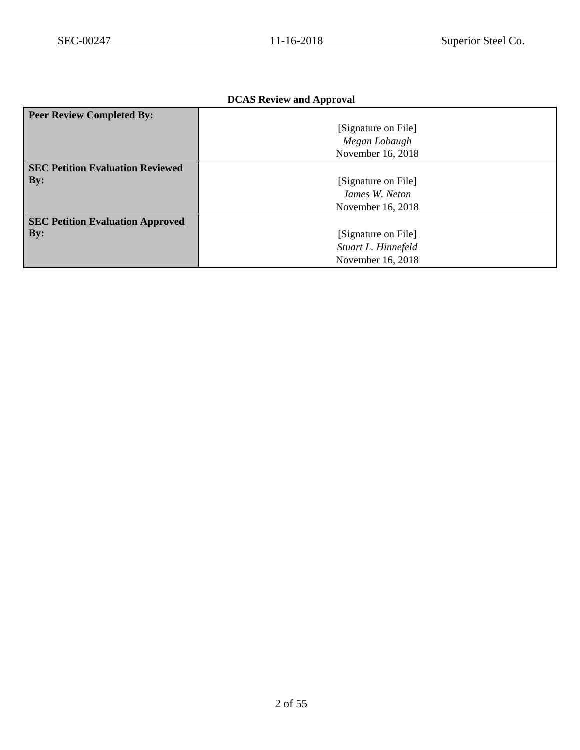**DCAS Review and Approval**

| | |
|---|---|
| **Peer Review Completed By:** | [Signature on File] *Megan Lobaugh* November 16, 2018 |
| **SEC Petition Evaluation Reviewed By:** | [Signature on File] *James W. Neton* November 16, 2018 |
| **SEC Petition Evaluation Approved By:** | [Signature on File] *Stuart L. Hinnefeld* November 16, 2018 |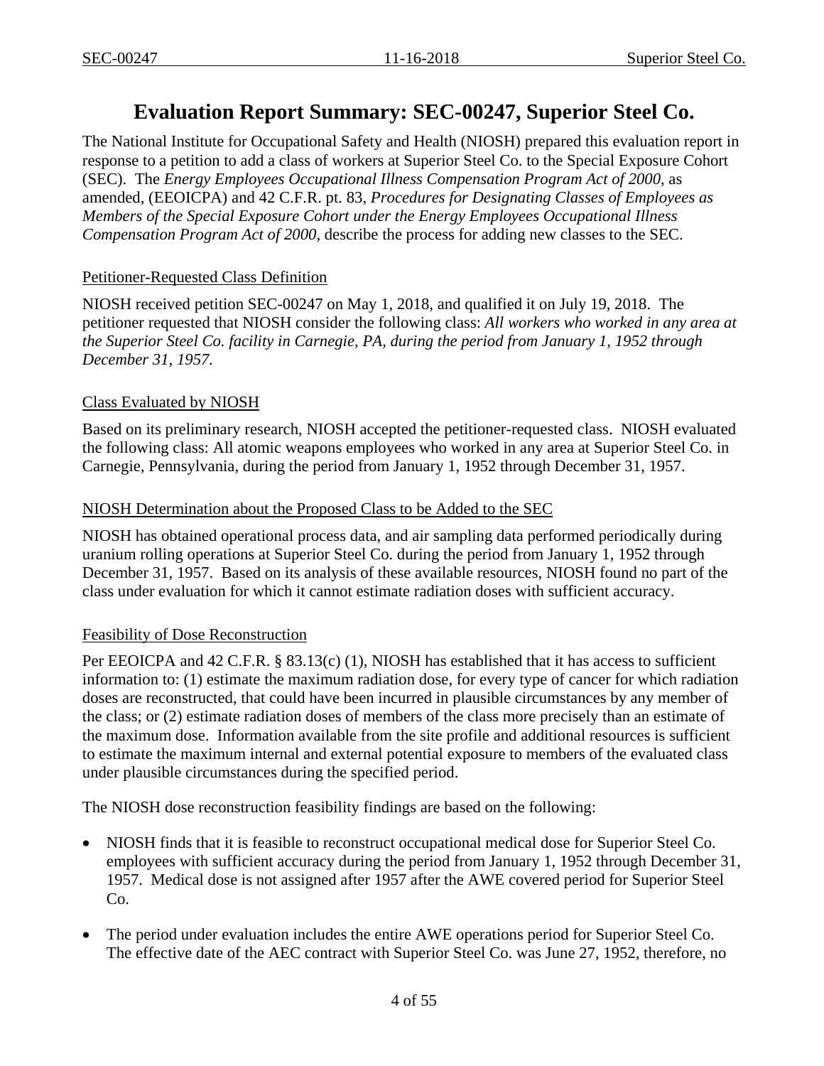# Evaluation Report Summary: SEC-00247, Superior Steel Co.

The National Institute for Occupational Safety and Health (NIOSH) prepared this evaluation report in response to a petition to add a class of workers at Superior Steel Co. to the Special Exposure Cohort (SEC). The *Energy Employees Occupational Illness Compensation Program Act of 2000*, as amended, (EEOICPA) and 42 C.F.R. pt. 83, *Procedures for Designating Classes of Employees as Members of the Special Exposure Cohort under the Energy Employees Occupational Illness Compensation Program Act of 2000*, describe the process for adding new classes to the SEC.

## Petitioner-Requested Class Definition

NIOSH received petition SEC-00247 on May 1, 2018, and qualified it on July 19, 2018. The petitioner requested that NIOSH consider the following class: *All workers who worked in any area at the Superior Steel Co. facility in Carnegie, PA, during the period from January 1, 1952 through December 31, 1957.*

## Class Evaluated by NIOSH

Based on its preliminary research, NIOSH accepted the petitioner-requested class. NIOSH evaluated the following class: All atomic weapons employees who worked in any area at Superior Steel Co. in Carnegie, Pennsylvania, during the period from January 1, 1952 through December 31, 1957.

## NIOSH Determination about the Proposed Class to be Added to the SEC

NIOSH has obtained operational process data, and air sampling data performed periodically during uranium rolling operations at Superior Steel Co. during the period from January 1, 1952 through December 31, 1957. Based on its analysis of these available resources, NIOSH found no part of the class under evaluation for which it cannot estimate radiation doses with sufficient accuracy.

## Feasibility of Dose Reconstruction

Per EEOICPA and 42 C.F.R. § 83.13(c) (1), NIOSH has established that it has access to sufficient information to: (1) estimate the maximum radiation dose, for every type of cancer for which radiation doses are reconstructed, that could have been incurred in plausible circumstances by any member of the class; or (2) estimate radiation doses of members of the class more precisely than an estimate of the maximum dose. Information available from the site profile and additional resources is sufficient to estimate the maximum internal and external potential exposure to members of the evaluated class under plausible circumstances during the specified period.

The NIOSH dose reconstruction feasibility findings are based on the following:

- NIOSH finds that it is feasible to reconstruct occupational medical dose for Superior Steel Co. employees with sufficient accuracy during the period from January 1, 1952 through December 31, 1957. Medical dose is not assigned after 1957 after the AWE covered period for Superior Steel Co.
- The period under evaluation includes the entire AWE operations period for Superior Steel Co. The effective date of the AEC contract with Superior Steel Co. was June 27, 1952, therefore, no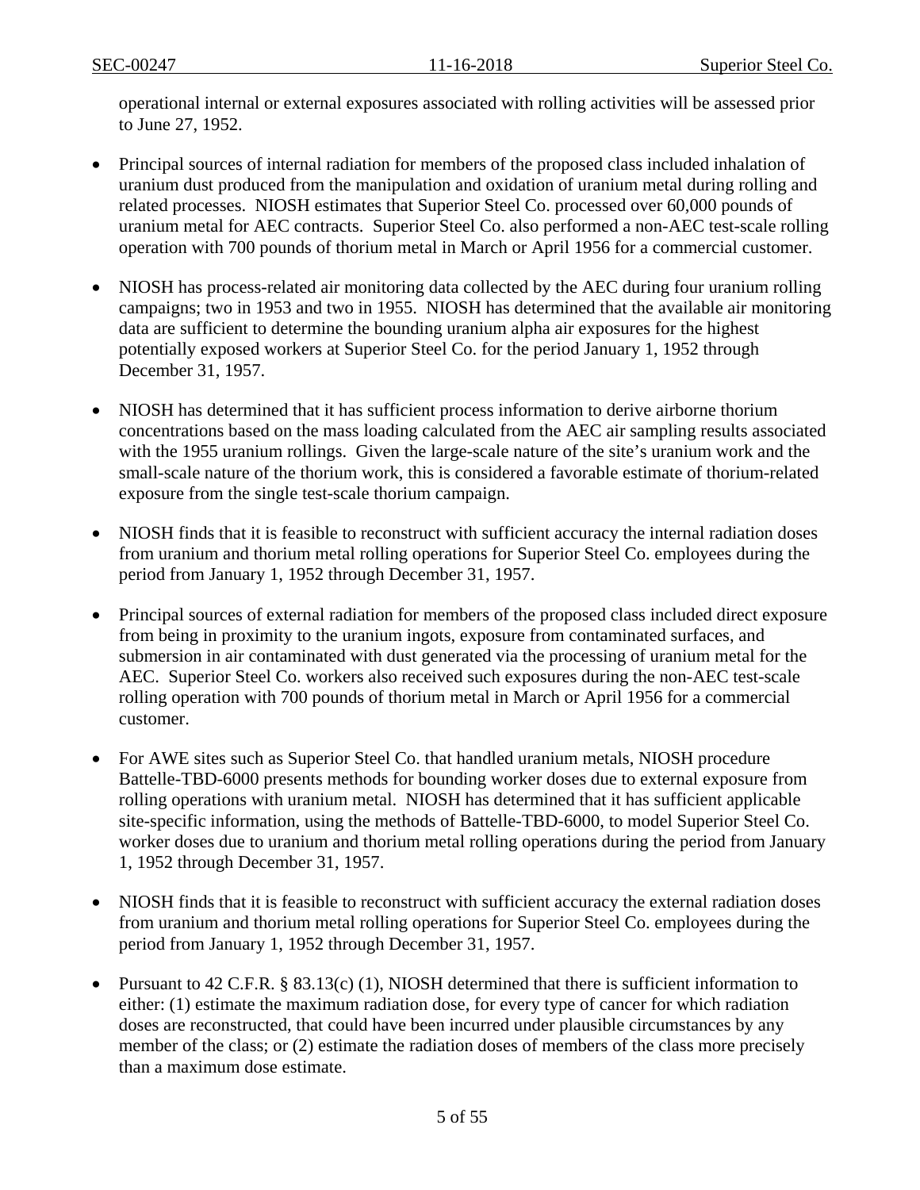operational internal or external exposures associated with rolling activities will be assessed prior to June 27, 1952.

- Principal sources of internal radiation for members of the proposed class included inhalation of uranium dust produced from the manipulation and oxidation of uranium metal during rolling and related processes. NIOSH estimates that Superior Steel Co. processed over 60,000 pounds of uranium metal for AEC contracts. Superior Steel Co. also performed a non-AEC test-scale rolling operation with 700 pounds of thorium metal in March or April 1956 for a commercial customer.

- NIOSH has process-related air monitoring data collected by the AEC during four uranium rolling campaigns; two in 1953 and two in 1955. NIOSH has determined that the available air monitoring data are sufficient to determine the bounding uranium alpha air exposures for the highest potentially exposed workers at Superior Steel Co. for the period January 1, 1952 through December 31, 1957.

- NIOSH has determined that it has sufficient process information to derive airborne thorium concentrations based on the mass loading calculated from the AEC air sampling results associated with the 1955 uranium rollings. Given the large-scale nature of the site's uranium work and the small-scale nature of the thorium work, this is considered a favorable estimate of thorium-related exposure from the single test-scale thorium campaign.

- NIOSH finds that it is feasible to reconstruct with sufficient accuracy the internal radiation doses from uranium and thorium metal rolling operations for Superior Steel Co. employees during the period from January 1, 1952 through December 31, 1957.

- Principal sources of external radiation for members of the proposed class included direct exposure from being in proximity to the uranium ingots, exposure from contaminated surfaces, and submersion in air contaminated with dust generated via the processing of uranium metal for the AEC. Superior Steel Co. workers also received such exposures during the non-AEC test-scale rolling operation with 700 pounds of thorium metal in March or April 1956 for a commercial customer.

- For AWE sites such as Superior Steel Co. that handled uranium metals, NIOSH procedure Battelle-TBD-6000 presents methods for bounding worker doses due to external exposure from rolling operations with uranium metal. NIOSH has determined that it has sufficient applicable site-specific information, using the methods of Battelle-TBD-6000, to model Superior Steel Co. worker doses due to uranium and thorium metal rolling operations during the period from January 1, 1952 through December 31, 1957.

- NIOSH finds that it is feasible to reconstruct with sufficient accuracy the external radiation doses from uranium and thorium metal rolling operations for Superior Steel Co. employees during the period from January 1, 1952 through December 31, 1957.

- Pursuant to 42 C.F.R. § 83.13(c) (1), NIOSH determined that there is sufficient information to either: (1) estimate the maximum radiation dose, for every type of cancer for which radiation doses are reconstructed, that could have been incurred under plausible circumstances by any member of the class; or (2) estimate the radiation doses of members of the class more precisely than a maximum dose estimate.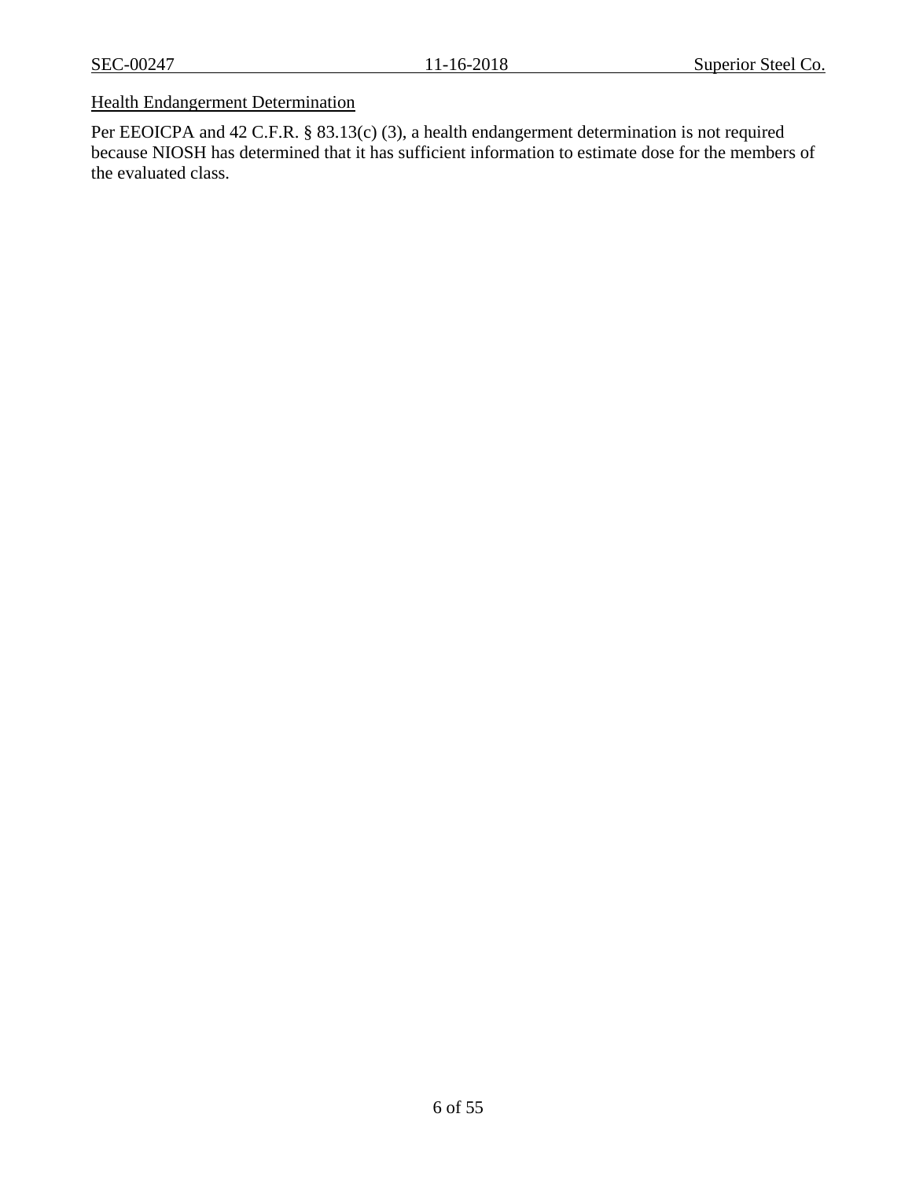Health Endangerment Determination

Per EEOICPA and 42 C.F.R. § 83.13(c) (3), a health endangerment determination is not required because NIOSH has determined that it has sufficient information to estimate dose for the members of the evaluated class.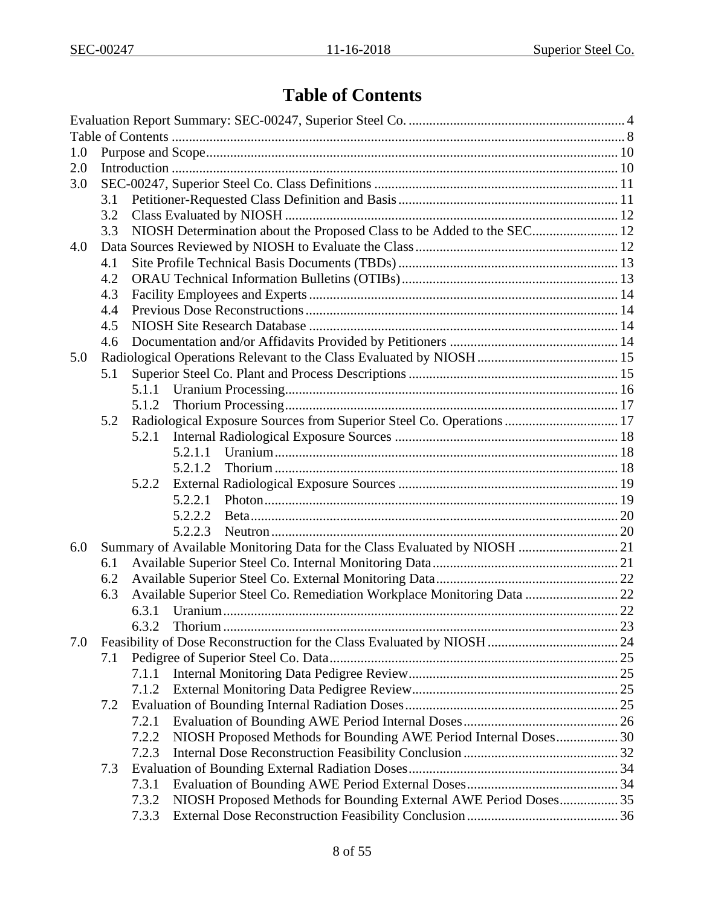# Table of Contents

Evaluation Report Summary: SEC-00247, Superior Steel Co. .............................................................. 4
Table of Contents .................................................................................................................................. 8
1.0 Purpose and Scope ....................................................................................................................... 10
2.0 Introduction ................................................................................................................................. 10
3.0 SEC-00247, Superior Steel Co. Class Definitions ....................................................................... 11
  3.1 Petitioner-Requested Class Definition and Basis ................................................................ 11
  3.2 Class Evaluated by NIOSH .................................................................................................. 12
  3.3 NIOSH Determination about the Proposed Class to be Added to the SEC ......................... 12
4.0 Data Sources Reviewed by NIOSH to Evaluate the Class ........................................................... 12
  4.1 Site Profile Technical Basis Documents (TBDs) ................................................................. 13
  4.2 ORAU Technical Information Bulletins (OTIBs) ................................................................ 13
  4.3 Facility Employees and Experts .......................................................................................... 14
  4.4 Previous Dose Reconstructions ........................................................................................... 14
  4.5 NIOSH Site Research Database .......................................................................................... 14
  4.6 Documentation and/or Affidavits Provided by Petitioners ................................................. 14
5.0 Radiological Operations Relevant to the Class Evaluated by NIOSH ......................................... 15
  5.1 Superior Steel Co. Plant and Process Descriptions ............................................................. 15
    5.1.1 Uranium Processing ................................................................................................. 16
    5.1.2 Thorium Processing .................................................................................................. 17
  5.2 Radiological Exposure Sources from Superior Steel Co. Operations ................................. 17
    5.2.1 Internal Radiological Exposure Sources .................................................................. 18
      5.2.1.1 Uranium .................................................................................................... 18
      5.2.1.2 Thorium .................................................................................................... 18
    5.2.2 External Radiological Exposure Sources ................................................................. 19
      5.2.2.1 Photon ...................................................................................................... 19
      5.2.2.2 Beta .......................................................................................................... 20
      5.2.2.3 Neutron .................................................................................................... 20
6.0 Summary of Available Monitoring Data for the Class Evaluated by NIOSH ............................. 21
  6.1 Available Superior Steel Co. Internal Monitoring Data ...................................................... 21
  6.2 Available Superior Steel Co. External Monitoring Data ..................................................... 22
  6.3 Available Superior Steel Co. Remediation Workplace Monitoring Data ........................... 22
    6.3.1 Uranium ................................................................................................................... 22
    6.3.2 Thorium ................................................................................................................... 23
7.0 Feasibility of Dose Reconstruction for the Class Evaluated by NIOSH ...................................... 24
  7.1 Pedigree of Superior Steel Co. Data .................................................................................... 25
    7.1.1 Internal Monitoring Data Pedigree Review ............................................................. 25
    7.1.2 External Monitoring Data Pedigree Review ............................................................ 25
  7.2 Evaluation of Bounding Internal Radiation Doses .............................................................. 25
    7.2.1 Evaluation of Bounding AWE Period Internal Doses ............................................. 26
    7.2.2 NIOSH Proposed Methods for Bounding AWE Period Internal Doses .................. 30
    7.2.3 Internal Dose Reconstruction Feasibility Conclusion ............................................. 32
  7.3 Evaluation of Bounding External Radiation Doses ............................................................. 34
    7.3.1 Evaluation of Bounding AWE Period External Doses ............................................ 34
    7.3.2 NIOSH Proposed Methods for Bounding External AWE Period Doses ................. 35
    7.3.3 External Dose Reconstruction Feasibility Conclusion ............................................ 36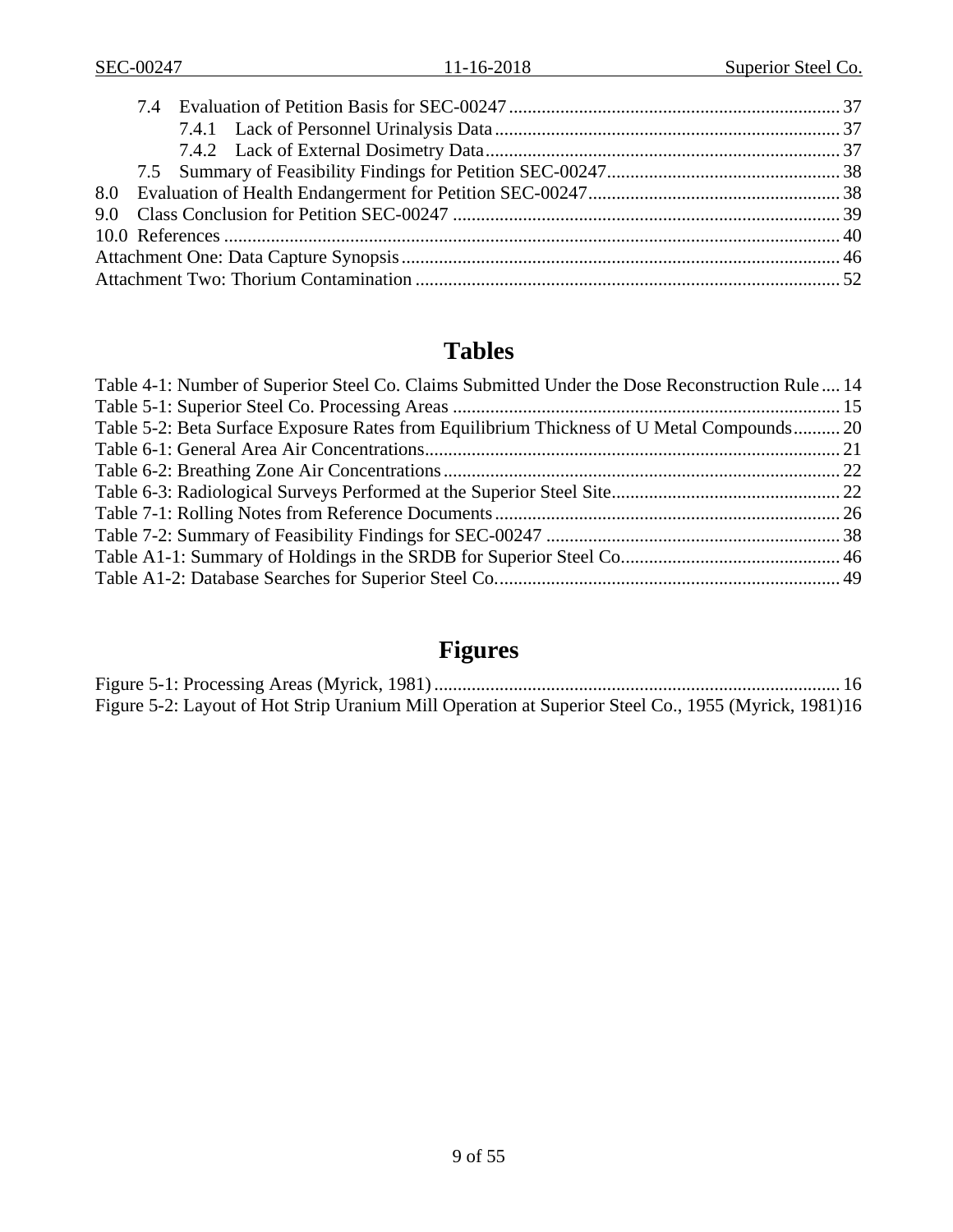7.4 Evaluation of Petition Basis for SEC-00247 ... 37
7.4.1 Lack of Personnel Urinalysis Data ... 37
7.4.2 Lack of External Dosimetry Data ... 37
7.5 Summary of Feasibility Findings for Petition SEC-00247 ... 38
8.0 Evaluation of Health Endangerment for Petition SEC-00247 ... 38
9.0 Class Conclusion for Petition SEC-00247 ... 39
10.0 References ... 40
Attachment One: Data Capture Synopsis ... 46
Attachment Two: Thorium Contamination ... 52

# Tables

Table 4-1: Number of Superior Steel Co. Claims Submitted Under the Dose Reconstruction Rule ... 14
Table 5-1: Superior Steel Co. Processing Areas ... 15
Table 5-2: Beta Surface Exposure Rates from Equilibrium Thickness of U Metal Compounds ... 20
Table 6-1: General Area Air Concentrations ... 21
Table 6-2: Breathing Zone Air Concentrations ... 22
Table 6-3: Radiological Surveys Performed at the Superior Steel Site ... 22
Table 7-1: Rolling Notes from Reference Documents ... 26
Table 7-2: Summary of Feasibility Findings for SEC-00247 ... 38
Table A1-1: Summary of Holdings in the SRDB for Superior Steel Co. ... 46
Table A1-2: Database Searches for Superior Steel Co. ... 49

# Figures

Figure 5-1: Processing Areas (Myrick, 1981) ... 16
Figure 5-2: Layout of Hot Strip Uranium Mill Operation at Superior Steel Co., 1955 (Myrick, 1981) ... 16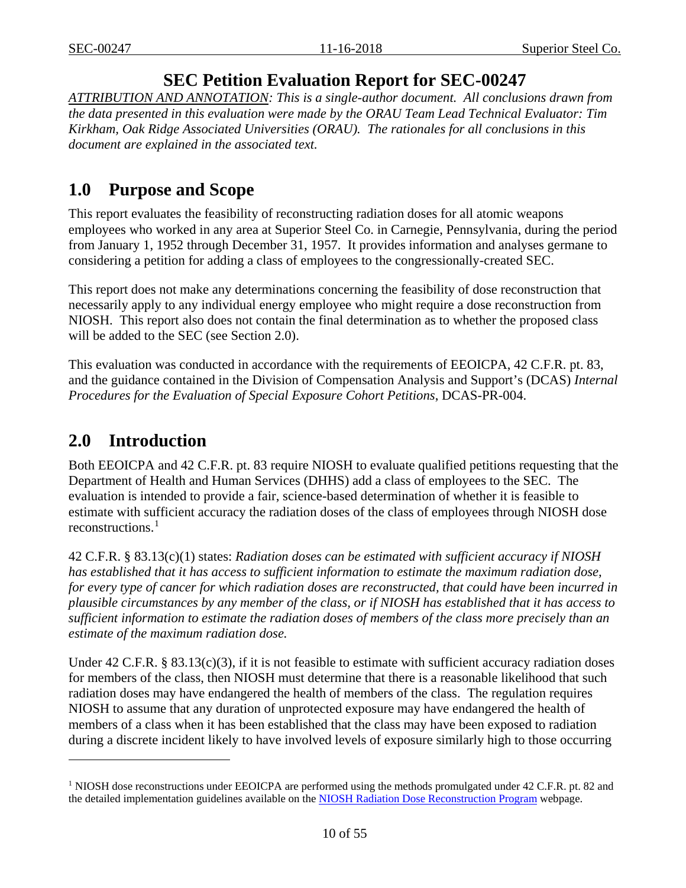# SEC Petition Evaluation Report for SEC-00247

*ATTRIBUTION AND ANNOTATION: This is a single-author document. All conclusions drawn from the data presented in this evaluation were made by the ORAU Team Lead Technical Evaluator: Tim Kirkham, Oak Ridge Associated Universities (ORAU). The rationales for all conclusions in this document are explained in the associated text.*

## 1.0 Purpose and Scope

This report evaluates the feasibility of reconstructing radiation doses for all atomic weapons employees who worked in any area at Superior Steel Co. in Carnegie, Pennsylvania, during the period from January 1, 1952 through December 31, 1957. It provides information and analyses germane to considering a petition for adding a class of employees to the congressionally-created SEC.

This report does not make any determinations concerning the feasibility of dose reconstruction that necessarily apply to any individual energy employee who might require a dose reconstruction from NIOSH. This report also does not contain the final determination as to whether the proposed class will be added to the SEC (see Section 2.0).

This evaluation was conducted in accordance with the requirements of EEOICPA, 42 C.F.R. pt. 83, and the guidance contained in the Division of Compensation Analysis and Support's (DCAS) *Internal Procedures for the Evaluation of Special Exposure Cohort Petitions*, DCAS-PR-004.

## 2.0 Introduction

Both EEOICPA and 42 C.F.R. pt. 83 require NIOSH to evaluate qualified petitions requesting that the Department of Health and Human Services (DHHS) add a class of employees to the SEC. The evaluation is intended to provide a fair, science-based determination of whether it is feasible to estimate with sufficient accuracy the radiation doses of the class of employees through NIOSH dose reconstructions.[1]

42 C.F.R. § 83.13(c)(1) states: *Radiation doses can be estimated with sufficient accuracy if NIOSH has established that it has access to sufficient information to estimate the maximum radiation dose, for every type of cancer for which radiation doses are reconstructed, that could have been incurred in plausible circumstances by any member of the class, or if NIOSH has established that it has access to sufficient information to estimate the radiation doses of members of the class more precisely than an estimate of the maximum radiation dose.*

Under 42 C.F.R. § 83.13(c)(3), if it is not feasible to estimate with sufficient accuracy radiation doses for members of the class, then NIOSH must determine that there is a reasonable likelihood that such radiation doses may have endangered the health of members of the class. The regulation requires NIOSH to assume that any duration of unprotected exposure may have endangered the health of members of a class when it has been established that the class may have been exposed to radiation during a discrete incident likely to have involved levels of exposure similarly high to those occurring

[1] NIOSH dose reconstructions under EEOICPA are performed using the methods promulgated under 42 C.F.R. pt. 82 and the detailed implementation guidelines available on the NIOSH Radiation Dose Reconstruction Program webpage.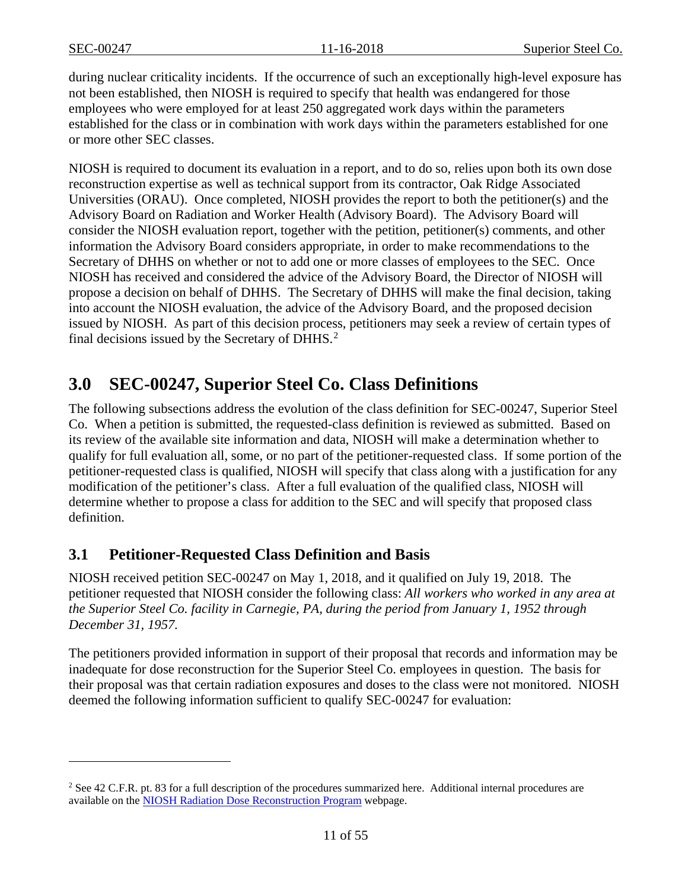during nuclear criticality incidents. If the occurrence of such an exceptionally high-level exposure has not been established, then NIOSH is required to specify that health was endangered for those employees who were employed for at least 250 aggregated work days within the parameters established for the class or in combination with work days within the parameters established for one or more other SEC classes.

NIOSH is required to document its evaluation in a report, and to do so, relies upon both its own dose reconstruction expertise as well as technical support from its contractor, Oak Ridge Associated Universities (ORAU). Once completed, NIOSH provides the report to both the petitioner(s) and the Advisory Board on Radiation and Worker Health (Advisory Board). The Advisory Board will consider the NIOSH evaluation report, together with the petition, petitioner(s) comments, and other information the Advisory Board considers appropriate, in order to make recommendations to the Secretary of DHHS on whether or not to add one or more classes of employees to the SEC. Once NIOSH has received and considered the advice of the Advisory Board, the Director of NIOSH will propose a decision on behalf of DHHS. The Secretary of DHHS will make the final decision, taking into account the NIOSH evaluation, the advice of the Advisory Board, and the proposed decision issued by NIOSH. As part of this decision process, petitioners may seek a review of certain types of final decisions issued by the Secretary of DHHS.[2]

# 3.0 SEC-00247, Superior Steel Co. Class Definitions

The following subsections address the evolution of the class definition for SEC-00247, Superior Steel Co. When a petition is submitted, the requested-class definition is reviewed as submitted. Based on its review of the available site information and data, NIOSH will make a determination whether to qualify for full evaluation all, some, or no part of the petitioner-requested class. If some portion of the petitioner-requested class is qualified, NIOSH will specify that class along with a justification for any modification of the petitioner's class. After a full evaluation of the qualified class, NIOSH will determine whether to propose a class for addition to the SEC and will specify that proposed class definition.

## 3.1 Petitioner-Requested Class Definition and Basis

NIOSH received petition SEC-00247 on May 1, 2018, and it qualified on July 19, 2018. The petitioner requested that NIOSH consider the following class: *All workers who worked in any area at the Superior Steel Co. facility in Carnegie, PA, during the period from January 1, 1952 through December 31, 1957.*

The petitioners provided information in support of their proposal that records and information may be inadequate for dose reconstruction for the Superior Steel Co. employees in question. The basis for their proposal was that certain radiation exposures and doses to the class were not monitored. NIOSH deemed the following information sufficient to qualify SEC-00247 for evaluation:

---

[2] See 42 C.F.R. pt. 83 for a full description of the procedures summarized here. Additional internal procedures are available on the NIOSH Radiation Dose Reconstruction Program webpage.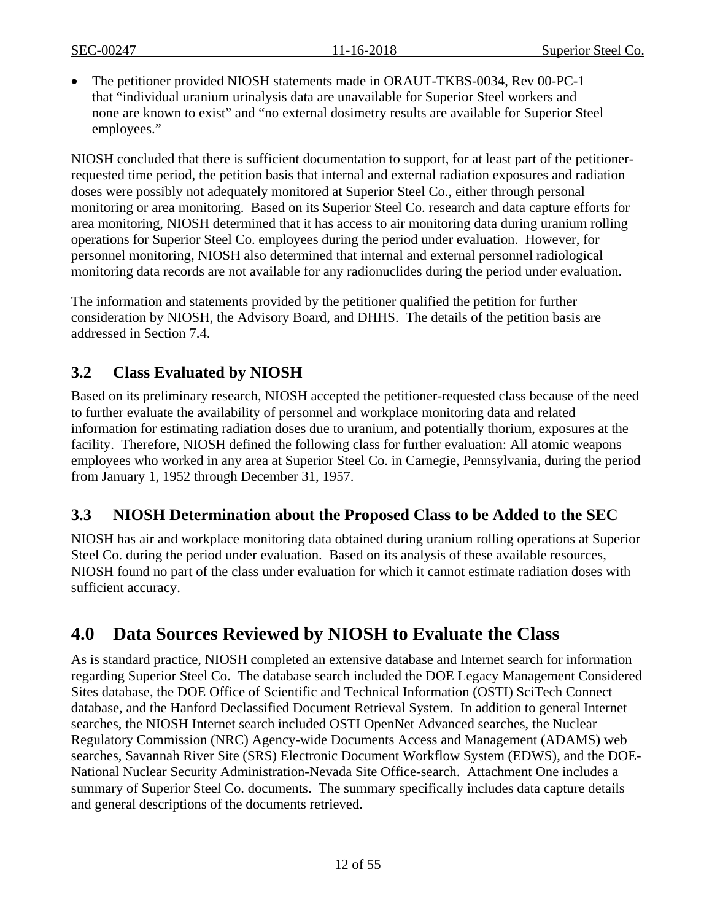- The petitioner provided NIOSH statements made in ORAUT-TKBS-0034, Rev 00-PC-1 that "individual uranium urinalysis data are unavailable for Superior Steel workers and none are known to exist" and "no external dosimetry results are available for Superior Steel employees."

NIOSH concluded that there is sufficient documentation to support, for at least part of the petitioner-requested time period, the petition basis that internal and external radiation exposures and radiation doses were possibly not adequately monitored at Superior Steel Co., either through personal monitoring or area monitoring. Based on its Superior Steel Co. research and data capture efforts for area monitoring, NIOSH determined that it has access to air monitoring data during uranium rolling operations for Superior Steel Co. employees during the period under evaluation. However, for personnel monitoring, NIOSH also determined that internal and external personnel radiological monitoring data records are not available for any radionuclides during the period under evaluation.

The information and statements provided by the petitioner qualified the petition for further consideration by NIOSH, the Advisory Board, and DHHS. The details of the petition basis are addressed in Section 7.4.

## 3.2 Class Evaluated by NIOSH

Based on its preliminary research, NIOSH accepted the petitioner-requested class because of the need to further evaluate the availability of personnel and workplace monitoring data and related information for estimating radiation doses due to uranium, and potentially thorium, exposures at the facility. Therefore, NIOSH defined the following class for further evaluation: All atomic weapons employees who worked in any area at Superior Steel Co. in Carnegie, Pennsylvania, during the period from January 1, 1952 through December 31, 1957.

## 3.3 NIOSH Determination about the Proposed Class to be Added to the SEC

NIOSH has air and workplace monitoring data obtained during uranium rolling operations at Superior Steel Co. during the period under evaluation. Based on its analysis of these available resources, NIOSH found no part of the class under evaluation for which it cannot estimate radiation doses with sufficient accuracy.

# 4.0 Data Sources Reviewed by NIOSH to Evaluate the Class

As is standard practice, NIOSH completed an extensive database and Internet search for information regarding Superior Steel Co. The database search included the DOE Legacy Management Considered Sites database, the DOE Office of Scientific and Technical Information (OSTI) SciTech Connect database, and the Hanford Declassified Document Retrieval System. In addition to general Internet searches, the NIOSH Internet search included OSTI OpenNet Advanced searches, the Nuclear Regulatory Commission (NRC) Agency-wide Documents Access and Management (ADAMS) web searches, Savannah River Site (SRS) Electronic Document Workflow System (EDWS), and the DOE-National Nuclear Security Administration-Nevada Site Office-search. Attachment One includes a summary of Superior Steel Co. documents. The summary specifically includes data capture details and general descriptions of the documents retrieved.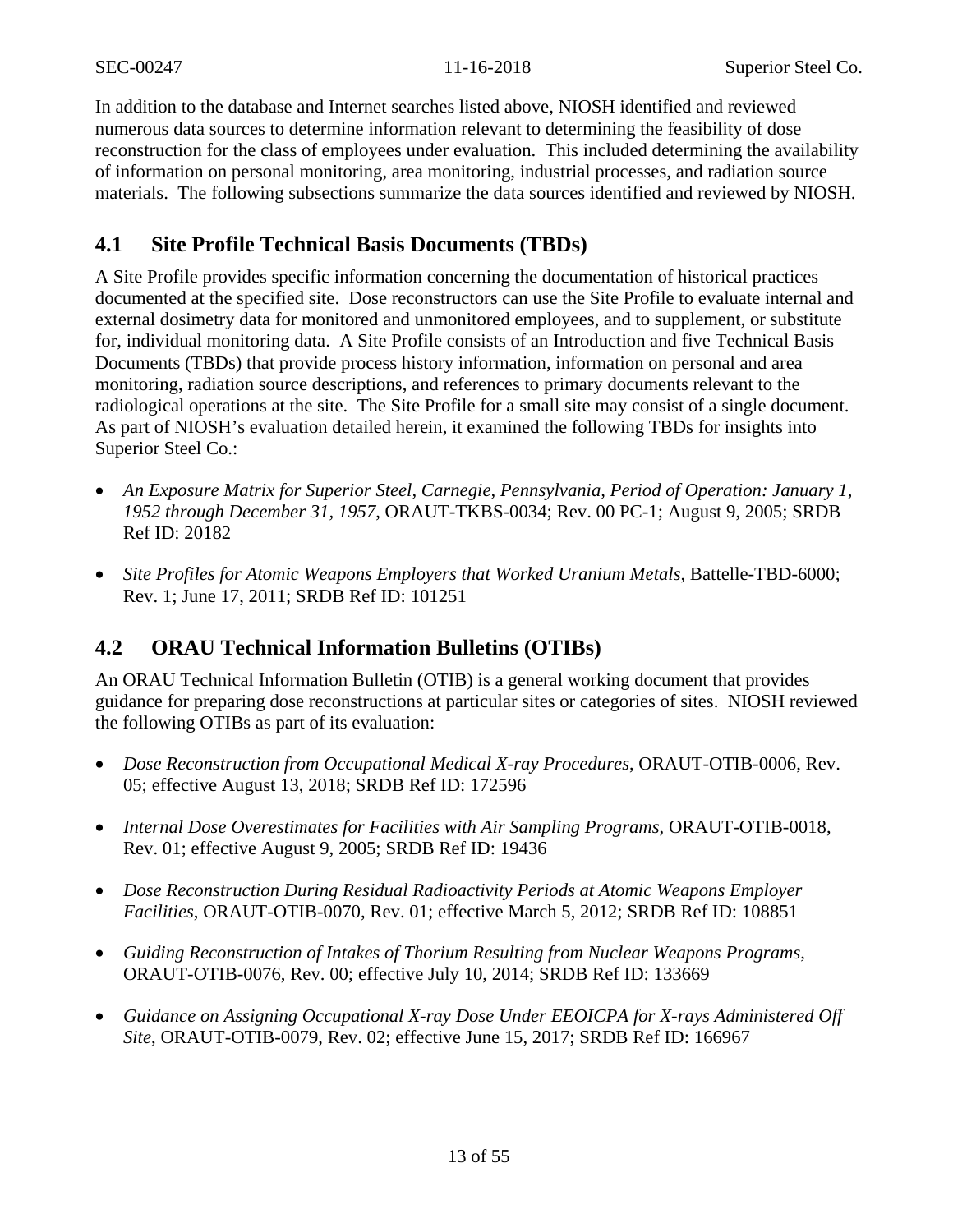In addition to the database and Internet searches listed above, NIOSH identified and reviewed numerous data sources to determine information relevant to determining the feasibility of dose reconstruction for the class of employees under evaluation. This included determining the availability of information on personal monitoring, area monitoring, industrial processes, and radiation source materials. The following subsections summarize the data sources identified and reviewed by NIOSH.

## 4.1 Site Profile Technical Basis Documents (TBDs)

A Site Profile provides specific information concerning the documentation of historical practices documented at the specified site. Dose reconstructors can use the Site Profile to evaluate internal and external dosimetry data for monitored and unmonitored employees, and to supplement, or substitute for, individual monitoring data. A Site Profile consists of an Introduction and five Technical Basis Documents (TBDs) that provide process history information, information on personal and area monitoring, radiation source descriptions, and references to primary documents relevant to the radiological operations at the site. The Site Profile for a small site may consist of a single document. As part of NIOSH's evaluation detailed herein, it examined the following TBDs for insights into Superior Steel Co.:

- *An Exposure Matrix for Superior Steel, Carnegie, Pennsylvania, Period of Operation: January 1, 1952 through December 31, 1957*, ORAUT-TKBS-0034; Rev. 00 PC-1; August 9, 2005; SRDB Ref ID: 20182
- *Site Profiles for Atomic Weapons Employers that Worked Uranium Metals*, Battelle-TBD-6000; Rev. 1; June 17, 2011; SRDB Ref ID: 101251

## 4.2 ORAU Technical Information Bulletins (OTIBs)

An ORAU Technical Information Bulletin (OTIB) is a general working document that provides guidance for preparing dose reconstructions at particular sites or categories of sites. NIOSH reviewed the following OTIBs as part of its evaluation:

- *Dose Reconstruction from Occupational Medical X-ray Procedures*, ORAUT-OTIB-0006, Rev. 05; effective August 13, 2018; SRDB Ref ID: 172596
- *Internal Dose Overestimates for Facilities with Air Sampling Programs*, ORAUT-OTIB-0018, Rev. 01; effective August 9, 2005; SRDB Ref ID: 19436
- *Dose Reconstruction During Residual Radioactivity Periods at Atomic Weapons Employer Facilities*, ORAUT-OTIB-0070, Rev. 01; effective March 5, 2012; SRDB Ref ID: 108851
- *Guiding Reconstruction of Intakes of Thorium Resulting from Nuclear Weapons Programs*, ORAUT-OTIB-0076, Rev. 00; effective July 10, 2014; SRDB Ref ID: 133669
- *Guidance on Assigning Occupational X-ray Dose Under EEOICPA for X-rays Administered Off Site*, ORAUT-OTIB-0079, Rev. 02; effective June 15, 2017; SRDB Ref ID: 166967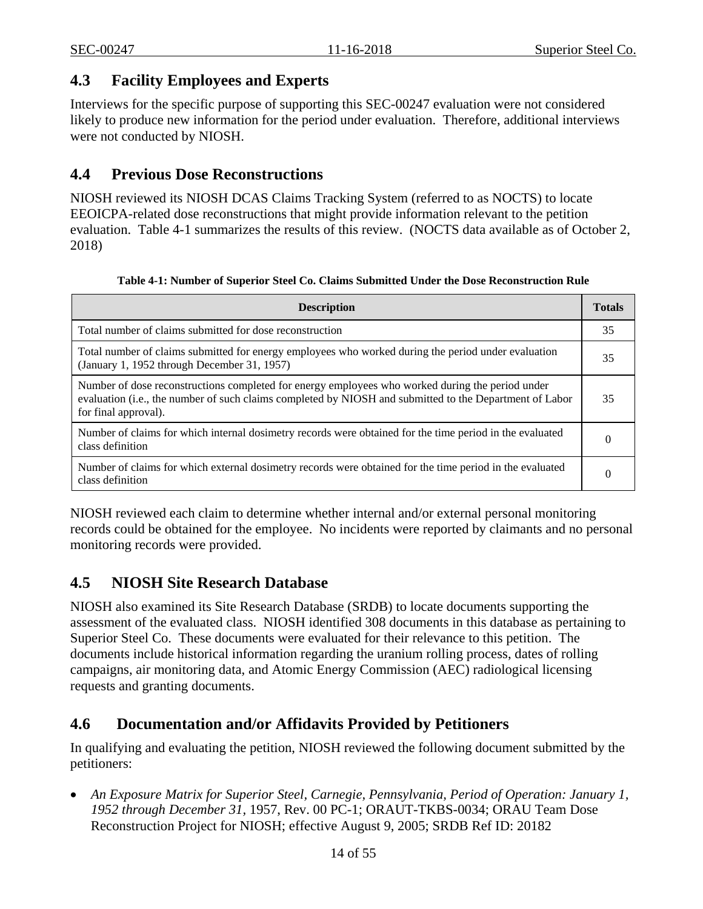## 4.3 Facility Employees and Experts

Interviews for the specific purpose of supporting this SEC-00247 evaluation were not considered likely to produce new information for the period under evaluation. Therefore, additional interviews were not conducted by NIOSH.

## 4.4 Previous Dose Reconstructions

NIOSH reviewed its NIOSH DCAS Claims Tracking System (referred to as NOCTS) to locate EEOICPA-related dose reconstructions that might provide information relevant to the petition evaluation. Table 4-1 summarizes the results of this review. (NOCTS data available as of October 2, 2018)

**Table 4-1: Number of Superior Steel Co. Claims Submitted Under the Dose Reconstruction Rule**

| Description | Totals |
|---|---|
| Total number of claims submitted for dose reconstruction | 35 |
| Total number of claims submitted for energy employees who worked during the period under evaluation (January 1, 1952 through December 31, 1957) | 35 |
| Number of dose reconstructions completed for energy employees who worked during the period under evaluation (i.e., the number of such claims completed by NIOSH and submitted to the Department of Labor for final approval). | 35 |
| Number of claims for which internal dosimetry records were obtained for the time period in the evaluated class definition | 0 |
| Number of claims for which external dosimetry records were obtained for the time period in the evaluated class definition | 0 |

NIOSH reviewed each claim to determine whether internal and/or external personal monitoring records could be obtained for the employee. No incidents were reported by claimants and no personal monitoring records were provided.

## 4.5 NIOSH Site Research Database

NIOSH also examined its Site Research Database (SRDB) to locate documents supporting the assessment of the evaluated class. NIOSH identified 308 documents in this database as pertaining to Superior Steel Co. These documents were evaluated for their relevance to this petition. The documents include historical information regarding the uranium rolling process, dates of rolling campaigns, air monitoring data, and Atomic Energy Commission (AEC) radiological licensing requests and granting documents.

## 4.6 Documentation and/or Affidavits Provided by Petitioners

In qualifying and evaluating the petition, NIOSH reviewed the following document submitted by the petitioners:

- *An Exposure Matrix for Superior Steel, Carnegie, Pennsylvania, Period of Operation: January 1, 1952 through December 31,* 1957, Rev. 00 PC-1; ORAUT-TKBS-0034; ORAU Team Dose Reconstruction Project for NIOSH; effective August 9, 2005; SRDB Ref ID: 20182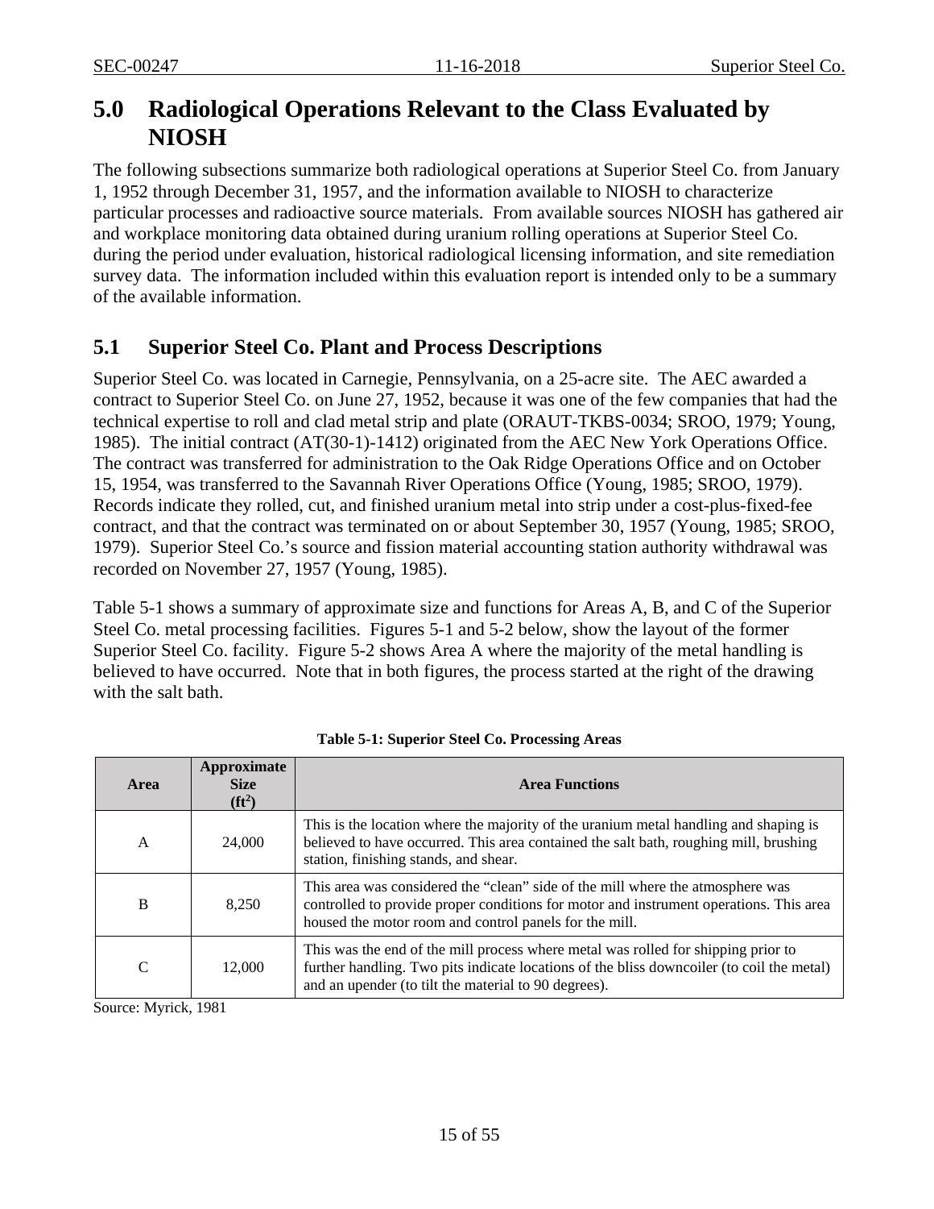# 5.0 Radiological Operations Relevant to the Class Evaluated by NIOSH

The following subsections summarize both radiological operations at Superior Steel Co. from January 1, 1952 through December 31, 1957, and the information available to NIOSH to characterize particular processes and radioactive source materials. From available sources NIOSH has gathered air and workplace monitoring data obtained during uranium rolling operations at Superior Steel Co. during the period under evaluation, historical radiological licensing information, and site remediation survey data. The information included within this evaluation report is intended only to be a summary of the available information.

## 5.1 Superior Steel Co. Plant and Process Descriptions

Superior Steel Co. was located in Carnegie, Pennsylvania, on a 25-acre site. The AEC awarded a contract to Superior Steel Co. on June 27, 1952, because it was one of the few companies that had the technical expertise to roll and clad metal strip and plate (ORAUT-TKBS-0034; SROO, 1979; Young, 1985). The initial contract (AT(30-1)-1412) originated from the AEC New York Operations Office. The contract was transferred for administration to the Oak Ridge Operations Office and on October 15, 1954, was transferred to the Savannah River Operations Office (Young, 1985; SROO, 1979). Records indicate they rolled, cut, and finished uranium metal into strip under a cost-plus-fixed-fee contract, and that the contract was terminated on or about September 30, 1957 (Young, 1985; SROO, 1979). Superior Steel Co.'s source and fission material accounting station authority withdrawal was recorded on November 27, 1957 (Young, 1985).

Table 5-1 shows a summary of approximate size and functions for Areas A, B, and C of the Superior Steel Co. metal processing facilities. Figures 5-1 and 5-2 below, show the layout of the former Superior Steel Co. facility. Figure 5-2 shows Area A where the majority of the metal handling is believed to have occurred. Note that in both figures, the process started at the right of the drawing with the salt bath.

**Table 5-1: Superior Steel Co. Processing Areas**

| Area | Approximate Size ($ft^2$) | Area Functions |
|---|---|---|
| A | 24,000 | This is the location where the majority of the uranium metal handling and shaping is believed to have occurred. This area contained the salt bath, roughing mill, brushing station, finishing stands, and shear. |
| B | 8,250 | This area was considered the "clean" side of the mill where the atmosphere was controlled to provide proper conditions for motor and instrument operations. This area housed the motor room and control panels for the mill. |
| C | 12,000 | This was the end of the mill process where metal was rolled for shipping prior to further handling. Two pits indicate locations of the bliss downcoiler (to coil the metal) and an upender (to tilt the material to 90 degrees). |

Source: Myrick, 1981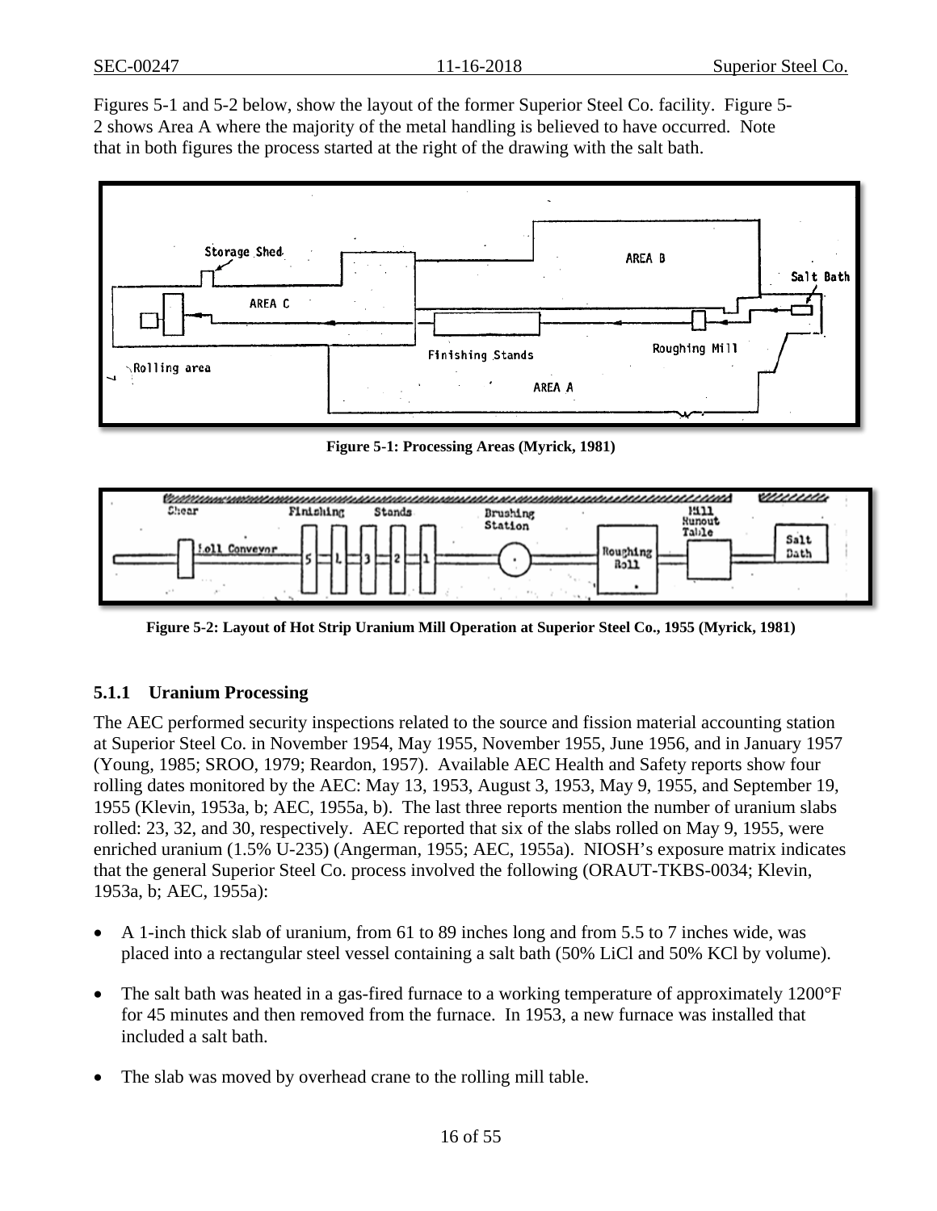Figures 5-1 and 5-2 below, show the layout of the former Superior Steel Co. facility. Figure 5-2 shows Area A where the majority of the metal handling is believed to have occurred. Note that in both figures the process started at the right of the drawing with the salt bath.

**Figure 5-1: Processing Areas (Myrick, 1981)**

**Figure 5-2: Layout of Hot Strip Uranium Mill Operation at Superior Steel Co., 1955 (Myrick, 1981)**

### 5.1.1 Uranium Processing

The AEC performed security inspections related to the source and fission material accounting station at Superior Steel Co. in November 1954, May 1955, November 1955, June 1956, and in January 1957 (Young, 1985; SROO, 1979; Reardon, 1957). Available AEC Health and Safety reports show four rolling dates monitored by the AEC: May 13, 1953, August 3, 1953, May 9, 1955, and September 19, 1955 (Klevin, 1953a, b; AEC, 1955a, b). The last three reports mention the number of uranium slabs rolled: 23, 32, and 30, respectively. AEC reported that six of the slabs rolled on May 9, 1955, were enriched uranium (1.5% U-235) (Angerman, 1955; AEC, 1955a). NIOSH's exposure matrix indicates that the general Superior Steel Co. process involved the following (ORAUT-TKBS-0034; Klevin, 1953a, b; AEC, 1955a):

- A 1-inch thick slab of uranium, from 61 to 89 inches long and from 5.5 to 7 inches wide, was placed into a rectangular steel vessel containing a salt bath (50% LiCl and 50% KCl by volume).
- The salt bath was heated in a gas-fired furnace to a working temperature of approximately 1200°F for 45 minutes and then removed from the furnace. In 1953, a new furnace was installed that included a salt bath.
- The slab was moved by overhead crane to the rolling mill table.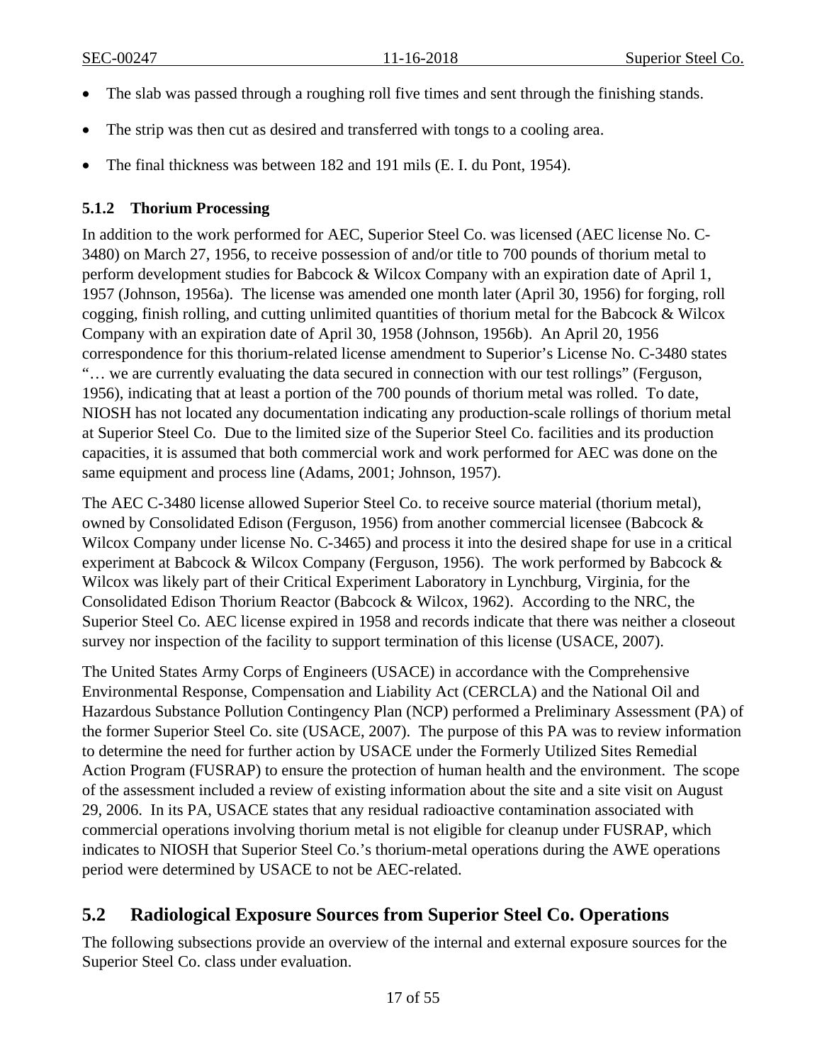- The slab was passed through a roughing roll five times and sent through the finishing stands.
- The strip was then cut as desired and transferred with tongs to a cooling area.
- The final thickness was between 182 and 191 mils (E. I. du Pont, 1954).

### 5.1.2 Thorium Processing

In addition to the work performed for AEC, Superior Steel Co. was licensed (AEC license No. C-3480) on March 27, 1956, to receive possession of and/or title to 700 pounds of thorium metal to perform development studies for Babcock & Wilcox Company with an expiration date of April 1, 1957 (Johnson, 1956a). The license was amended one month later (April 30, 1956) for forging, roll cogging, finish rolling, and cutting unlimited quantities of thorium metal for the Babcock & Wilcox Company with an expiration date of April 30, 1958 (Johnson, 1956b). An April 20, 1956 correspondence for this thorium-related license amendment to Superior's License No. C-3480 states "… we are currently evaluating the data secured in connection with our test rollings" (Ferguson, 1956), indicating that at least a portion of the 700 pounds of thorium metal was rolled. To date, NIOSH has not located any documentation indicating any production-scale rollings of thorium metal at Superior Steel Co. Due to the limited size of the Superior Steel Co. facilities and its production capacities, it is assumed that both commercial work and work performed for AEC was done on the same equipment and process line (Adams, 2001; Johnson, 1957).

The AEC C-3480 license allowed Superior Steel Co. to receive source material (thorium metal), owned by Consolidated Edison (Ferguson, 1956) from another commercial licensee (Babcock & Wilcox Company under license No. C-3465) and process it into the desired shape for use in a critical experiment at Babcock & Wilcox Company (Ferguson, 1956). The work performed by Babcock & Wilcox was likely part of their Critical Experiment Laboratory in Lynchburg, Virginia, for the Consolidated Edison Thorium Reactor (Babcock & Wilcox, 1962). According to the NRC, the Superior Steel Co. AEC license expired in 1958 and records indicate that there was neither a closeout survey nor inspection of the facility to support termination of this license (USACE, 2007).

The United States Army Corps of Engineers (USACE) in accordance with the Comprehensive Environmental Response, Compensation and Liability Act (CERCLA) and the National Oil and Hazardous Substance Pollution Contingency Plan (NCP) performed a Preliminary Assessment (PA) of the former Superior Steel Co. site (USACE, 2007). The purpose of this PA was to review information to determine the need for further action by USACE under the Formerly Utilized Sites Remedial Action Program (FUSRAP) to ensure the protection of human health and the environment. The scope of the assessment included a review of existing information about the site and a site visit on August 29, 2006. In its PA, USACE states that any residual radioactive contamination associated with commercial operations involving thorium metal is not eligible for cleanup under FUSRAP, which indicates to NIOSH that Superior Steel Co.'s thorium-metal operations during the AWE operations period were determined by USACE to not be AEC-related.

## 5.2 Radiological Exposure Sources from Superior Steel Co. Operations

The following subsections provide an overview of the internal and external exposure sources for the Superior Steel Co. class under evaluation.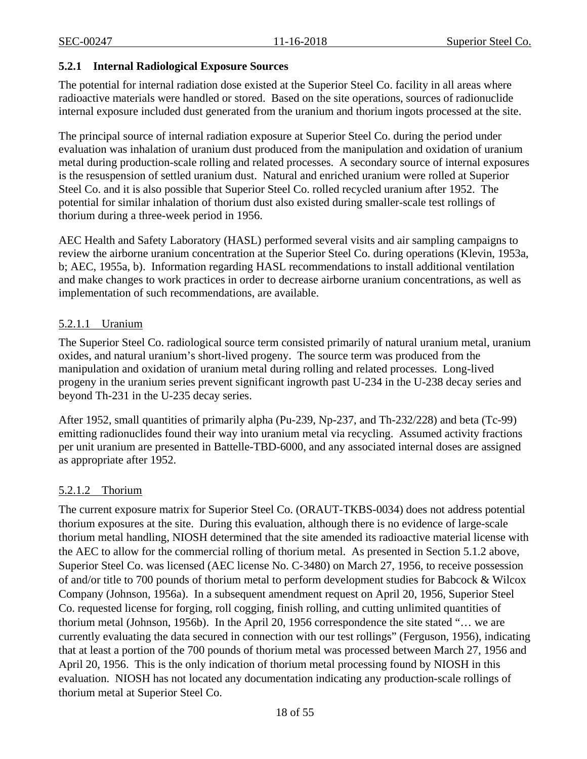### 5.2.1 Internal Radiological Exposure Sources

The potential for internal radiation dose existed at the Superior Steel Co. facility in all areas where radioactive materials were handled or stored. Based on the site operations, sources of radionuclide internal exposure included dust generated from the uranium and thorium ingots processed at the site.

The principal source of internal radiation exposure at Superior Steel Co. during the period under evaluation was inhalation of uranium dust produced from the manipulation and oxidation of uranium metal during production-scale rolling and related processes. A secondary source of internal exposures is the resuspension of settled uranium dust. Natural and enriched uranium were rolled at Superior Steel Co. and it is also possible that Superior Steel Co. rolled recycled uranium after 1952. The potential for similar inhalation of thorium dust also existed during smaller-scale test rollings of thorium during a three-week period in 1956.

AEC Health and Safety Laboratory (HASL) performed several visits and air sampling campaigns to review the airborne uranium concentration at the Superior Steel Co. during operations (Klevin, 1953a, b; AEC, 1955a, b). Information regarding HASL recommendations to install additional ventilation and make changes to work practices in order to decrease airborne uranium concentrations, as well as implementation of such recommendations, are available.

#### 5.2.1.1 Uranium

The Superior Steel Co. radiological source term consisted primarily of natural uranium metal, uranium oxides, and natural uranium's short-lived progeny. The source term was produced from the manipulation and oxidation of uranium metal during rolling and related processes. Long-lived progeny in the uranium series prevent significant ingrowth past U-234 in the U-238 decay series and beyond Th-231 in the U-235 decay series.

After 1952, small quantities of primarily alpha (Pu-239, Np-237, and Th-232/228) and beta (Tc-99) emitting radionuclides found their way into uranium metal via recycling. Assumed activity fractions per unit uranium are presented in Battelle-TBD-6000, and any associated internal doses are assigned as appropriate after 1952.

#### 5.2.1.2 Thorium

The current exposure matrix for Superior Steel Co. (ORAUT-TKBS-0034) does not address potential thorium exposures at the site. During this evaluation, although there is no evidence of large-scale thorium metal handling, NIOSH determined that the site amended its radioactive material license with the AEC to allow for the commercial rolling of thorium metal. As presented in Section 5.1.2 above, Superior Steel Co. was licensed (AEC license No. C-3480) on March 27, 1956, to receive possession of and/or title to 700 pounds of thorium metal to perform development studies for Babcock & Wilcox Company (Johnson, 1956a). In a subsequent amendment request on April 20, 1956, Superior Steel Co. requested license for forging, roll cogging, finish rolling, and cutting unlimited quantities of thorium metal (Johnson, 1956b). In the April 20, 1956 correspondence the site stated "… we are currently evaluating the data secured in connection with our test rollings" (Ferguson, 1956), indicating that at least a portion of the 700 pounds of thorium metal was processed between March 27, 1956 and April 20, 1956. This is the only indication of thorium metal processing found by NIOSH in this evaluation. NIOSH has not located any documentation indicating any production-scale rollings of thorium metal at Superior Steel Co.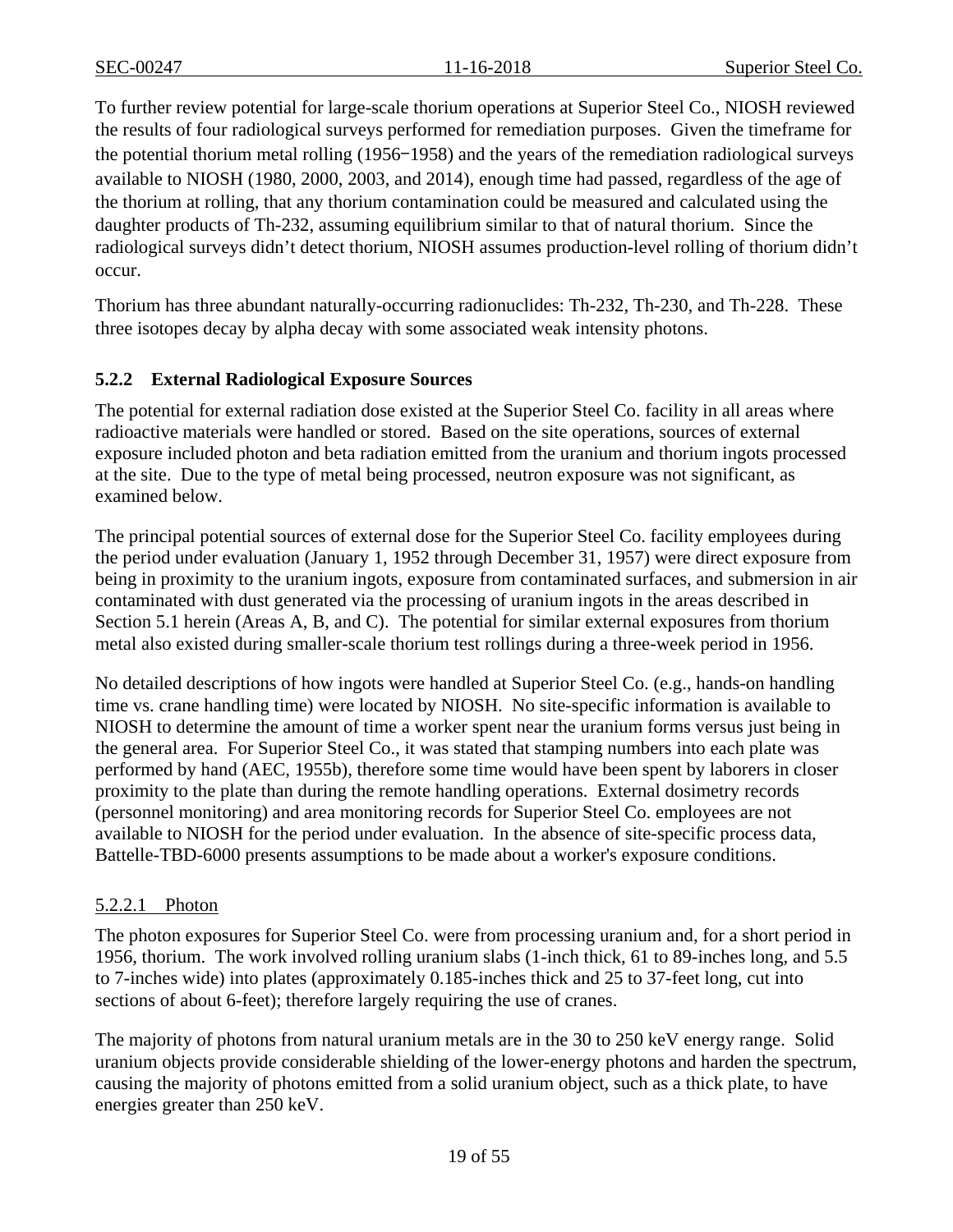To further review potential for large-scale thorium operations at Superior Steel Co., NIOSH reviewed the results of four radiological surveys performed for remediation purposes. Given the timeframe for the potential thorium metal rolling (1956−1958) and the years of the remediation radiological surveys available to NIOSH (1980, 2000, 2003, and 2014), enough time had passed, regardless of the age of the thorium at rolling, that any thorium contamination could be measured and calculated using the daughter products of Th-232, assuming equilibrium similar to that of natural thorium. Since the radiological surveys didn't detect thorium, NIOSH assumes production-level rolling of thorium didn't occur.

Thorium has three abundant naturally-occurring radionuclides: Th-232, Th-230, and Th-228. These three isotopes decay by alpha decay with some associated weak intensity photons.

### 5.2.2 External Radiological Exposure Sources

The potential for external radiation dose existed at the Superior Steel Co. facility in all areas where radioactive materials were handled or stored. Based on the site operations, sources of external exposure included photon and beta radiation emitted from the uranium and thorium ingots processed at the site. Due to the type of metal being processed, neutron exposure was not significant, as examined below.

The principal potential sources of external dose for the Superior Steel Co. facility employees during the period under evaluation (January 1, 1952 through December 31, 1957) were direct exposure from being in proximity to the uranium ingots, exposure from contaminated surfaces, and submersion in air contaminated with dust generated via the processing of uranium ingots in the areas described in Section 5.1 herein (Areas A, B, and C). The potential for similar external exposures from thorium metal also existed during smaller-scale thorium test rollings during a three-week period in 1956.

No detailed descriptions of how ingots were handled at Superior Steel Co. (e.g., hands-on handling time vs. crane handling time) were located by NIOSH. No site-specific information is available to NIOSH to determine the amount of time a worker spent near the uranium forms versus just being in the general area. For Superior Steel Co., it was stated that stamping numbers into each plate was performed by hand (AEC, 1955b), therefore some time would have been spent by laborers in closer proximity to the plate than during the remote handling operations. External dosimetry records (personnel monitoring) and area monitoring records for Superior Steel Co. employees are not available to NIOSH for the period under evaluation. In the absence of site-specific process data, Battelle-TBD-6000 presents assumptions to be made about a worker's exposure conditions.

#### 5.2.2.1 Photon

The photon exposures for Superior Steel Co. were from processing uranium and, for a short period in 1956, thorium. The work involved rolling uranium slabs (1-inch thick, 61 to 89-inches long, and 5.5 to 7-inches wide) into plates (approximately 0.185-inches thick and 25 to 37-feet long, cut into sections of about 6-feet); therefore largely requiring the use of cranes.

The majority of photons from natural uranium metals are in the 30 to 250 keV energy range. Solid uranium objects provide considerable shielding of the lower-energy photons and harden the spectrum, causing the majority of photons emitted from a solid uranium object, such as a thick plate, to have energies greater than 250 keV.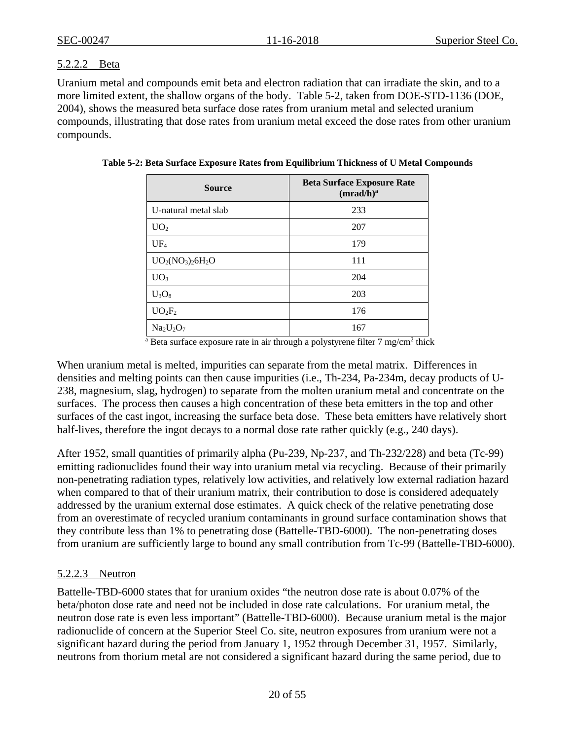#### 5.2.2.2 Beta

Uranium metal and compounds emit beta and electron radiation that can irradiate the skin, and to a more limited extent, the shallow organs of the body. Table 5-2, taken from DOE-STD-1136 (DOE, 2004), shows the measured beta surface dose rates from uranium metal and selected uranium compounds, illustrating that dose rates from uranium metal exceed the dose rates from other uranium compounds.

**Table 5-2: Beta Surface Exposure Rates from Equilibrium Thickness of U Metal Compounds**

| Source | Beta Surface Exposure Rate (mrad/h)[a] |
|---|---|
| U-natural metal slab | 233 |
| $UO_2$ | 207 |
| $UF_4$ | 179 |
| $UO_2(NO_3)_2 6H_2O$ | 111 |
| $UO_3$ | 204 |
| $U_3O_8$ | 203 |
| $UO_2F_2$ | 176 |
| $Na_2U_2O_7$ | 167 |

[a] Beta surface exposure rate in air through a polystyrene filter 7 mg/cm$^2$ thick

When uranium metal is melted, impurities can separate from the metal matrix. Differences in densities and melting points can then cause impurities (i.e., Th-234, Pa-234m, decay products of U-238, magnesium, slag, hydrogen) to separate from the molten uranium metal and concentrate on the surfaces. The process then causes a high concentration of these beta emitters in the top and other surfaces of the cast ingot, increasing the surface beta dose. These beta emitters have relatively short half-lives, therefore the ingot decays to a normal dose rate rather quickly (e.g., 240 days).

After 1952, small quantities of primarily alpha (Pu-239, Np-237, and Th-232/228) and beta (Tc-99) emitting radionuclides found their way into uranium metal via recycling. Because of their primarily non-penetrating radiation types, relatively low activities, and relatively low external radiation hazard when compared to that of their uranium matrix, their contribution to dose is considered adequately addressed by the uranium external dose estimates. A quick check of the relative penetrating dose from an overestimate of recycled uranium contaminants in ground surface contamination shows that they contribute less than 1% to penetrating dose (Battelle-TBD-6000). The non-penetrating doses from uranium are sufficiently large to bound any small contribution from Tc-99 (Battelle-TBD-6000).

#### 5.2.2.3 Neutron

Battelle-TBD-6000 states that for uranium oxides "the neutron dose rate is about 0.07% of the beta/photon dose rate and need not be included in dose rate calculations. For uranium metal, the neutron dose rate is even less important" (Battelle-TBD-6000). Because uranium metal is the major radionuclide of concern at the Superior Steel Co. site, neutron exposures from uranium were not a significant hazard during the period from January 1, 1952 through December 31, 1957. Similarly, neutrons from thorium metal are not considered a significant hazard during the same period, due to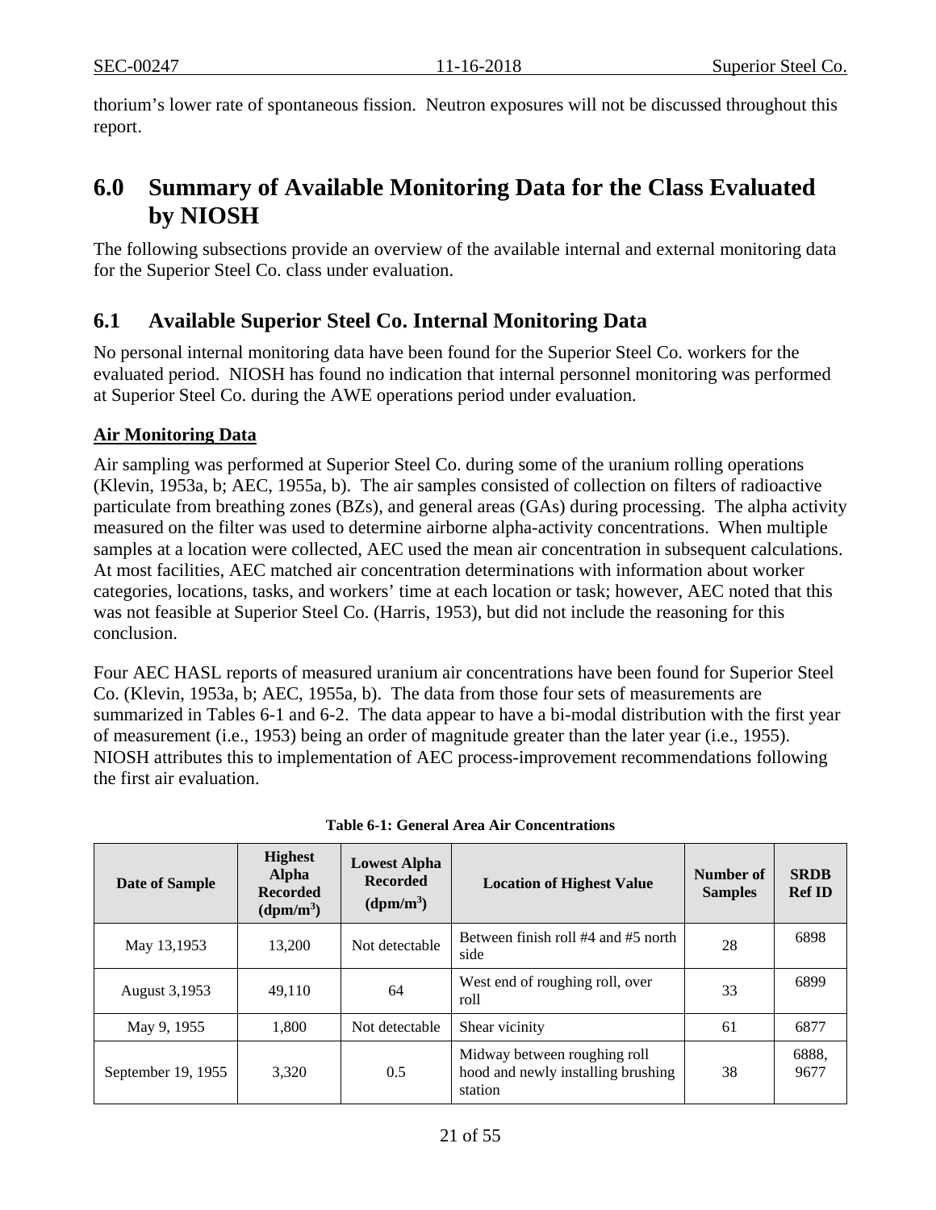thorium's lower rate of spontaneous fission. Neutron exposures will not be discussed throughout this report.

# 6.0 Summary of Available Monitoring Data for the Class Evaluated by NIOSH

The following subsections provide an overview of the available internal and external monitoring data for the Superior Steel Co. class under evaluation.

## 6.1 Available Superior Steel Co. Internal Monitoring Data

No personal internal monitoring data have been found for the Superior Steel Co. workers for the evaluated period. NIOSH has found no indication that internal personnel monitoring was performed at Superior Steel Co. during the AWE operations period under evaluation.

**Air Monitoring Data**

Air sampling was performed at Superior Steel Co. during some of the uranium rolling operations (Klevin, 1953a, b; AEC, 1955a, b). The air samples consisted of collection on filters of radioactive particulate from breathing zones (BZs), and general areas (GAs) during processing. The alpha activity measured on the filter was used to determine airborne alpha-activity concentrations. When multiple samples at a location were collected, AEC used the mean air concentration in subsequent calculations. At most facilities, AEC matched air concentration determinations with information about worker categories, locations, tasks, and workers' time at each location or task; however, AEC noted that this was not feasible at Superior Steel Co. (Harris, 1953), but did not include the reasoning for this conclusion.

Four AEC HASL reports of measured uranium air concentrations have been found for Superior Steel Co. (Klevin, 1953a, b; AEC, 1955a, b). The data from those four sets of measurements are summarized in Tables 6-1 and 6-2. The data appear to have a bi-modal distribution with the first year of measurement (i.e., 1953) being an order of magnitude greater than the later year (i.e., 1955). NIOSH attributes this to implementation of AEC process-improvement recommendations following the first air evaluation.

**Table 6-1: General Area Air Concentrations**

| Date of Sample | Highest Alpha Recorded (dpm/m$^3$) | Lowest Alpha Recorded (dpm/m$^3$) | Location of Highest Value | Number of Samples | SRDB Ref ID |
|---|---|---|---|---|---|
| May 13,1953 | 13,200 | Not detectable | Between finish roll #4 and #5 north side | 28 | 6898 |
| August 3,1953 | 49,110 | 64 | West end of roughing roll, over roll | 33 | 6899 |
| May 9, 1955 | 1,800 | Not detectable | Shear vicinity | 61 | 6877 |
| September 19, 1955 | 3,320 | 0.5 | Midway between roughing roll hood and newly installing brushing station | 38 | 6888, 9677 |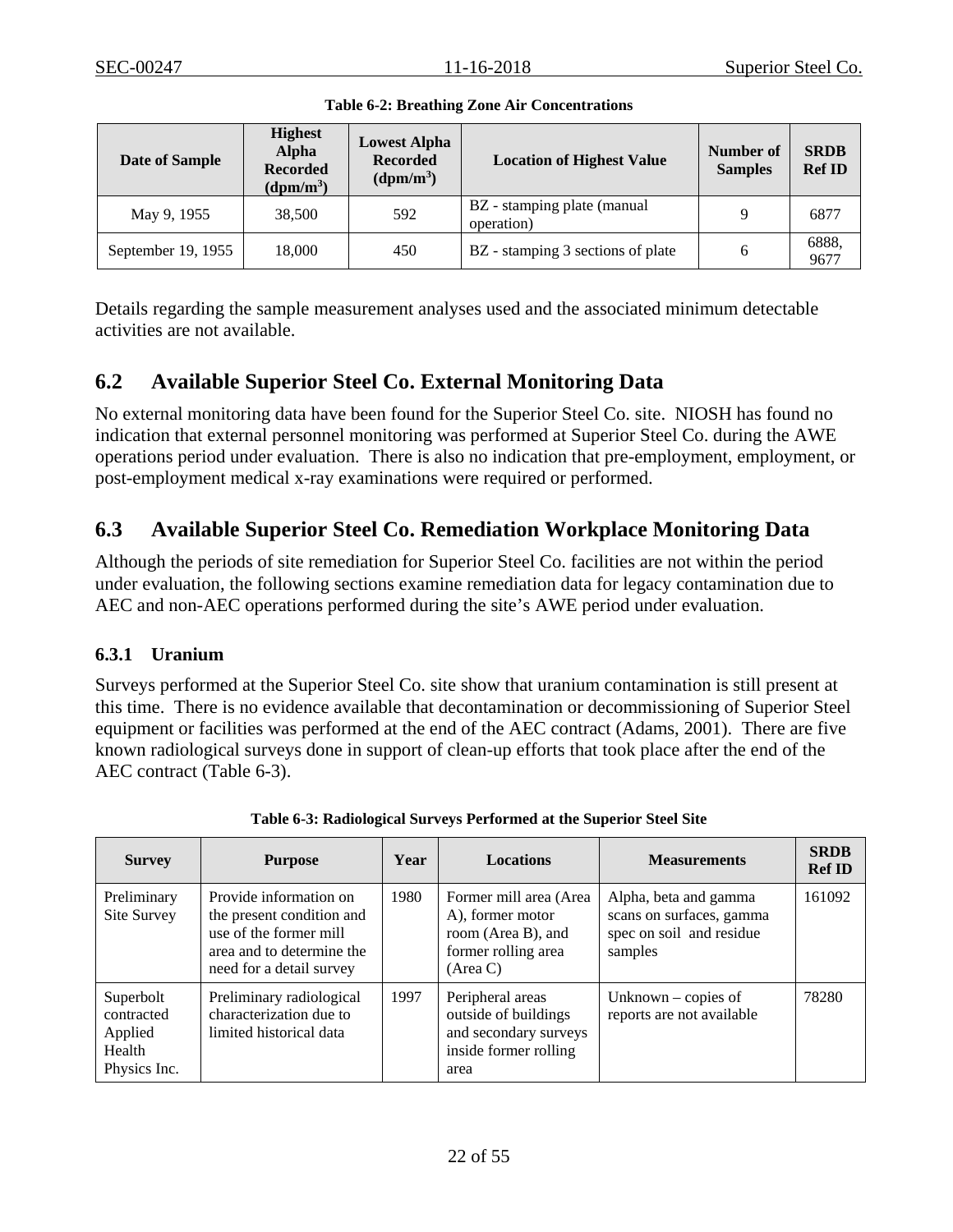**Table 6-2: Breathing Zone Air Concentrations**

| Date of Sample | Highest Alpha Recorded (dpm/m$^3$) | Lowest Alpha Recorded (dpm/m$^3$) | Location of Highest Value | Number of Samples | SRDB Ref ID |
|---|---|---|---|---|---|
| May 9, 1955 | 38,500 | 592 | BZ - stamping plate (manual operation) | 9 | 6877 |
| September 19, 1955 | 18,000 | 450 | BZ - stamping 3 sections of plate | 6 | 6888, 9677 |

Details regarding the sample measurement analyses used and the associated minimum detectable activities are not available.

## 6.2 Available Superior Steel Co. External Monitoring Data

No external monitoring data have been found for the Superior Steel Co. site. NIOSH has found no indication that external personnel monitoring was performed at Superior Steel Co. during the AWE operations period under evaluation. There is also no indication that pre-employment, employment, or post-employment medical x-ray examinations were required or performed.

## 6.3 Available Superior Steel Co. Remediation Workplace Monitoring Data

Although the periods of site remediation for Superior Steel Co. facilities are not within the period under evaluation, the following sections examine remediation data for legacy contamination due to AEC and non-AEC operations performed during the site's AWE period under evaluation.

### 6.3.1 Uranium

Surveys performed at the Superior Steel Co. site show that uranium contamination is still present at this time. There is no evidence available that decontamination or decommissioning of Superior Steel equipment or facilities was performed at the end of the AEC contract (Adams, 2001). There are five known radiological surveys done in support of clean-up efforts that took place after the end of the AEC contract (Table 6-3).

**Table 6-3: Radiological Surveys Performed at the Superior Steel Site**

| Survey | Purpose | Year | Locations | Measurements | SRDB Ref ID |
|---|---|---|---|---|---|
| Preliminary Site Survey | Provide information on the present condition and use of the former mill area and to determine the need for a detail survey | 1980 | Former mill area (Area A), former motor room (Area B), and former rolling area (Area C) | Alpha, beta and gamma scans on surfaces, gamma spec on soil and residue samples | 161092 |
| Superbolt contracted Applied Health Physics Inc. | Preliminary radiological characterization due to limited historical data | 1997 | Peripheral areas outside of buildings and secondary surveys inside former rolling area | Unknown – copies of reports are not available | 78280 |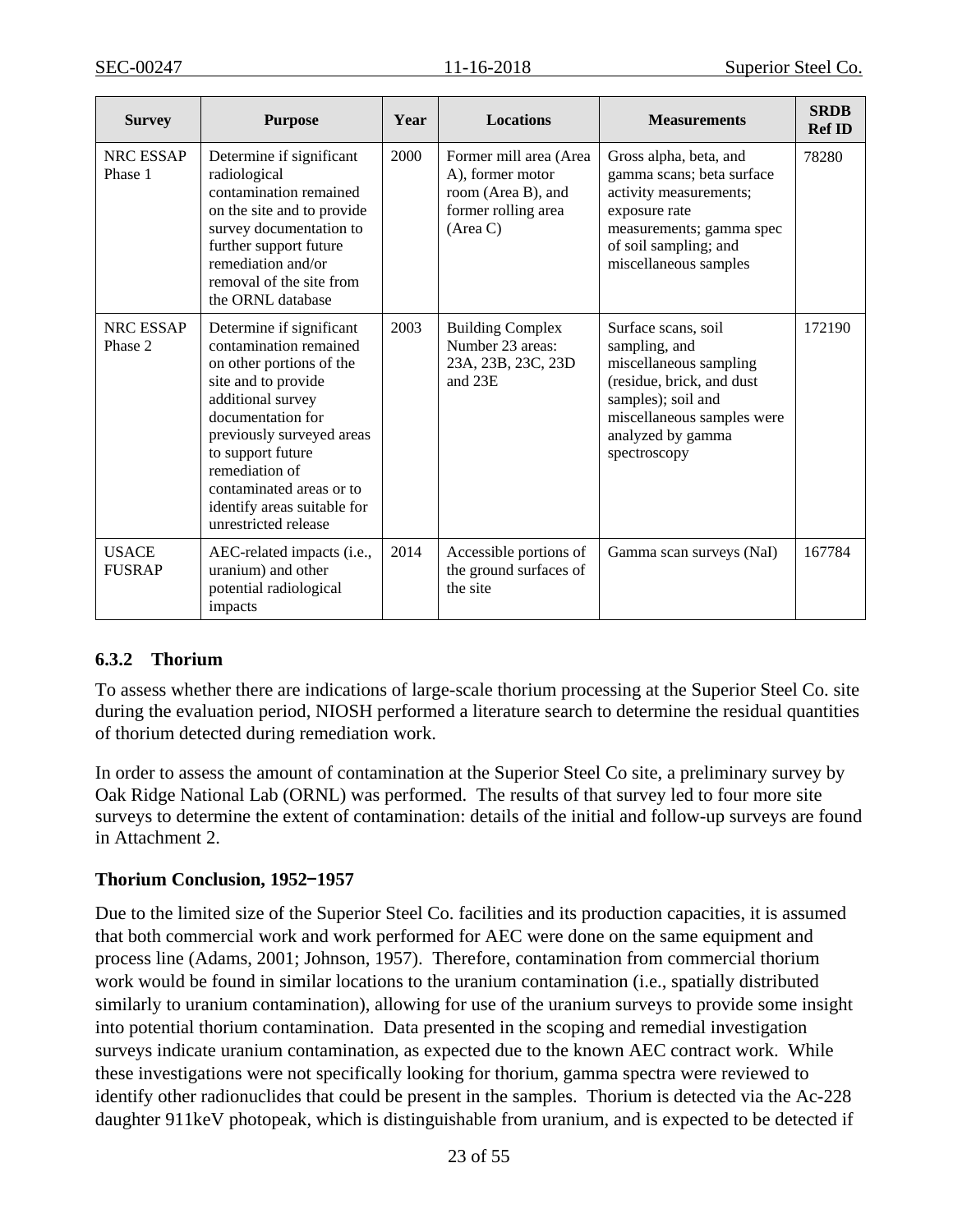| Survey | Purpose | Year | Locations | Measurements | SRDB Ref ID |
|---|---|---|---|---|---|
| NRC ESSAP Phase 1 | Determine if significant radiological contamination remained on the site and to provide survey documentation to further support future remediation and/or removal of the site from the ORNL database | 2000 | Former mill area (Area A), former motor room (Area B), and former rolling area (Area C) | Gross alpha, beta, and gamma scans; beta surface activity measurements; exposure rate measurements; gamma spec of soil sampling; and miscellaneous samples | 78280 |
| NRC ESSAP Phase 2 | Determine if significant contamination remained on other portions of the site and to provide additional survey documentation for previously surveyed areas to support future remediation of contaminated areas or to identify areas suitable for unrestricted release | 2003 | Building Complex Number 23 areas: 23A, 23B, 23C, 23D and 23E | Surface scans, soil sampling, and miscellaneous sampling (residue, brick, and dust samples); soil and miscellaneous samples were analyzed by gamma spectroscopy | 172190 |
| USACE FUSRAP | AEC-related impacts (i.e., uranium) and other potential radiological impacts | 2014 | Accessible portions of the ground surfaces of the site | Gamma scan surveys (NaI) | 167784 |

### 6.3.2 Thorium

To assess whether there are indications of large-scale thorium processing at the Superior Steel Co. site during the evaluation period, NIOSH performed a literature search to determine the residual quantities of thorium detected during remediation work.

In order to assess the amount of contamination at the Superior Steel Co site, a preliminary survey by Oak Ridge National Lab (ORNL) was performed. The results of that survey led to four more site surveys to determine the extent of contamination: details of the initial and follow-up surveys are found in Attachment 2.

**Thorium Conclusion, 1952‒1957**

Due to the limited size of the Superior Steel Co. facilities and its production capacities, it is assumed that both commercial work and work performed for AEC were done on the same equipment and process line (Adams, 2001; Johnson, 1957). Therefore, contamination from commercial thorium work would be found in similar locations to the uranium contamination (i.e., spatially distributed similarly to uranium contamination), allowing for use of the uranium surveys to provide some insight into potential thorium contamination. Data presented in the scoping and remedial investigation surveys indicate uranium contamination, as expected due to the known AEC contract work. While these investigations were not specifically looking for thorium, gamma spectra were reviewed to identify other radionuclides that could be present in the samples. Thorium is detected via the Ac-228 daughter 911keV photopeak, which is distinguishable from uranium, and is expected to be detected if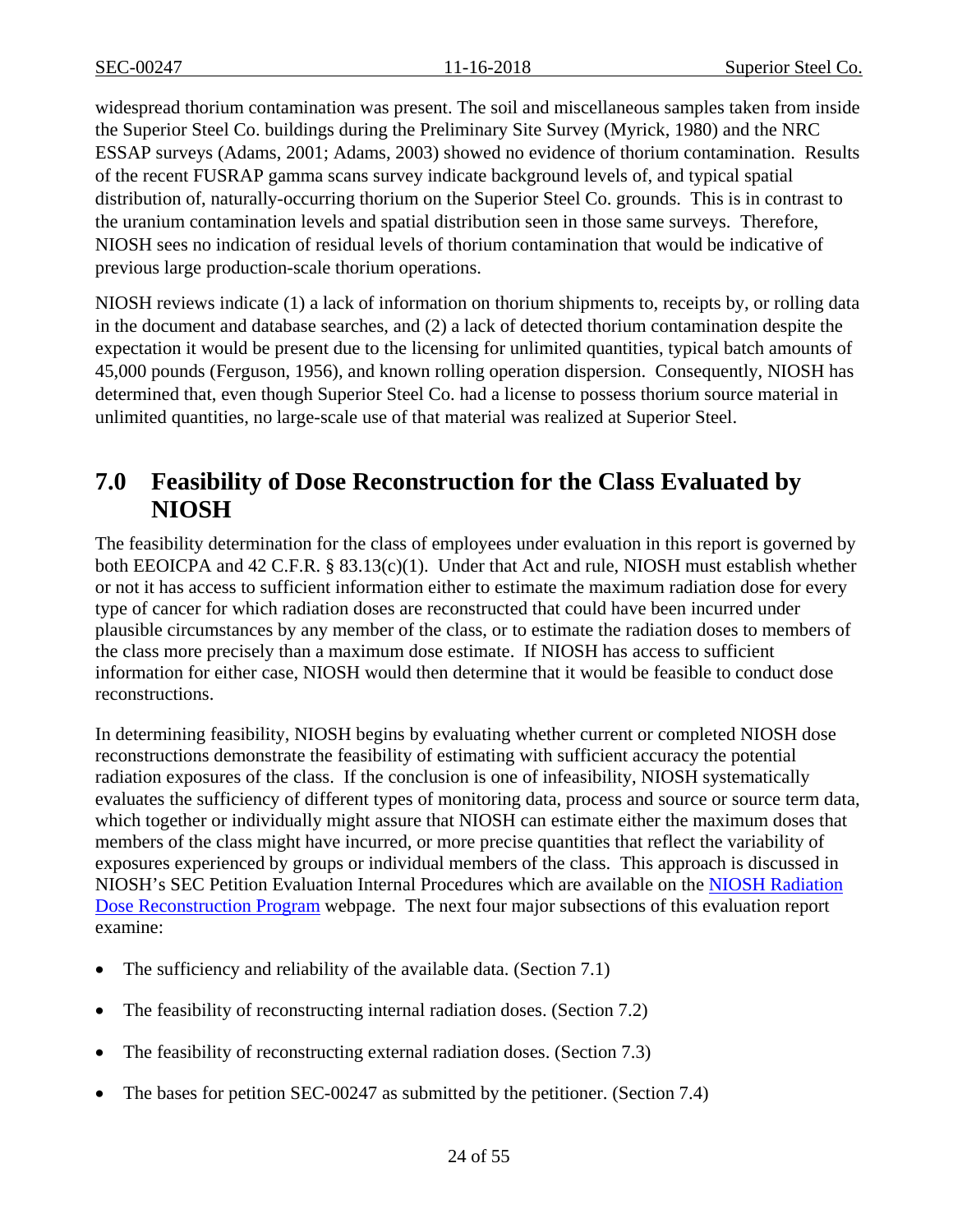widespread thorium contamination was present. The soil and miscellaneous samples taken from inside the Superior Steel Co. buildings during the Preliminary Site Survey (Myrick, 1980) and the NRC ESSAP surveys (Adams, 2001; Adams, 2003) showed no evidence of thorium contamination. Results of the recent FUSRAP gamma scans survey indicate background levels of, and typical spatial distribution of, naturally-occurring thorium on the Superior Steel Co. grounds. This is in contrast to the uranium contamination levels and spatial distribution seen in those same surveys. Therefore, NIOSH sees no indication of residual levels of thorium contamination that would be indicative of previous large production-scale thorium operations.

NIOSH reviews indicate (1) a lack of information on thorium shipments to, receipts by, or rolling data in the document and database searches, and (2) a lack of detected thorium contamination despite the expectation it would be present due to the licensing for unlimited quantities, typical batch amounts of 45,000 pounds (Ferguson, 1956), and known rolling operation dispersion. Consequently, NIOSH has determined that, even though Superior Steel Co. had a license to possess thorium source material in unlimited quantities, no large-scale use of that material was realized at Superior Steel.

# 7.0 Feasibility of Dose Reconstruction for the Class Evaluated by NIOSH

The feasibility determination for the class of employees under evaluation in this report is governed by both EEOICPA and 42 C.F.R. § 83.13(c)(1). Under that Act and rule, NIOSH must establish whether or not it has access to sufficient information either to estimate the maximum radiation dose for every type of cancer for which radiation doses are reconstructed that could have been incurred under plausible circumstances by any member of the class, or to estimate the radiation doses to members of the class more precisely than a maximum dose estimate. If NIOSH has access to sufficient information for either case, NIOSH would then determine that it would be feasible to conduct dose reconstructions.

In determining feasibility, NIOSH begins by evaluating whether current or completed NIOSH dose reconstructions demonstrate the feasibility of estimating with sufficient accuracy the potential radiation exposures of the class. If the conclusion is one of infeasibility, NIOSH systematically evaluates the sufficiency of different types of monitoring data, process and source or source term data, which together or individually might assure that NIOSH can estimate either the maximum doses that members of the class might have incurred, or more precise quantities that reflect the variability of exposures experienced by groups or individual members of the class. This approach is discussed in NIOSH's SEC Petition Evaluation Internal Procedures which are available on the NIOSH Radiation Dose Reconstruction Program webpage. The next four major subsections of this evaluation report examine:

- The sufficiency and reliability of the available data. (Section 7.1)
- The feasibility of reconstructing internal radiation doses. (Section 7.2)
- The feasibility of reconstructing external radiation doses. (Section 7.3)
- The bases for petition SEC-00247 as submitted by the petitioner. (Section 7.4)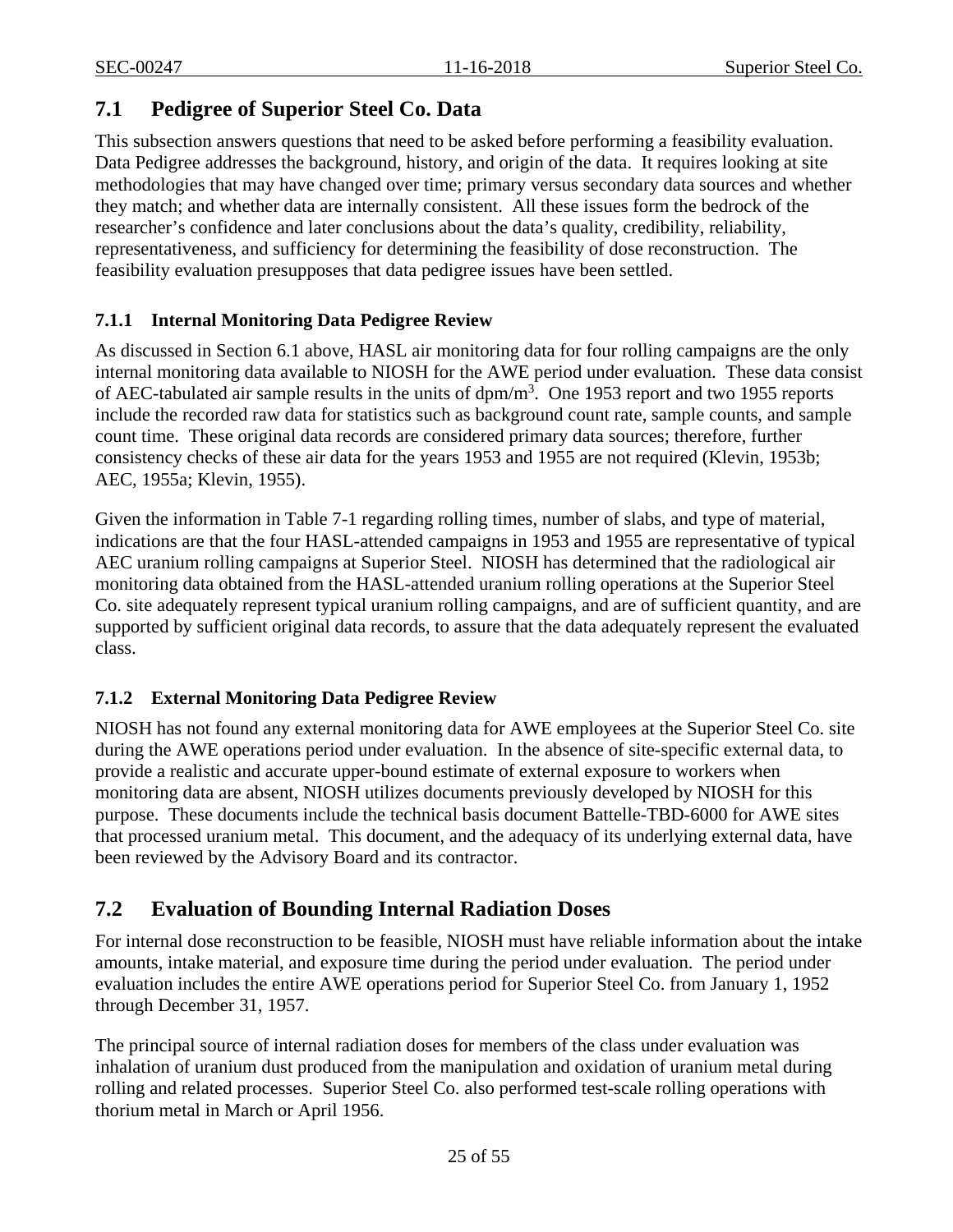## 7.1 Pedigree of Superior Steel Co. Data

This subsection answers questions that need to be asked before performing a feasibility evaluation. Data Pedigree addresses the background, history, and origin of the data. It requires looking at site methodologies that may have changed over time; primary versus secondary data sources and whether they match; and whether data are internally consistent. All these issues form the bedrock of the researcher's confidence and later conclusions about the data's quality, credibility, reliability, representativeness, and sufficiency for determining the feasibility of dose reconstruction. The feasibility evaluation presupposes that data pedigree issues have been settled.

### 7.1.1 Internal Monitoring Data Pedigree Review

As discussed in Section 6.1 above, HASL air monitoring data for four rolling campaigns are the only internal monitoring data available to NIOSH for the AWE period under evaluation. These data consist of AEC-tabulated air sample results in the units of dpm/m$^3$. One 1953 report and two 1955 reports include the recorded raw data for statistics such as background count rate, sample counts, and sample count time. These original data records are considered primary data sources; therefore, further consistency checks of these air data for the years 1953 and 1955 are not required (Klevin, 1953b; AEC, 1955a; Klevin, 1955).

Given the information in Table 7-1 regarding rolling times, number of slabs, and type of material, indications are that the four HASL-attended campaigns in 1953 and 1955 are representative of typical AEC uranium rolling campaigns at Superior Steel. NIOSH has determined that the radiological air monitoring data obtained from the HASL-attended uranium rolling operations at the Superior Steel Co. site adequately represent typical uranium rolling campaigns, and are of sufficient quantity, and are supported by sufficient original data records, to assure that the data adequately represent the evaluated class.

### 7.1.2 External Monitoring Data Pedigree Review

NIOSH has not found any external monitoring data for AWE employees at the Superior Steel Co. site during the AWE operations period under evaluation. In the absence of site-specific external data, to provide a realistic and accurate upper-bound estimate of external exposure to workers when monitoring data are absent, NIOSH utilizes documents previously developed by NIOSH for this purpose. These documents include the technical basis document Battelle-TBD-6000 for AWE sites that processed uranium metal. This document, and the adequacy of its underlying external data, have been reviewed by the Advisory Board and its contractor.

## 7.2 Evaluation of Bounding Internal Radiation Doses

For internal dose reconstruction to be feasible, NIOSH must have reliable information about the intake amounts, intake material, and exposure time during the period under evaluation. The period under evaluation includes the entire AWE operations period for Superior Steel Co. from January 1, 1952 through December 31, 1957.

The principal source of internal radiation doses for members of the class under evaluation was inhalation of uranium dust produced from the manipulation and oxidation of uranium metal during rolling and related processes. Superior Steel Co. also performed test-scale rolling operations with thorium metal in March or April 1956.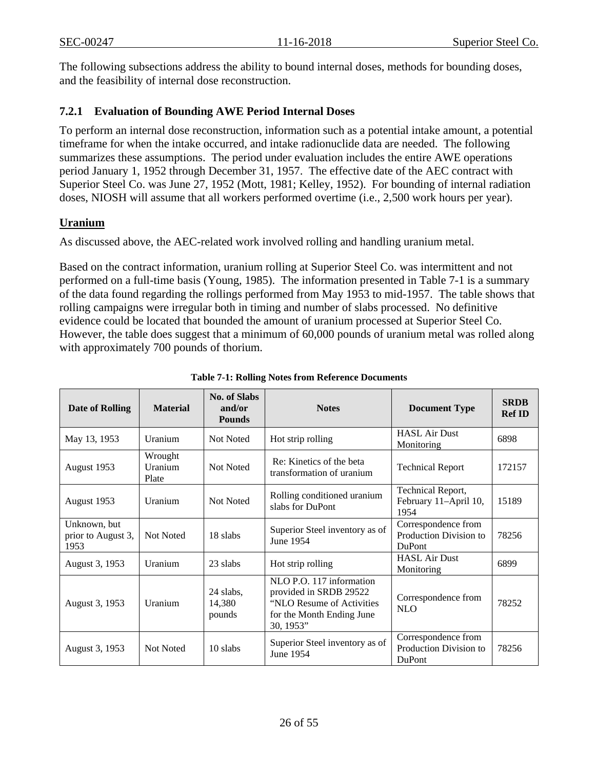The following subsections address the ability to bound internal doses, methods for bounding doses, and the feasibility of internal dose reconstruction.

### 7.2.1 Evaluation of Bounding AWE Period Internal Doses

To perform an internal dose reconstruction, information such as a potential intake amount, a potential timeframe for when the intake occurred, and intake radionuclide data are needed. The following summarizes these assumptions. The period under evaluation includes the entire AWE operations period January 1, 1952 through December 31, 1957. The effective date of the AEC contract with Superior Steel Co. was June 27, 1952 (Mott, 1981; Kelley, 1952). For bounding of internal radiation doses, NIOSH will assume that all workers performed overtime (i.e., 2,500 work hours per year).

**Uranium**

As discussed above, the AEC-related work involved rolling and handling uranium metal.

Based on the contract information, uranium rolling at Superior Steel Co. was intermittent and not performed on a full-time basis (Young, 1985). The information presented in Table 7-1 is a summary of the data found regarding the rollings performed from May 1953 to mid-1957. The table shows that rolling campaigns were irregular both in timing and number of slabs processed. No definitive evidence could be located that bounded the amount of uranium processed at Superior Steel Co. However, the table does suggest that a minimum of 60,000 pounds of uranium metal was rolled along with approximately 700 pounds of thorium.

**Table 7-1: Rolling Notes from Reference Documents**

| Date of Rolling | Material | No. of Slabs and/or Pounds | Notes | Document Type | SRDB Ref ID |
|---|---|---|---|---|---|
| May 13, 1953 | Uranium | Not Noted | Hot strip rolling | HASL Air Dust Monitoring | 6898 |
| August 1953 | Wrought Uranium Plate | Not Noted | Re: Kinetics of the beta transformation of uranium | Technical Report | 172157 |
| August 1953 | Uranium | Not Noted | Rolling conditioned uranium slabs for DuPont | Technical Report, February 11–April 10, 1954 | 15189 |
| Unknown, but prior to August 3, 1953 | Not Noted | 18 slabs | Superior Steel inventory as of June 1954 | Correspondence from Production Division to DuPont | 78256 |
| August 3, 1953 | Uranium | 23 slabs | Hot strip rolling | HASL Air Dust Monitoring | 6899 |
| August 3, 1953 | Uranium | 24 slabs, 14,380 pounds | NLO P.O. 117 information provided in SRDB 29522 "NLO Resume of Activities for the Month Ending June 30, 1953" | Correspondence from NLO | 78252 |
| August 3, 1953 | Not Noted | 10 slabs | Superior Steel inventory as of June 1954 | Correspondence from Production Division to DuPont | 78256 |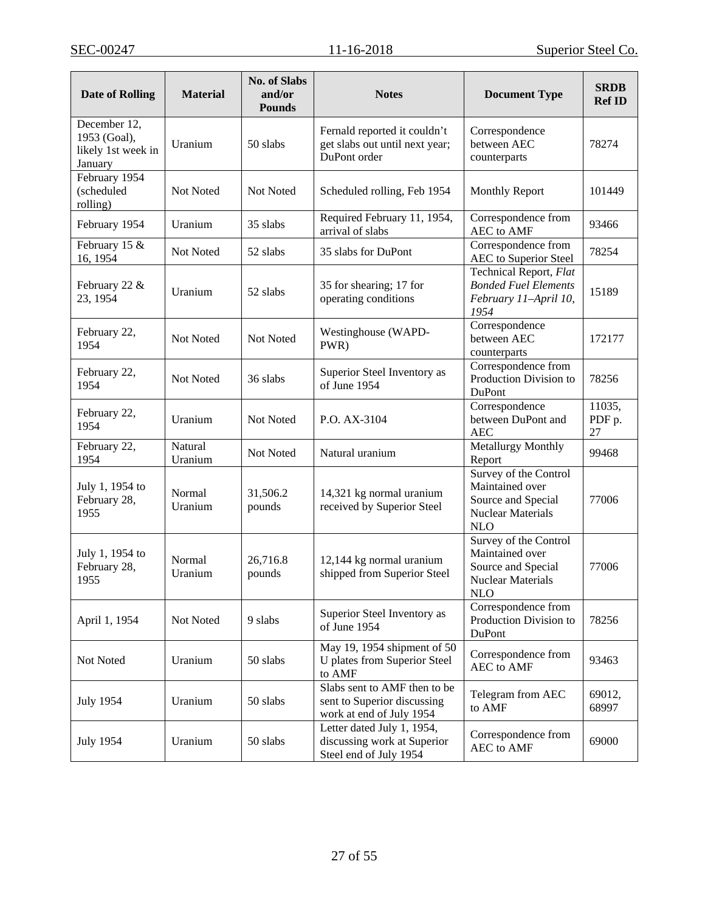| Date of Rolling | Material | No. of Slabs and/or Pounds | Notes | Document Type | SRDB Ref ID |
|---|---|---|---|---|---|
| December 12, 1953 (Goal), likely 1st week in January | Uranium | 50 slabs | Fernald reported it couldn't get slabs out until next year; DuPont order | Correspondence between AEC counterparts | 78274 |
| February 1954 (scheduled rolling) | Not Noted | Not Noted | Scheduled rolling, Feb 1954 | Monthly Report | 101449 |
| February 1954 | Uranium | 35 slabs | Required February 11, 1954, arrival of slabs | Correspondence from AEC to AMF | 93466 |
| February 15 & 16, 1954 | Not Noted | 52 slabs | 35 slabs for DuPont | Correspondence from AEC to Superior Steel | 78254 |
| February 22 & 23, 1954 | Uranium | 52 slabs | 35 for shearing; 17 for operating conditions | Technical Report, *Flat Bonded Fuel Elements February 11–April 10, 1954* | 15189 |
| February 22, 1954 | Not Noted | Not Noted | Westinghouse (WAPD-PWR) | Correspondence between AEC counterparts | 172177 |
| February 22, 1954 | Not Noted | 36 slabs | Superior Steel Inventory as of June 1954 | Correspondence from Production Division to DuPont | 78256 |
| February 22, 1954 | Uranium | Not Noted | P.O. AX-3104 | Correspondence between DuPont and AEC | 11035, PDF p. 27 |
| February 22, 1954 | Natural Uranium | Not Noted | Natural uranium | Metallurgy Monthly Report | 99468 |
| July 1, 1954 to February 28, 1955 | Normal Uranium | 31,506.2 pounds | 14,321 kg normal uranium received by Superior Steel | Survey of the Control Maintained over Source and Special Nuclear Materials NLO | 77006 |
| July 1, 1954 to February 28, 1955 | Normal Uranium | 26,716.8 pounds | 12,144 kg normal uranium shipped from Superior Steel | Survey of the Control Maintained over Source and Special Nuclear Materials NLO | 77006 |
| April 1, 1954 | Not Noted | 9 slabs | Superior Steel Inventory as of June 1954 | Correspondence from Production Division to DuPont | 78256 |
| Not Noted | Uranium | 50 slabs | May 19, 1954 shipment of 50 U plates from Superior Steel to AMF | Correspondence from AEC to AMF | 93463 |
| July 1954 | Uranium | 50 slabs | Slabs sent to AMF then to be sent to Superior discussing work at end of July 1954 | Telegram from AEC to AMF | 69012, 68997 |
| July 1954 | Uranium | 50 slabs | Letter dated July 1, 1954, discussing work at Superior Steel end of July 1954 | Correspondence from AEC to AMF | 69000 |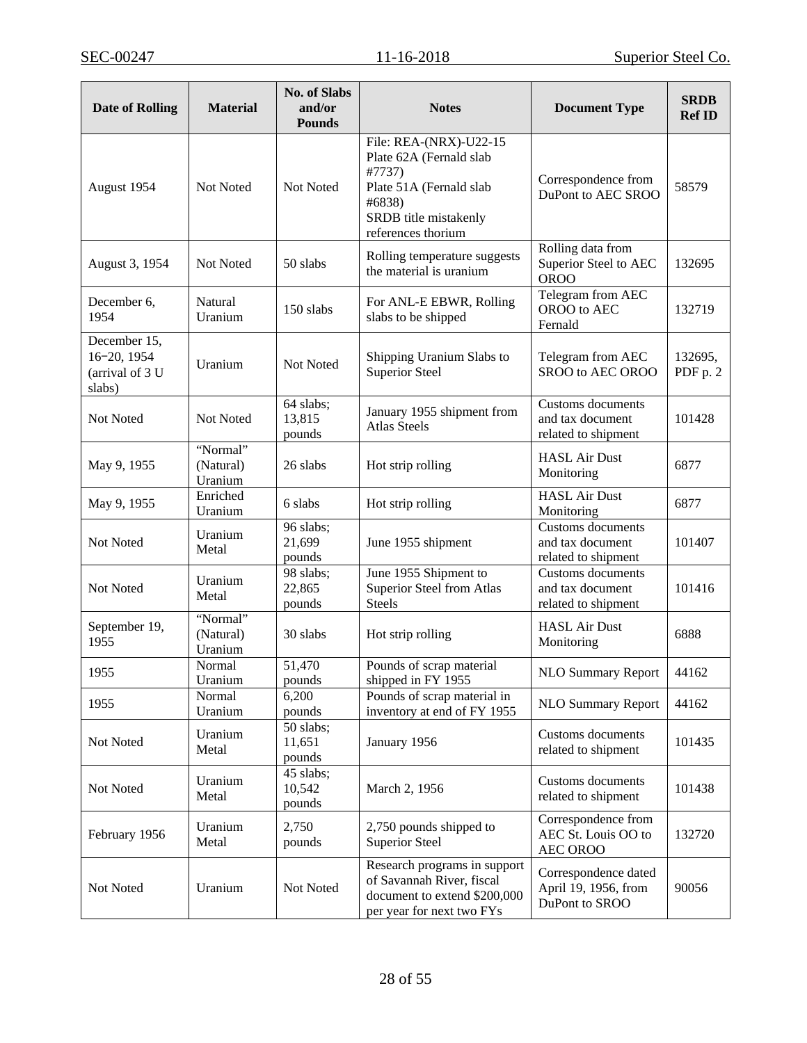| Date of Rolling | Material | No. of Slabs and/or Pounds | Notes | Document Type | SRDB Ref ID |
|---|---|---|---|---|---|
| August 1954 | Not Noted | Not Noted | File: REA-(NRX)-U22-15 Plate 62A (Fernald slab #7737) Plate 51A (Fernald slab #6838) SRDB title mistakenly references thorium | Correspondence from DuPont to AEC SROO | 58579 |
| August 3, 1954 | Not Noted | 50 slabs | Rolling temperature suggests the material is uranium | Rolling data from Superior Steel to AEC OROO | 132695 |
| December 6, 1954 | Natural Uranium | 150 slabs | For ANL-E EBWR, Rolling slabs to be shipped | Telegram from AEC OROO to AEC Fernald | 132719 |
| December 15, 16−20, 1954 (arrival of 3 U slabs) | Uranium | Not Noted | Shipping Uranium Slabs to Superior Steel | Telegram from AEC SROO to AEC OROO | 132695, PDF p. 2 |
| Not Noted | Not Noted | 64 slabs; 13,815 pounds | January 1955 shipment from Atlas Steels | Customs documents and tax document related to shipment | 101428 |
| May 9, 1955 | "Normal" (Natural) Uranium | 26 slabs | Hot strip rolling | HASL Air Dust Monitoring | 6877 |
| May 9, 1955 | Enriched Uranium | 6 slabs | Hot strip rolling | HASL Air Dust Monitoring | 6877 |
| Not Noted | Uranium Metal | 96 slabs; 21,699 pounds | June 1955 shipment | Customs documents and tax document related to shipment | 101407 |
| Not Noted | Uranium Metal | 98 slabs; 22,865 pounds | June 1955 Shipment to Superior Steel from Atlas Steels | Customs documents and tax document related to shipment | 101416 |
| September 19, 1955 | "Normal" (Natural) Uranium | 30 slabs | Hot strip rolling | HASL Air Dust Monitoring | 6888 |
| 1955 | Normal Uranium | 51,470 pounds | Pounds of scrap material shipped in FY 1955 | NLO Summary Report | 44162 |
| 1955 | Normal Uranium | 6,200 pounds | Pounds of scrap material in inventory at end of FY 1955 | NLO Summary Report | 44162 |
| Not Noted | Uranium Metal | 50 slabs; 11,651 pounds | January 1956 | Customs documents related to shipment | 101435 |
| Not Noted | Uranium Metal | 45 slabs; 10,542 pounds | March 2, 1956 | Customs documents related to shipment | 101438 |
| February 1956 | Uranium Metal | 2,750 pounds | 2,750 pounds shipped to Superior Steel | Correspondence from AEC St. Louis OO to AEC OROO | 132720 |
| Not Noted | Uranium | Not Noted | Research programs in support of Savannah River, fiscal document to extend $200,000 per year for next two FYs | Correspondence dated April 19, 1956, from DuPont to SROO | 90056 |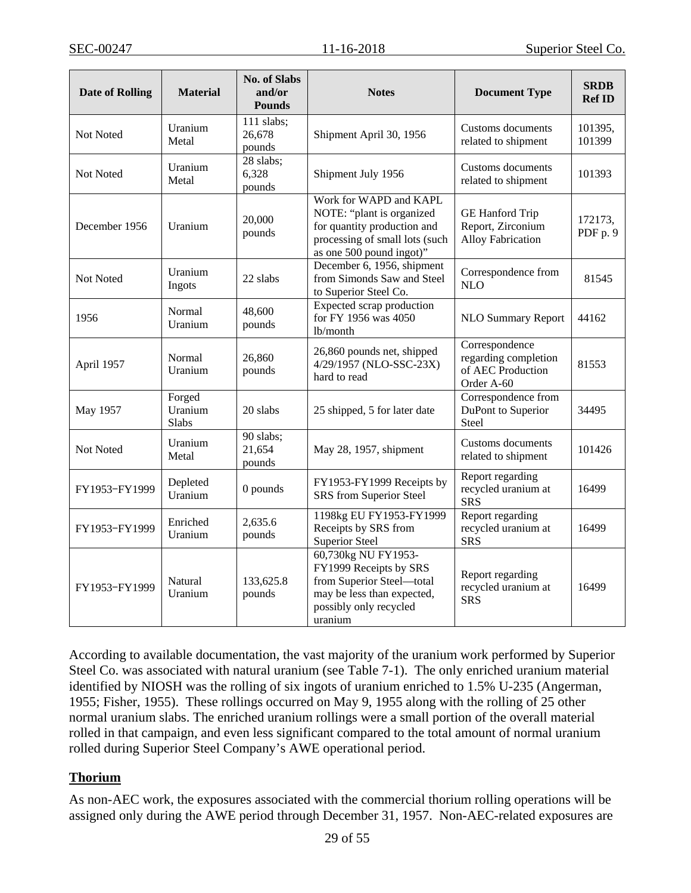| Date of Rolling | Material | No. of Slabs and/or Pounds | Notes | Document Type | SRDB Ref ID |
|---|---|---|---|---|---|
| Not Noted | Uranium Metal | 111 slabs; 26,678 pounds | Shipment April 30, 1956 | Customs documents related to shipment | 101395, 101399 |
| Not Noted | Uranium Metal | 28 slabs; 6,328 pounds | Shipment July 1956 | Customs documents related to shipment | 101393 |
| December 1956 | Uranium | 20,000 pounds | Work for WAPD and KAPL NOTE: "plant is organized for quantity production and processing of small lots (such as one 500 pound ingot)" | GE Hanford Trip Report, Zirconium Alloy Fabrication | 172173, PDF p. 9 |
| Not Noted | Uranium Ingots | 22 slabs | December 6, 1956, shipment from Simonds Saw and Steel to Superior Steel Co. | Correspondence from NLO | 81545 |
| 1956 | Normal Uranium | 48,600 pounds | Expected scrap production for FY 1956 was 4050 lb/month | NLO Summary Report | 44162 |
| April 1957 | Normal Uranium | 26,860 pounds | 26,860 pounds net, shipped 4/29/1957 (NLO-SSC-23X) hard to read | Correspondence regarding completion of AEC Production Order A-60 | 81553 |
| May 1957 | Forged Uranium Slabs | 20 slabs | 25 shipped, 5 for later date | Correspondence from DuPont to Superior Steel | 34495 |
| Not Noted | Uranium Metal | 90 slabs; 21,654 pounds | May 28, 1957, shipment | Customs documents related to shipment | 101426 |
| FY1953−FY1999 | Depleted Uranium | 0 pounds | FY1953-FY1999 Receipts by SRS from Superior Steel | Report regarding recycled uranium at SRS | 16499 |
| FY1953−FY1999 | Enriched Uranium | 2,635.6 pounds | 1198kg EU FY1953-FY1999 Receipts by SRS from Superior Steel | Report regarding recycled uranium at SRS | 16499 |
| FY1953−FY1999 | Natural Uranium | 133,625.8 pounds | 60,730kg NU FY1953-FY1999 Receipts by SRS from Superior Steel—total may be less than expected, possibly only recycled uranium | Report regarding recycled uranium at SRS | 16499 |

According to available documentation, the vast majority of the uranium work performed by Superior Steel Co. was associated with natural uranium (see Table 7-1). The only enriched uranium material identified by NIOSH was the rolling of six ingots of uranium enriched to 1.5% U-235 (Angerman, 1955; Fisher, 1955). These rollings occurred on May 9, 1955 along with the rolling of 25 other normal uranium slabs. The enriched uranium rollings were a small portion of the overall material rolled in that campaign, and even less significant compared to the total amount of normal uranium rolled during Superior Steel Company's AWE operational period.

**Thorium**

As non-AEC work, the exposures associated with the commercial thorium rolling operations will be assigned only during the AWE period through December 31, 1957. Non-AEC-related exposures are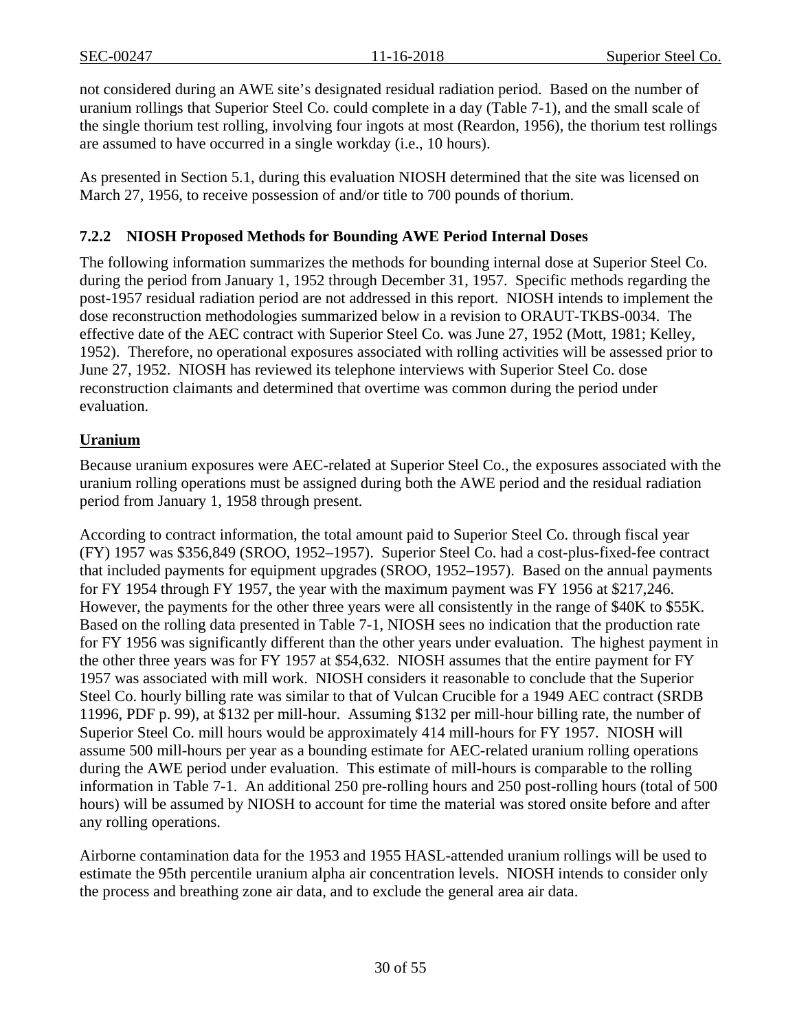not considered during an AWE site's designated residual radiation period. Based on the number of uranium rollings that Superior Steel Co. could complete in a day (Table 7-1), and the small scale of the single thorium test rolling, involving four ingots at most (Reardon, 1956), the thorium test rollings are assumed to have occurred in a single workday (i.e., 10 hours).

As presented in Section 5.1, during this evaluation NIOSH determined that the site was licensed on March 27, 1956, to receive possession of and/or title to 700 pounds of thorium.

### 7.2.2 NIOSH Proposed Methods for Bounding AWE Period Internal Doses

The following information summarizes the methods for bounding internal dose at Superior Steel Co. during the period from January 1, 1952 through December 31, 1957. Specific methods regarding the post-1957 residual radiation period are not addressed in this report. NIOSH intends to implement the dose reconstruction methodologies summarized below in a revision to ORAUT-TKBS-0034. The effective date of the AEC contract with Superior Steel Co. was June 27, 1952 (Mott, 1981; Kelley, 1952). Therefore, no operational exposures associated with rolling activities will be assessed prior to June 27, 1952. NIOSH has reviewed its telephone interviews with Superior Steel Co. dose reconstruction claimants and determined that overtime was common during the period under evaluation.

**Uranium**

Because uranium exposures were AEC-related at Superior Steel Co., the exposures associated with the uranium rolling operations must be assigned during both the AWE period and the residual radiation period from January 1, 1958 through present.

According to contract information, the total amount paid to Superior Steel Co. through fiscal year (FY) 1957 was $356,849 (SROO, 1952–1957). Superior Steel Co. had a cost-plus-fixed-fee contract that included payments for equipment upgrades (SROO, 1952–1957). Based on the annual payments for FY 1954 through FY 1957, the year with the maximum payment was FY 1956 at $217,246. However, the payments for the other three years were all consistently in the range of $40K to $55K. Based on the rolling data presented in Table 7-1, NIOSH sees no indication that the production rate for FY 1956 was significantly different than the other years under evaluation. The highest payment in the other three years was for FY 1957 at $54,632. NIOSH assumes that the entire payment for FY 1957 was associated with mill work. NIOSH considers it reasonable to conclude that the Superior Steel Co. hourly billing rate was similar to that of Vulcan Crucible for a 1949 AEC contract (SRDB 11996, PDF p. 99), at $132 per mill-hour. Assuming $132 per mill-hour billing rate, the number of Superior Steel Co. mill hours would be approximately 414 mill-hours for FY 1957. NIOSH will assume 500 mill-hours per year as a bounding estimate for AEC-related uranium rolling operations during the AWE period under evaluation. This estimate of mill-hours is comparable to the rolling information in Table 7-1. An additional 250 pre-rolling hours and 250 post-rolling hours (total of 500 hours) will be assumed by NIOSH to account for time the material was stored onsite before and after any rolling operations.

Airborne contamination data for the 1953 and 1955 HASL-attended uranium rollings will be used to estimate the 95th percentile uranium alpha air concentration levels. NIOSH intends to consider only the process and breathing zone air data, and to exclude the general area air data.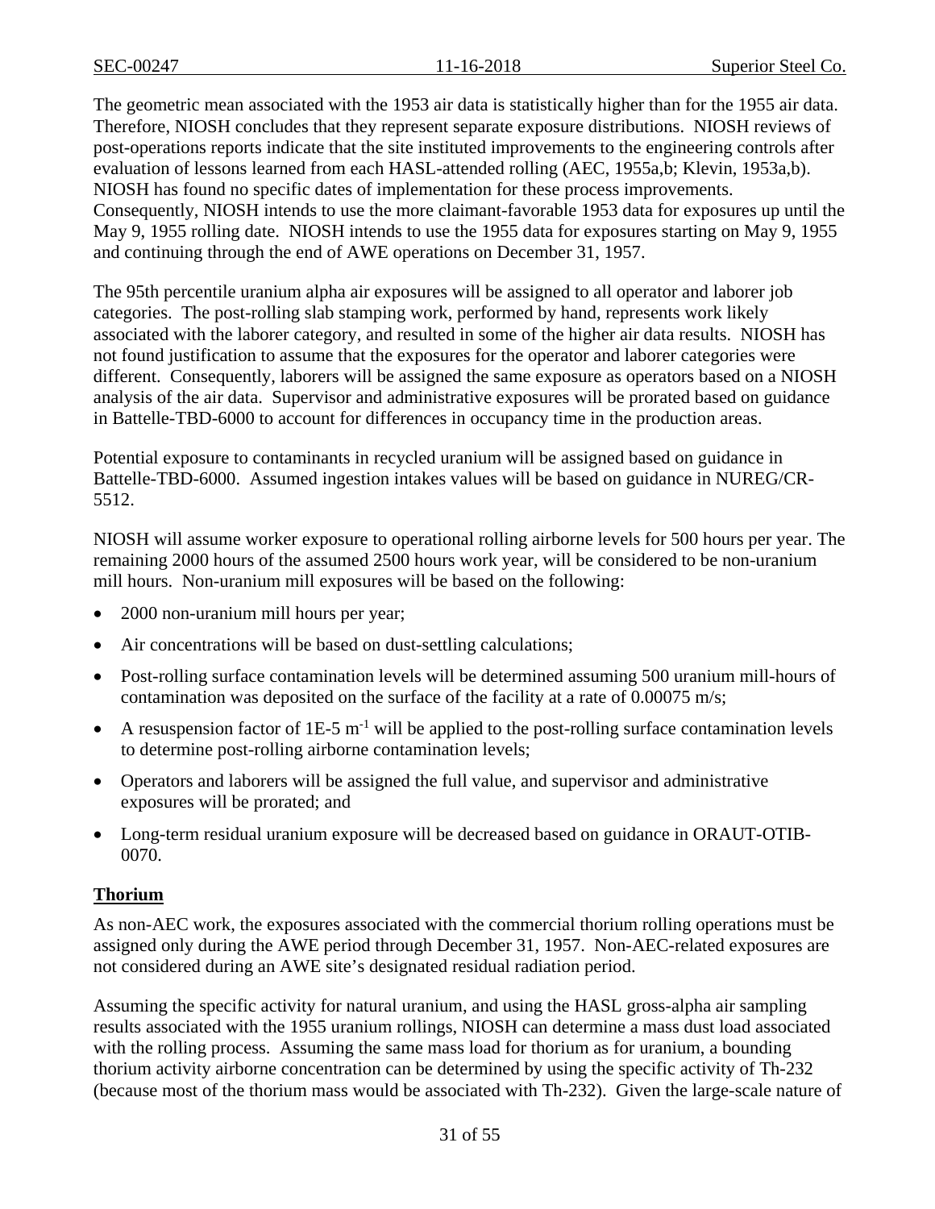The geometric mean associated with the 1953 air data is statistically higher than for the 1955 air data. Therefore, NIOSH concludes that they represent separate exposure distributions. NIOSH reviews of post-operations reports indicate that the site instituted improvements to the engineering controls after evaluation of lessons learned from each HASL-attended rolling (AEC, 1955a,b; Klevin, 1953a,b). NIOSH has found no specific dates of implementation for these process improvements. Consequently, NIOSH intends to use the more claimant-favorable 1953 data for exposures up until the May 9, 1955 rolling date. NIOSH intends to use the 1955 data for exposures starting on May 9, 1955 and continuing through the end of AWE operations on December 31, 1957.

The 95th percentile uranium alpha air exposures will be assigned to all operator and laborer job categories. The post-rolling slab stamping work, performed by hand, represents work likely associated with the laborer category, and resulted in some of the higher air data results. NIOSH has not found justification to assume that the exposures for the operator and laborer categories were different. Consequently, laborers will be assigned the same exposure as operators based on a NIOSH analysis of the air data. Supervisor and administrative exposures will be prorated based on guidance in Battelle-TBD-6000 to account for differences in occupancy time in the production areas.

Potential exposure to contaminants in recycled uranium will be assigned based on guidance in Battelle-TBD-6000. Assumed ingestion intakes values will be based on guidance in NUREG/CR-5512.

NIOSH will assume worker exposure to operational rolling airborne levels for 500 hours per year. The remaining 2000 hours of the assumed 2500 hours work year, will be considered to be non-uranium mill hours. Non-uranium mill exposures will be based on the following:

- 2000 non-uranium mill hours per year;
- Air concentrations will be based on dust-settling calculations;
- Post-rolling surface contamination levels will be determined assuming 500 uranium mill-hours of contamination was deposited on the surface of the facility at a rate of 0.00075 m/s;
- A resuspension factor of 1E-5 $m^{-1}$ will be applied to the post-rolling surface contamination levels to determine post-rolling airborne contamination levels;
- Operators and laborers will be assigned the full value, and supervisor and administrative exposures will be prorated; and
- Long-term residual uranium exposure will be decreased based on guidance in ORAUT-OTIB-0070.

## Thorium

As non-AEC work, the exposures associated with the commercial thorium rolling operations must be assigned only during the AWE period through December 31, 1957. Non-AEC-related exposures are not considered during an AWE site's designated residual radiation period.

Assuming the specific activity for natural uranium, and using the HASL gross-alpha air sampling results associated with the 1955 uranium rollings, NIOSH can determine a mass dust load associated with the rolling process. Assuming the same mass load for thorium as for uranium, a bounding thorium activity airborne concentration can be determined by using the specific activity of Th-232 (because most of the thorium mass would be associated with Th-232). Given the large-scale nature of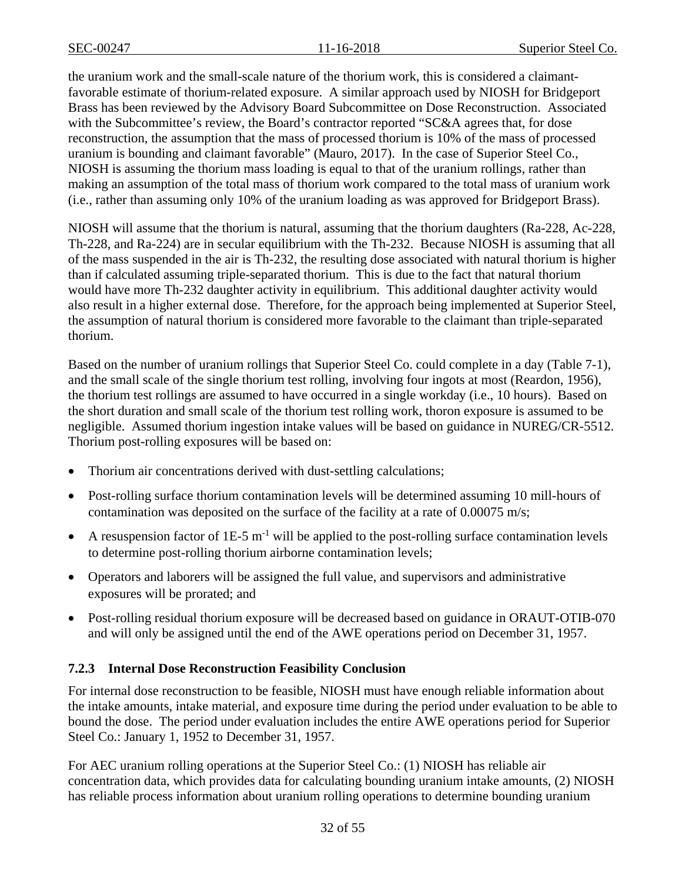the uranium work and the small-scale nature of the thorium work, this is considered a claimant-favorable estimate of thorium-related exposure. A similar approach used by NIOSH for Bridgeport Brass has been reviewed by the Advisory Board Subcommittee on Dose Reconstruction. Associated with the Subcommittee's review, the Board's contractor reported "SC&A agrees that, for dose reconstruction, the assumption that the mass of processed thorium is 10% of the mass of processed uranium is bounding and claimant favorable" (Mauro, 2017). In the case of Superior Steel Co., NIOSH is assuming the thorium mass loading is equal to that of the uranium rollings, rather than making an assumption of the total mass of thorium work compared to the total mass of uranium work (i.e., rather than assuming only 10% of the uranium loading as was approved for Bridgeport Brass).

NIOSH will assume that the thorium is natural, assuming that the thorium daughters (Ra-228, Ac-228, Th-228, and Ra-224) are in secular equilibrium with the Th-232. Because NIOSH is assuming that all of the mass suspended in the air is Th-232, the resulting dose associated with natural thorium is higher than if calculated assuming triple-separated thorium. This is due to the fact that natural thorium would have more Th-232 daughter activity in equilibrium. This additional daughter activity would also result in a higher external dose. Therefore, for the approach being implemented at Superior Steel, the assumption of natural thorium is considered more favorable to the claimant than triple-separated thorium.

Based on the number of uranium rollings that Superior Steel Co. could complete in a day (Table 7-1), and the small scale of the single thorium test rolling, involving four ingots at most (Reardon, 1956), the thorium test rollings are assumed to have occurred in a single workday (i.e., 10 hours). Based on the short duration and small scale of the thorium test rolling work, thoron exposure is assumed to be negligible. Assumed thorium ingestion intake values will be based on guidance in NUREG/CR-5512. Thorium post-rolling exposures will be based on:

- Thorium air concentrations derived with dust-settling calculations;
- Post-rolling surface thorium contamination levels will be determined assuming 10 mill-hours of contamination was deposited on the surface of the facility at a rate of 0.00075 m/s;
- A resuspension factor of 1E-5 $m^{-1}$ will be applied to the post-rolling surface contamination levels to determine post-rolling thorium airborne contamination levels;
- Operators and laborers will be assigned the full value, and supervisors and administrative exposures will be prorated; and
- Post-rolling residual thorium exposure will be decreased based on guidance in ORAUT-OTIB-070 and will only be assigned until the end of the AWE operations period on December 31, 1957.

### 7.2.3 Internal Dose Reconstruction Feasibility Conclusion

For internal dose reconstruction to be feasible, NIOSH must have enough reliable information about the intake amounts, intake material, and exposure time during the period under evaluation to be able to bound the dose. The period under evaluation includes the entire AWE operations period for Superior Steel Co.: January 1, 1952 to December 31, 1957.

For AEC uranium rolling operations at the Superior Steel Co.: (1) NIOSH has reliable air concentration data, which provides data for calculating bounding uranium intake amounts, (2) NIOSH has reliable process information about uranium rolling operations to determine bounding uranium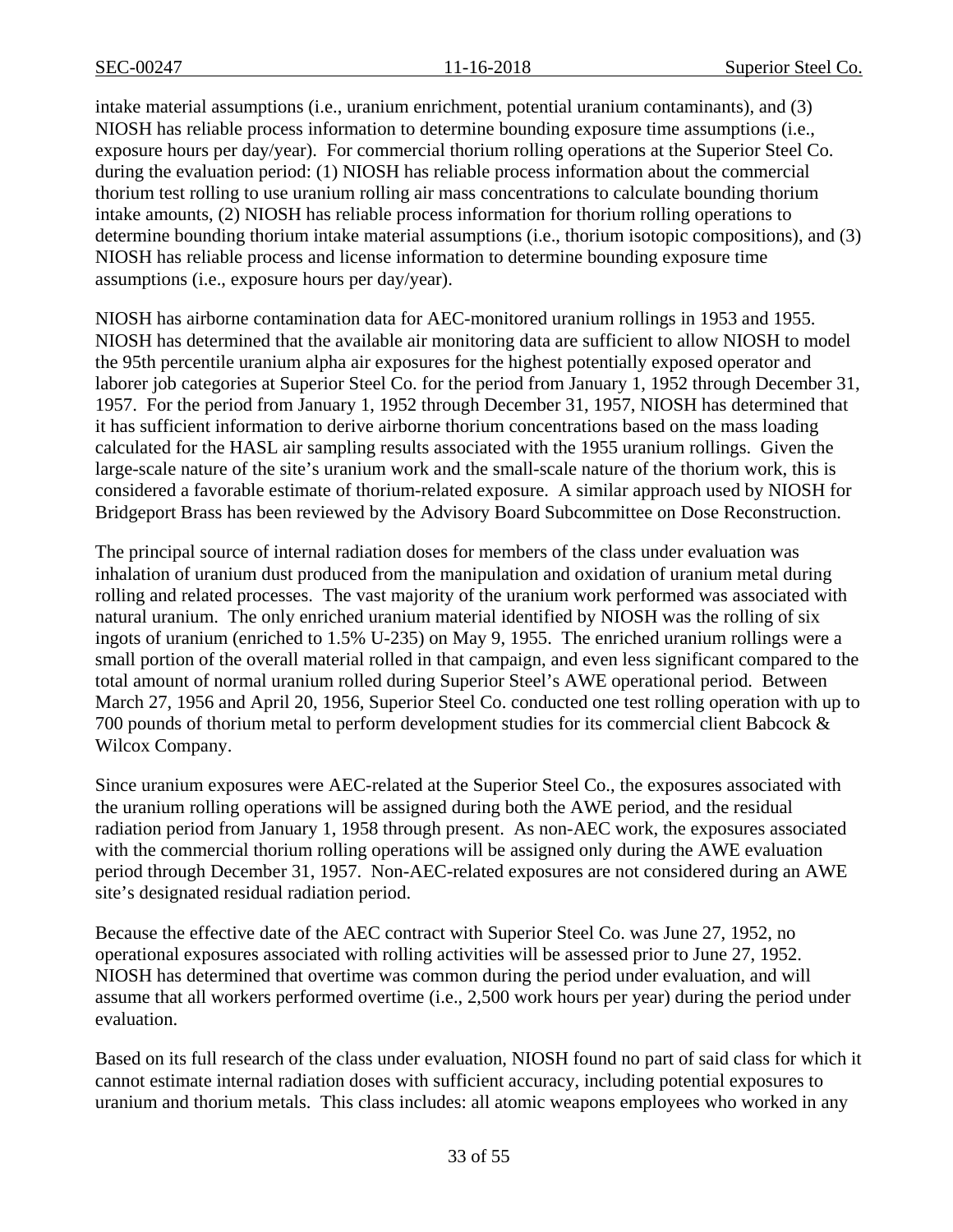intake material assumptions (i.e., uranium enrichment, potential uranium contaminants), and (3) NIOSH has reliable process information to determine bounding exposure time assumptions (i.e., exposure hours per day/year). For commercial thorium rolling operations at the Superior Steel Co. during the evaluation period: (1) NIOSH has reliable process information about the commercial thorium test rolling to use uranium rolling air mass concentrations to calculate bounding thorium intake amounts, (2) NIOSH has reliable process information for thorium rolling operations to determine bounding thorium intake material assumptions (i.e., thorium isotopic compositions), and (3) NIOSH has reliable process and license information to determine bounding exposure time assumptions (i.e., exposure hours per day/year).

NIOSH has airborne contamination data for AEC-monitored uranium rollings in 1953 and 1955. NIOSH has determined that the available air monitoring data are sufficient to allow NIOSH to model the 95th percentile uranium alpha air exposures for the highest potentially exposed operator and laborer job categories at Superior Steel Co. for the period from January 1, 1952 through December 31, 1957. For the period from January 1, 1952 through December 31, 1957, NIOSH has determined that it has sufficient information to derive airborne thorium concentrations based on the mass loading calculated for the HASL air sampling results associated with the 1955 uranium rollings. Given the large-scale nature of the site's uranium work and the small-scale nature of the thorium work, this is considered a favorable estimate of thorium-related exposure. A similar approach used by NIOSH for Bridgeport Brass has been reviewed by the Advisory Board Subcommittee on Dose Reconstruction.

The principal source of internal radiation doses for members of the class under evaluation was inhalation of uranium dust produced from the manipulation and oxidation of uranium metal during rolling and related processes. The vast majority of the uranium work performed was associated with natural uranium. The only enriched uranium material identified by NIOSH was the rolling of six ingots of uranium (enriched to 1.5% U-235) on May 9, 1955. The enriched uranium rollings were a small portion of the overall material rolled in that campaign, and even less significant compared to the total amount of normal uranium rolled during Superior Steel's AWE operational period. Between March 27, 1956 and April 20, 1956, Superior Steel Co. conducted one test rolling operation with up to 700 pounds of thorium metal to perform development studies for its commercial client Babcock & Wilcox Company.

Since uranium exposures were AEC-related at the Superior Steel Co., the exposures associated with the uranium rolling operations will be assigned during both the AWE period, and the residual radiation period from January 1, 1958 through present. As non-AEC work, the exposures associated with the commercial thorium rolling operations will be assigned only during the AWE evaluation period through December 31, 1957. Non-AEC-related exposures are not considered during an AWE site's designated residual radiation period.

Because the effective date of the AEC contract with Superior Steel Co. was June 27, 1952, no operational exposures associated with rolling activities will be assessed prior to June 27, 1952. NIOSH has determined that overtime was common during the period under evaluation, and will assume that all workers performed overtime (i.e., 2,500 work hours per year) during the period under evaluation.

Based on its full research of the class under evaluation, NIOSH found no part of said class for which it cannot estimate internal radiation doses with sufficient accuracy, including potential exposures to uranium and thorium metals. This class includes: all atomic weapons employees who worked in any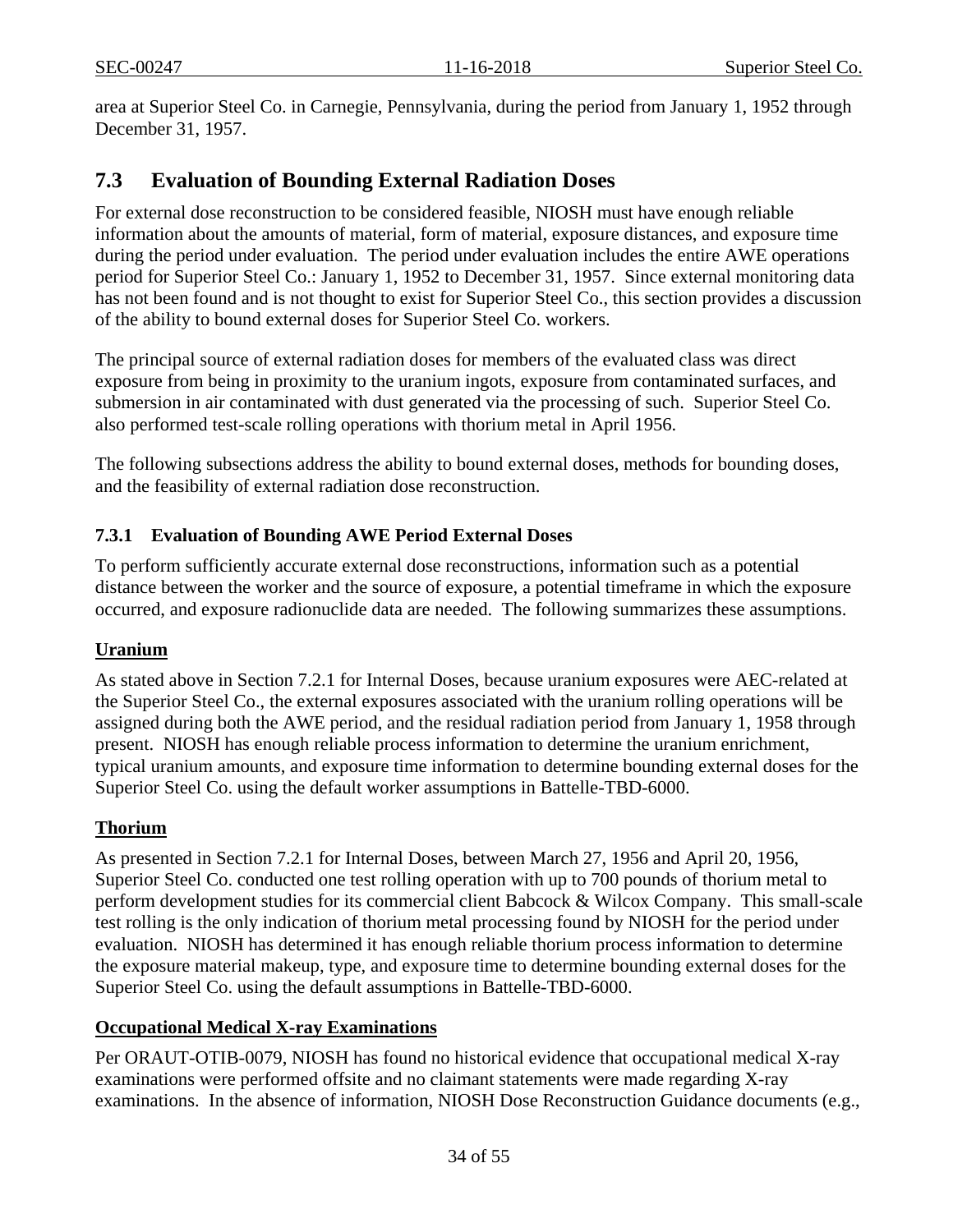area at Superior Steel Co. in Carnegie, Pennsylvania, during the period from January 1, 1952 through December 31, 1957.

## 7.3 Evaluation of Bounding External Radiation Doses

For external dose reconstruction to be considered feasible, NIOSH must have enough reliable information about the amounts of material, form of material, exposure distances, and exposure time during the period under evaluation. The period under evaluation includes the entire AWE operations period for Superior Steel Co.: January 1, 1952 to December 31, 1957. Since external monitoring data has not been found and is not thought to exist for Superior Steel Co., this section provides a discussion of the ability to bound external doses for Superior Steel Co. workers.

The principal source of external radiation doses for members of the evaluated class was direct exposure from being in proximity to the uranium ingots, exposure from contaminated surfaces, and submersion in air contaminated with dust generated via the processing of such. Superior Steel Co. also performed test-scale rolling operations with thorium metal in April 1956.

The following subsections address the ability to bound external doses, methods for bounding doses, and the feasibility of external radiation dose reconstruction.

### 7.3.1 Evaluation of Bounding AWE Period External Doses

To perform sufficiently accurate external dose reconstructions, information such as a potential distance between the worker and the source of exposure, a potential timeframe in which the exposure occurred, and exposure radionuclide data are needed. The following summarizes these assumptions.

**Uranium**

As stated above in Section 7.2.1 for Internal Doses, because uranium exposures were AEC-related at the Superior Steel Co., the external exposures associated with the uranium rolling operations will be assigned during both the AWE period, and the residual radiation period from January 1, 1958 through present. NIOSH has enough reliable process information to determine the uranium enrichment, typical uranium amounts, and exposure time information to determine bounding external doses for the Superior Steel Co. using the default worker assumptions in Battelle-TBD-6000.

**Thorium**

As presented in Section 7.2.1 for Internal Doses, between March 27, 1956 and April 20, 1956, Superior Steel Co. conducted one test rolling operation with up to 700 pounds of thorium metal to perform development studies for its commercial client Babcock & Wilcox Company. This small-scale test rolling is the only indication of thorium metal processing found by NIOSH for the period under evaluation. NIOSH has determined it has enough reliable thorium process information to determine the exposure material makeup, type, and exposure time to determine bounding external doses for the Superior Steel Co. using the default assumptions in Battelle-TBD-6000.

**Occupational Medical X-ray Examinations**

Per ORAUT-OTIB-0079, NIOSH has found no historical evidence that occupational medical X-ray examinations were performed offsite and no claimant statements were made regarding X-ray examinations. In the absence of information, NIOSH Dose Reconstruction Guidance documents (e.g.,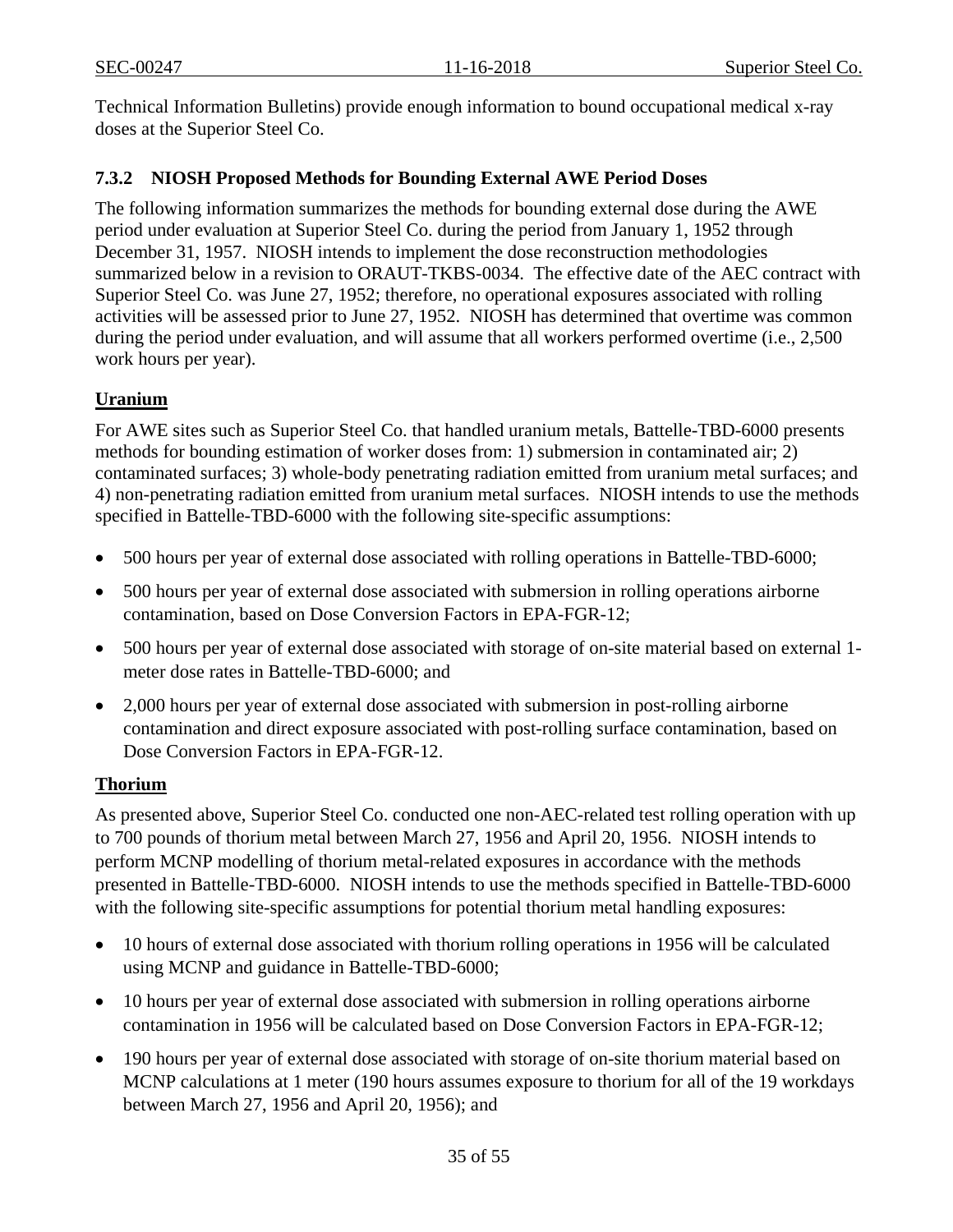Technical Information Bulletins) provide enough information to bound occupational medical x-ray doses at the Superior Steel Co.

### 7.3.2 NIOSH Proposed Methods for Bounding External AWE Period Doses

The following information summarizes the methods for bounding external dose during the AWE period under evaluation at Superior Steel Co. during the period from January 1, 1952 through December 31, 1957. NIOSH intends to implement the dose reconstruction methodologies summarized below in a revision to ORAUT-TKBS-0034. The effective date of the AEC contract with Superior Steel Co. was June 27, 1952; therefore, no operational exposures associated with rolling activities will be assessed prior to June 27, 1952. NIOSH has determined that overtime was common during the period under evaluation, and will assume that all workers performed overtime (i.e., 2,500 work hours per year).

**Uranium**

For AWE sites such as Superior Steel Co. that handled uranium metals, Battelle-TBD-6000 presents methods for bounding estimation of worker doses from: 1) submersion in contaminated air; 2) contaminated surfaces; 3) whole-body penetrating radiation emitted from uranium metal surfaces; and 4) non-penetrating radiation emitted from uranium metal surfaces. NIOSH intends to use the methods specified in Battelle-TBD-6000 with the following site-specific assumptions:

- 500 hours per year of external dose associated with rolling operations in Battelle-TBD-6000;
- 500 hours per year of external dose associated with submersion in rolling operations airborne contamination, based on Dose Conversion Factors in EPA-FGR-12;
- 500 hours per year of external dose associated with storage of on-site material based on external 1-meter dose rates in Battelle-TBD-6000; and
- 2,000 hours per year of external dose associated with submersion in post-rolling airborne contamination and direct exposure associated with post-rolling surface contamination, based on Dose Conversion Factors in EPA-FGR-12.

**Thorium**

As presented above, Superior Steel Co. conducted one non-AEC-related test rolling operation with up to 700 pounds of thorium metal between March 27, 1956 and April 20, 1956. NIOSH intends to perform MCNP modelling of thorium metal-related exposures in accordance with the methods presented in Battelle-TBD-6000. NIOSH intends to use the methods specified in Battelle-TBD-6000 with the following site-specific assumptions for potential thorium metal handling exposures:

- 10 hours of external dose associated with thorium rolling operations in 1956 will be calculated using MCNP and guidance in Battelle-TBD-6000;
- 10 hours per year of external dose associated with submersion in rolling operations airborne contamination in 1956 will be calculated based on Dose Conversion Factors in EPA-FGR-12;
- 190 hours per year of external dose associated with storage of on-site thorium material based on MCNP calculations at 1 meter (190 hours assumes exposure to thorium for all of the 19 workdays between March 27, 1956 and April 20, 1956); and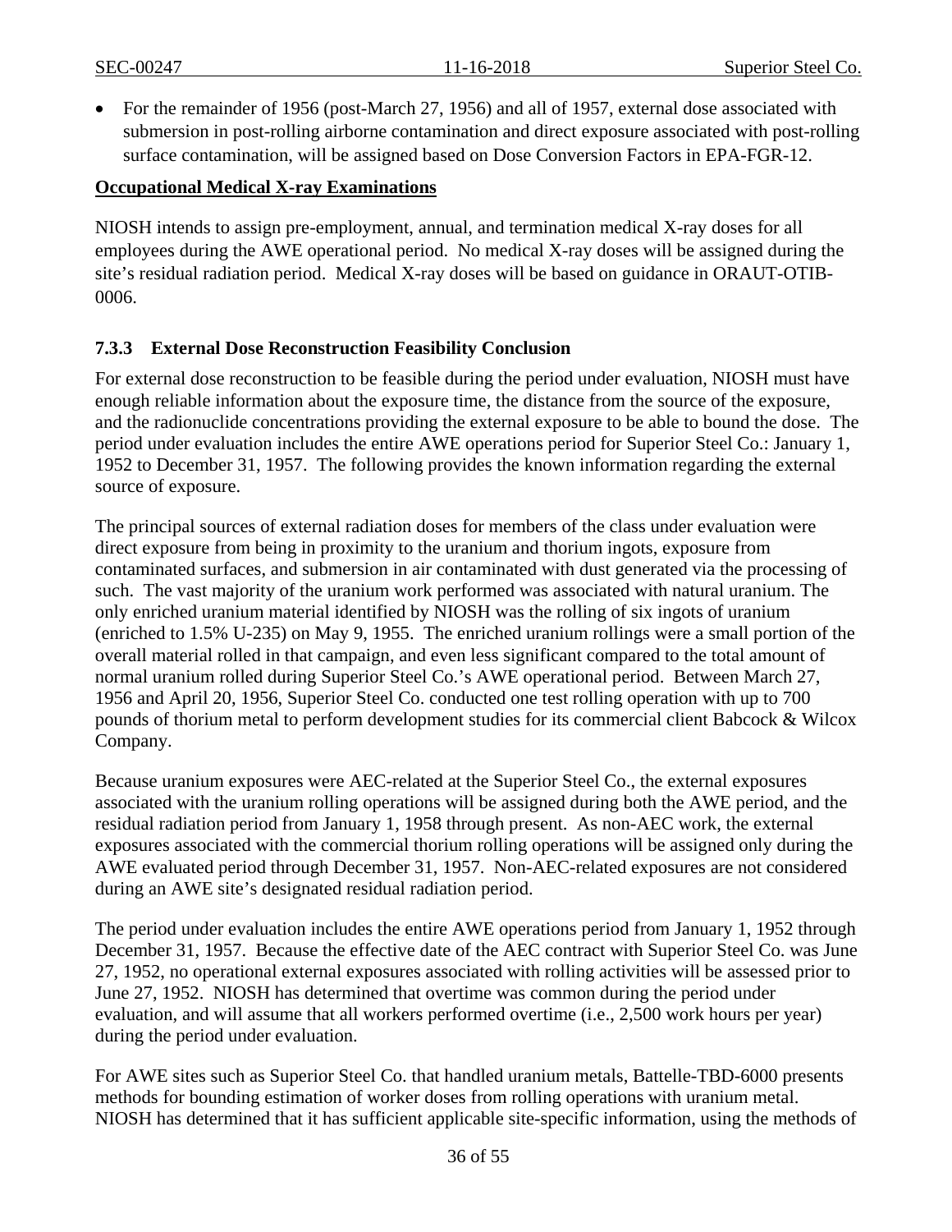- For the remainder of 1956 (post-March 27, 1956) and all of 1957, external dose associated with submersion in post-rolling airborne contamination and direct exposure associated with post-rolling surface contamination, will be assigned based on Dose Conversion Factors in EPA-FGR-12.

**Occupational Medical X-ray Examinations**

NIOSH intends to assign pre-employment, annual, and termination medical X-ray doses for all employees during the AWE operational period. No medical X-ray doses will be assigned during the site's residual radiation period. Medical X-ray doses will be based on guidance in ORAUT-OTIB-0006.

### 7.3.3 External Dose Reconstruction Feasibility Conclusion

For external dose reconstruction to be feasible during the period under evaluation, NIOSH must have enough reliable information about the exposure time, the distance from the source of the exposure, and the radionuclide concentrations providing the external exposure to be able to bound the dose. The period under evaluation includes the entire AWE operations period for Superior Steel Co.: January 1, 1952 to December 31, 1957. The following provides the known information regarding the external source of exposure.

The principal sources of external radiation doses for members of the class under evaluation were direct exposure from being in proximity to the uranium and thorium ingots, exposure from contaminated surfaces, and submersion in air contaminated with dust generated via the processing of such. The vast majority of the uranium work performed was associated with natural uranium. The only enriched uranium material identified by NIOSH was the rolling of six ingots of uranium (enriched to 1.5% U-235) on May 9, 1955. The enriched uranium rollings were a small portion of the overall material rolled in that campaign, and even less significant compared to the total amount of normal uranium rolled during Superior Steel Co.'s AWE operational period. Between March 27, 1956 and April 20, 1956, Superior Steel Co. conducted one test rolling operation with up to 700 pounds of thorium metal to perform development studies for its commercial client Babcock & Wilcox Company.

Because uranium exposures were AEC-related at the Superior Steel Co., the external exposures associated with the uranium rolling operations will be assigned during both the AWE period, and the residual radiation period from January 1, 1958 through present. As non-AEC work, the external exposures associated with the commercial thorium rolling operations will be assigned only during the AWE evaluated period through December 31, 1957. Non-AEC-related exposures are not considered during an AWE site's designated residual radiation period.

The period under evaluation includes the entire AWE operations period from January 1, 1952 through December 31, 1957. Because the effective date of the AEC contract with Superior Steel Co. was June 27, 1952, no operational external exposures associated with rolling activities will be assessed prior to June 27, 1952. NIOSH has determined that overtime was common during the period under evaluation, and will assume that all workers performed overtime (i.e., 2,500 work hours per year) during the period under evaluation.

For AWE sites such as Superior Steel Co. that handled uranium metals, Battelle-TBD-6000 presents methods for bounding estimation of worker doses from rolling operations with uranium metal. NIOSH has determined that it has sufficient applicable site-specific information, using the methods of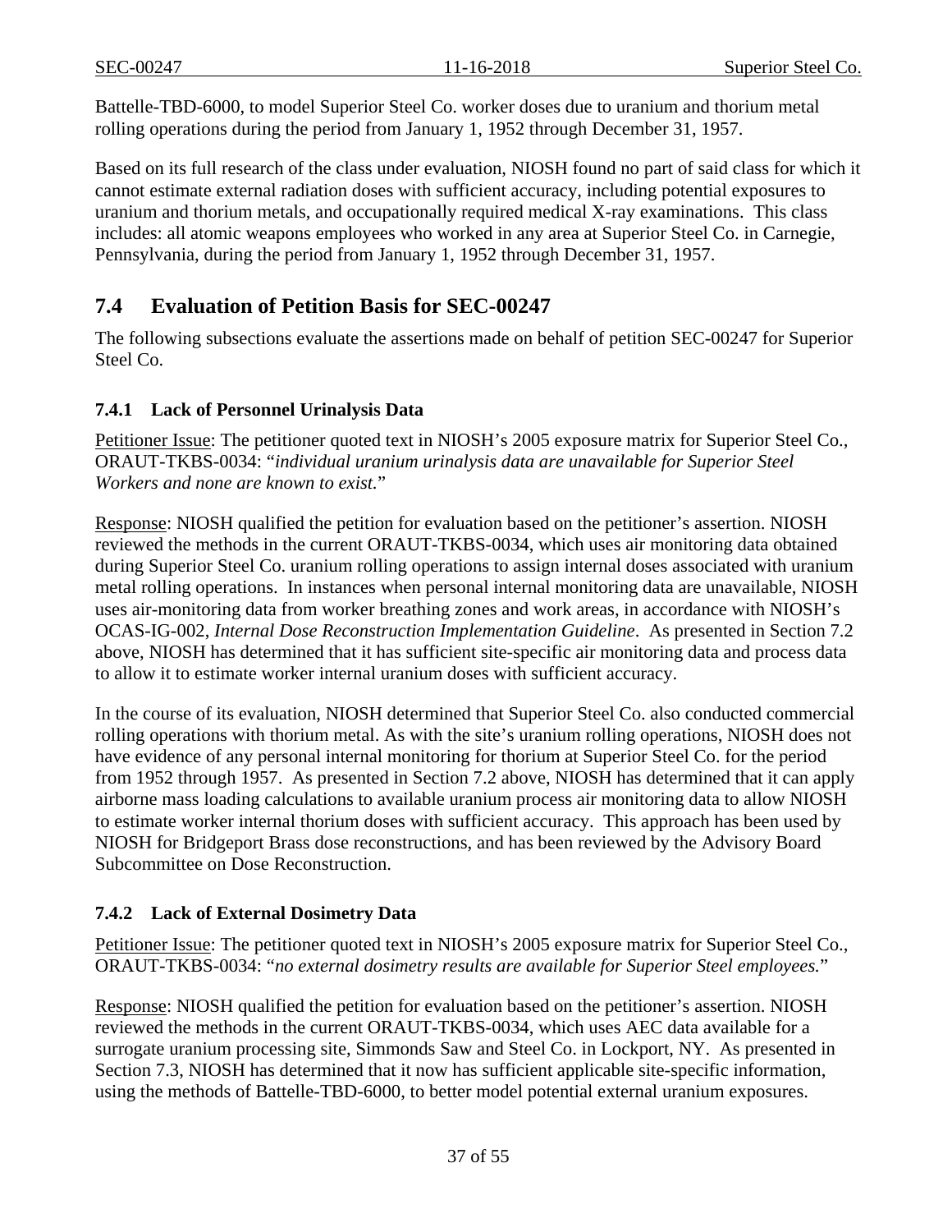Battelle-TBD-6000, to model Superior Steel Co. worker doses due to uranium and thorium metal rolling operations during the period from January 1, 1952 through December 31, 1957.

Based on its full research of the class under evaluation, NIOSH found no part of said class for which it cannot estimate external radiation doses with sufficient accuracy, including potential exposures to uranium and thorium metals, and occupationally required medical X-ray examinations. This class includes: all atomic weapons employees who worked in any area at Superior Steel Co. in Carnegie, Pennsylvania, during the period from January 1, 1952 through December 31, 1957.

## 7.4 Evaluation of Petition Basis for SEC-00247

The following subsections evaluate the assertions made on behalf of petition SEC-00247 for Superior Steel Co.

### 7.4.1 Lack of Personnel Urinalysis Data

Petitioner Issue: The petitioner quoted text in NIOSH's 2005 exposure matrix for Superior Steel Co., ORAUT-TKBS-0034: "*individual uranium urinalysis data are unavailable for Superior Steel Workers and none are known to exist.*"

Response: NIOSH qualified the petition for evaluation based on the petitioner's assertion. NIOSH reviewed the methods in the current ORAUT-TKBS-0034, which uses air monitoring data obtained during Superior Steel Co. uranium rolling operations to assign internal doses associated with uranium metal rolling operations. In instances when personal internal monitoring data are unavailable, NIOSH uses air-monitoring data from worker breathing zones and work areas, in accordance with NIOSH's OCAS-IG-002, *Internal Dose Reconstruction Implementation Guideline*. As presented in Section 7.2 above, NIOSH has determined that it has sufficient site-specific air monitoring data and process data to allow it to estimate worker internal uranium doses with sufficient accuracy.

In the course of its evaluation, NIOSH determined that Superior Steel Co. also conducted commercial rolling operations with thorium metal. As with the site's uranium rolling operations, NIOSH does not have evidence of any personal internal monitoring for thorium at Superior Steel Co. for the period from 1952 through 1957. As presented in Section 7.2 above, NIOSH has determined that it can apply airborne mass loading calculations to available uranium process air monitoring data to allow NIOSH to estimate worker internal thorium doses with sufficient accuracy. This approach has been used by NIOSH for Bridgeport Brass dose reconstructions, and has been reviewed by the Advisory Board Subcommittee on Dose Reconstruction.

### 7.4.2 Lack of External Dosimetry Data

Petitioner Issue: The petitioner quoted text in NIOSH's 2005 exposure matrix for Superior Steel Co., ORAUT-TKBS-0034: "*no external dosimetry results are available for Superior Steel employees.*"

Response: NIOSH qualified the petition for evaluation based on the petitioner's assertion. NIOSH reviewed the methods in the current ORAUT-TKBS-0034, which uses AEC data available for a surrogate uranium processing site, Simmonds Saw and Steel Co. in Lockport, NY. As presented in Section 7.3, NIOSH has determined that it now has sufficient applicable site-specific information, using the methods of Battelle-TBD-6000, to better model potential external uranium exposures.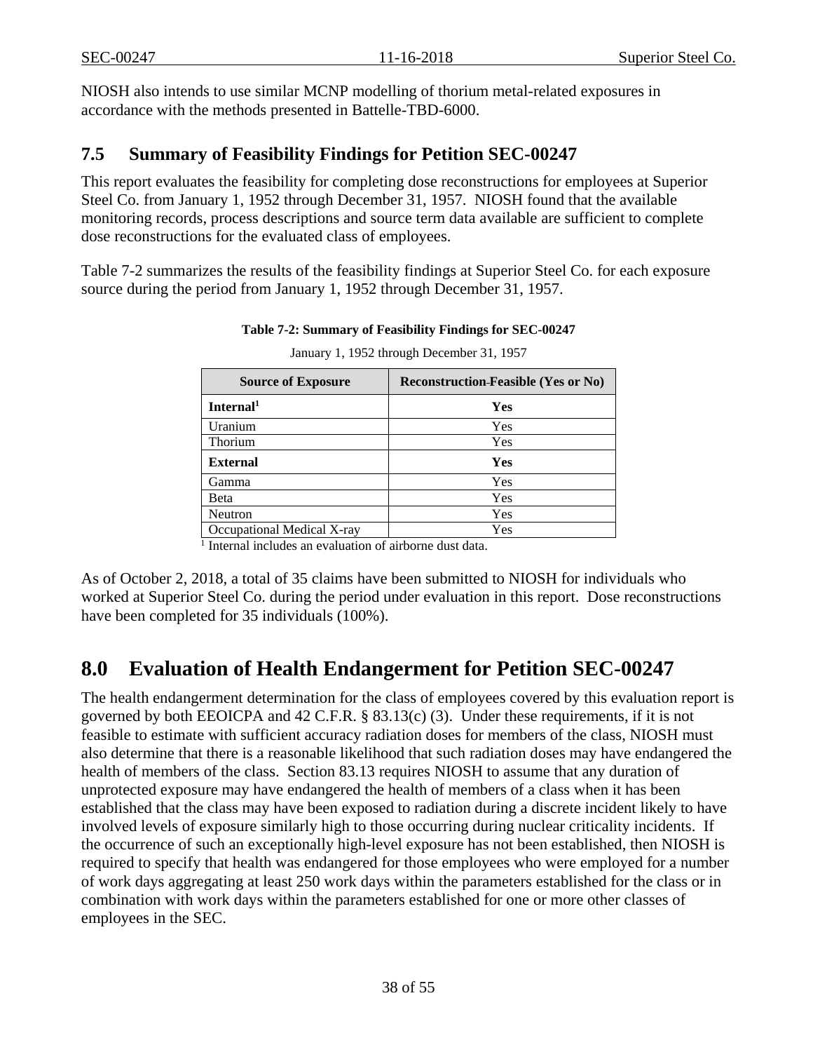NIOSH also intends to use similar MCNP modelling of thorium metal-related exposures in accordance with the methods presented in Battelle-TBD-6000.

## 7.5 Summary of Feasibility Findings for Petition SEC-00247

This report evaluates the feasibility for completing dose reconstructions for employees at Superior Steel Co. from January 1, 1952 through December 31, 1957. NIOSH found that the available monitoring records, process descriptions and source term data available are sufficient to complete dose reconstructions for the evaluated class of employees.

Table 7-2 summarizes the results of the feasibility findings at Superior Steel Co. for each exposure source during the period from January 1, 1952 through December 31, 1957.

**Table 7-2: Summary of Feasibility Findings for SEC-00247**

January 1, 1952 through December 31, 1957

| Source of Exposure | Reconstruction Feasible (Yes or No) |
|---|---|
| **Internal[1]** | **Yes** |
| Uranium | Yes |
| Thorium | Yes |
| **External** | **Yes** |
| Gamma | Yes |
| Beta | Yes |
| Neutron | Yes |
| Occupational Medical X-ray | Yes |

[1] Internal includes an evaluation of airborne dust data.

As of October 2, 2018, a total of 35 claims have been submitted to NIOSH for individuals who worked at Superior Steel Co. during the period under evaluation in this report. Dose reconstructions have been completed for 35 individuals (100%).

# 8.0 Evaluation of Health Endangerment for Petition SEC-00247

The health endangerment determination for the class of employees covered by this evaluation report is governed by both EEOICPA and 42 C.F.R. § 83.13(c) (3). Under these requirements, if it is not feasible to estimate with sufficient accuracy radiation doses for members of the class, NIOSH must also determine that there is a reasonable likelihood that such radiation doses may have endangered the health of members of the class. Section 83.13 requires NIOSH to assume that any duration of unprotected exposure may have endangered the health of members of a class when it has been established that the class may have been exposed to radiation during a discrete incident likely to have involved levels of exposure similarly high to those occurring during nuclear criticality incidents. If the occurrence of such an exceptionally high-level exposure has not been established, then NIOSH is required to specify that health was endangered for those employees who were employed for a number of work days aggregating at least 250 work days within the parameters established for the class or in combination with work days within the parameters established for one or more other classes of employees in the SEC.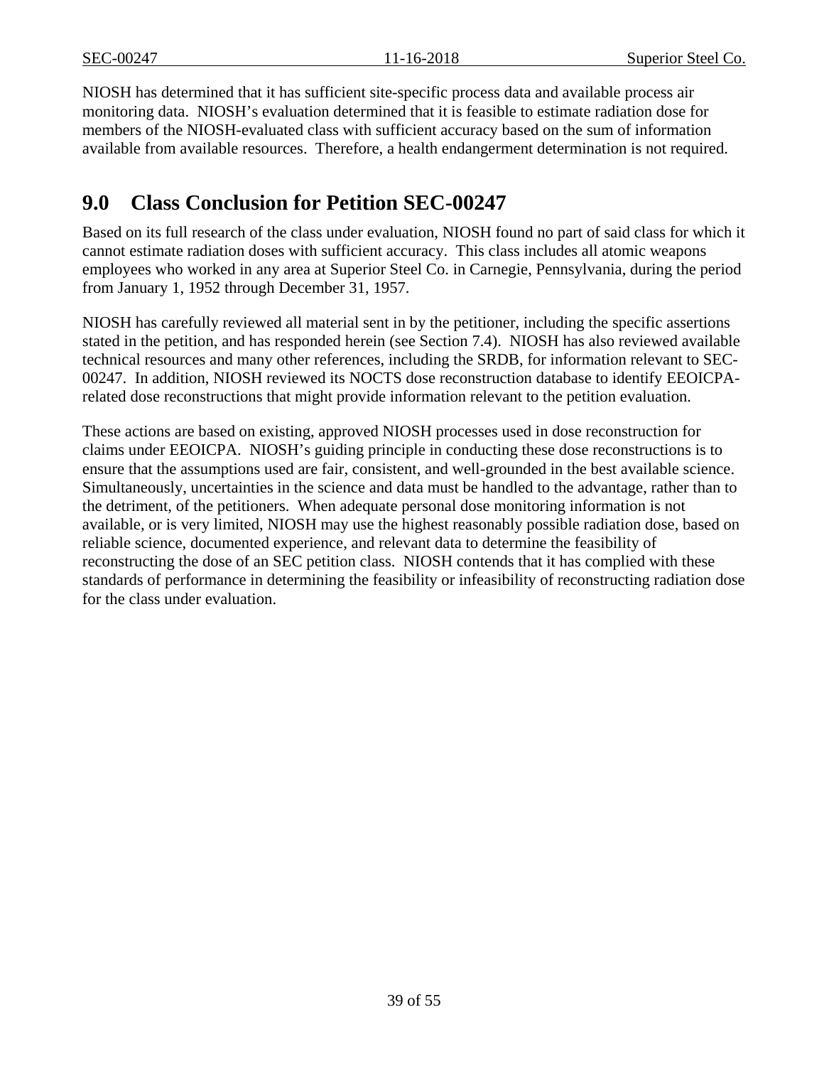NIOSH has determined that it has sufficient site-specific process data and available process air monitoring data. NIOSH's evaluation determined that it is feasible to estimate radiation dose for members of the NIOSH-evaluated class with sufficient accuracy based on the sum of information available from available resources. Therefore, a health endangerment determination is not required.

## 9.0 Class Conclusion for Petition SEC-00247

Based on its full research of the class under evaluation, NIOSH found no part of said class for which it cannot estimate radiation doses with sufficient accuracy. This class includes all atomic weapons employees who worked in any area at Superior Steel Co. in Carnegie, Pennsylvania, during the period from January 1, 1952 through December 31, 1957.

NIOSH has carefully reviewed all material sent in by the petitioner, including the specific assertions stated in the petition, and has responded herein (see Section 7.4). NIOSH has also reviewed available technical resources and many other references, including the SRDB, for information relevant to SEC-00247. In addition, NIOSH reviewed its NOCTS dose reconstruction database to identify EEOICPA-related dose reconstructions that might provide information relevant to the petition evaluation.

These actions are based on existing, approved NIOSH processes used in dose reconstruction for claims under EEOICPA. NIOSH's guiding principle in conducting these dose reconstructions is to ensure that the assumptions used are fair, consistent, and well-grounded in the best available science. Simultaneously, uncertainties in the science and data must be handled to the advantage, rather than to the detriment, of the petitioners. When adequate personal dose monitoring information is not available, or is very limited, NIOSH may use the highest reasonably possible radiation dose, based on reliable science, documented experience, and relevant data to determine the feasibility of reconstructing the dose of an SEC petition class. NIOSH contends that it has complied with these standards of performance in determining the feasibility or infeasibility of reconstructing radiation dose for the class under evaluation.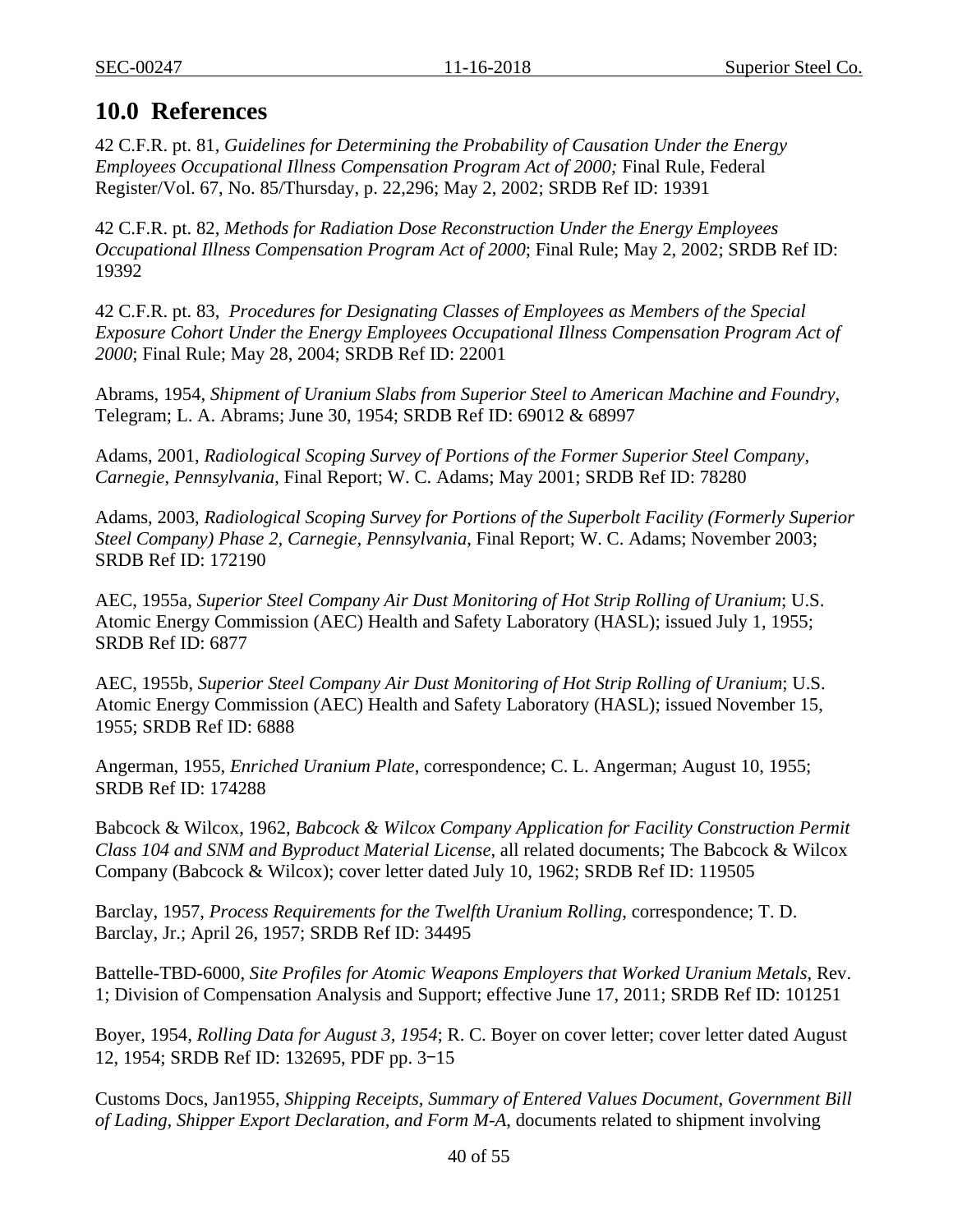## 10.0 References

42 C.F.R. pt. 81, *Guidelines for Determining the Probability of Causation Under the Energy Employees Occupational Illness Compensation Program Act of 2000;* Final Rule, Federal Register/Vol. 67, No. 85/Thursday, p. 22,296; May 2, 2002; SRDB Ref ID: 19391

42 C.F.R. pt. 82, *Methods for Radiation Dose Reconstruction Under the Energy Employees Occupational Illness Compensation Program Act of 2000*; Final Rule; May 2, 2002; SRDB Ref ID: 19392

42 C.F.R. pt. 83, *Procedures for Designating Classes of Employees as Members of the Special Exposure Cohort Under the Energy Employees Occupational Illness Compensation Program Act of 2000*; Final Rule; May 28, 2004; SRDB Ref ID: 22001

Abrams, 1954, *Shipment of Uranium Slabs from Superior Steel to American Machine and Foundry*, Telegram; L. A. Abrams; June 30, 1954; SRDB Ref ID: 69012 & 68997

Adams, 2001, *Radiological Scoping Survey of Portions of the Former Superior Steel Company, Carnegie, Pennsylvania*, Final Report; W. C. Adams; May 2001; SRDB Ref ID: 78280

Adams, 2003, *Radiological Scoping Survey for Portions of the Superbolt Facility (Formerly Superior Steel Company) Phase 2, Carnegie, Pennsylvania*, Final Report; W. C. Adams; November 2003; SRDB Ref ID: 172190

AEC, 1955a, *Superior Steel Company Air Dust Monitoring of Hot Strip Rolling of Uranium*; U.S. Atomic Energy Commission (AEC) Health and Safety Laboratory (HASL); issued July 1, 1955; SRDB Ref ID: 6877

AEC, 1955b, *Superior Steel Company Air Dust Monitoring of Hot Strip Rolling of Uranium*; U.S. Atomic Energy Commission (AEC) Health and Safety Laboratory (HASL); issued November 15, 1955; SRDB Ref ID: 6888

Angerman, 1955, *Enriched Uranium Plate*, correspondence; C. L. Angerman; August 10, 1955; SRDB Ref ID: 174288

Babcock & Wilcox, 1962, *Babcock & Wilcox Company Application for Facility Construction Permit Class 104 and SNM and Byproduct Material License*, all related documents; The Babcock & Wilcox Company (Babcock & Wilcox); cover letter dated July 10, 1962; SRDB Ref ID: 119505

Barclay, 1957, *Process Requirements for the Twelfth Uranium Rolling*, correspondence; T. D. Barclay, Jr.; April 26, 1957; SRDB Ref ID: 34495

Battelle-TBD-6000, *Site Profiles for Atomic Weapons Employers that Worked Uranium Metals*, Rev. 1; Division of Compensation Analysis and Support; effective June 17, 2011; SRDB Ref ID: 101251

Boyer, 1954, *Rolling Data for August 3, 1954*; R. C. Boyer on cover letter; cover letter dated August 12, 1954; SRDB Ref ID: 132695, PDF pp. 3−15

Customs Docs, Jan1955, *Shipping Receipts, Summary of Entered Values Document, Government Bill of Lading, Shipper Export Declaration, and Form M-A*, documents related to shipment involving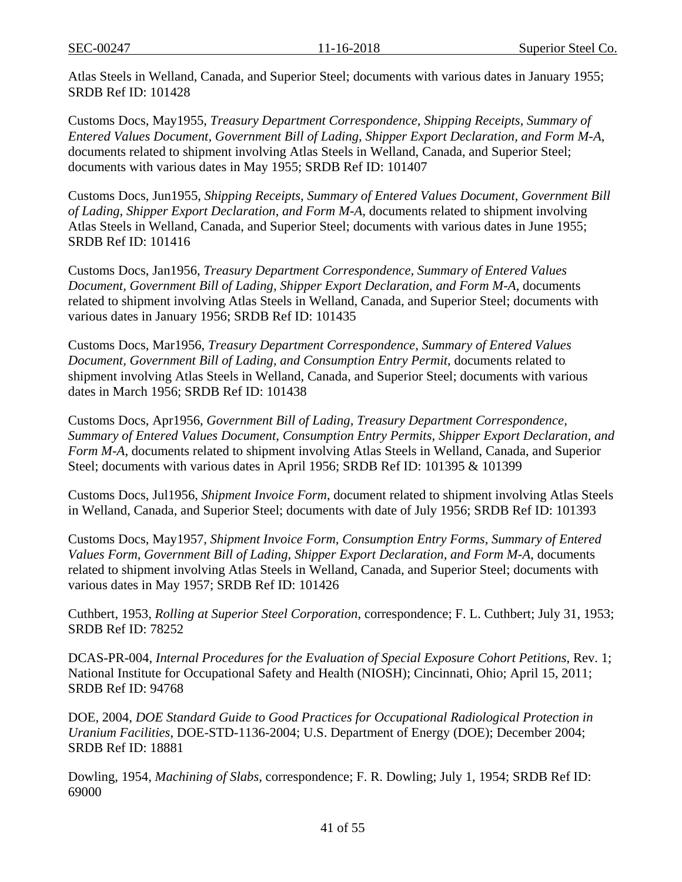Atlas Steels in Welland, Canada, and Superior Steel; documents with various dates in January 1955; SRDB Ref ID: 101428

Customs Docs, May1955, *Treasury Department Correspondence, Shipping Receipts, Summary of Entered Values Document, Government Bill of Lading, Shipper Export Declaration, and Form M-A*, documents related to shipment involving Atlas Steels in Welland, Canada, and Superior Steel; documents with various dates in May 1955; SRDB Ref ID: 101407

Customs Docs, Jun1955, *Shipping Receipts, Summary of Entered Values Document, Government Bill of Lading, Shipper Export Declaration, and Form M-A*, documents related to shipment involving Atlas Steels in Welland, Canada, and Superior Steel; documents with various dates in June 1955; SRDB Ref ID: 101416

Customs Docs, Jan1956, *Treasury Department Correspondence, Summary of Entered Values Document, Government Bill of Lading, Shipper Export Declaration, and Form M-A*, documents related to shipment involving Atlas Steels in Welland, Canada, and Superior Steel; documents with various dates in January 1956; SRDB Ref ID: 101435

Customs Docs, Mar1956, *Treasury Department Correspondence, Summary of Entered Values Document, Government Bill of Lading, and Consumption Entry Permit*, documents related to shipment involving Atlas Steels in Welland, Canada, and Superior Steel; documents with various dates in March 1956; SRDB Ref ID: 101438

Customs Docs, Apr1956, *Government Bill of Lading, Treasury Department Correspondence, Summary of Entered Values Document, Consumption Entry Permits, Shipper Export Declaration, and Form M-A*, documents related to shipment involving Atlas Steels in Welland, Canada, and Superior Steel; documents with various dates in April 1956; SRDB Ref ID: 101395 & 101399

Customs Docs, Jul1956, *Shipment Invoice Form*, document related to shipment involving Atlas Steels in Welland, Canada, and Superior Steel; documents with date of July 1956; SRDB Ref ID: 101393

Customs Docs, May1957, *Shipment Invoice Form, Consumption Entry Forms, Summary of Entered Values Form, Government Bill of Lading, Shipper Export Declaration, and Form M-A*, documents related to shipment involving Atlas Steels in Welland, Canada, and Superior Steel; documents with various dates in May 1957; SRDB Ref ID: 101426

Cuthbert, 1953, *Rolling at Superior Steel Corporation*, correspondence; F. L. Cuthbert; July 31, 1953; SRDB Ref ID: 78252

DCAS-PR-004, *Internal Procedures for the Evaluation of Special Exposure Cohort Petitions*, Rev. 1; National Institute for Occupational Safety and Health (NIOSH); Cincinnati, Ohio; April 15, 2011; SRDB Ref ID: 94768

DOE, 2004, *DOE Standard Guide to Good Practices for Occupational Radiological Protection in Uranium Facilities*, DOE-STD-1136-2004; U.S. Department of Energy (DOE); December 2004; SRDB Ref ID: 18881

Dowling, 1954, *Machining of Slabs*, correspondence; F. R. Dowling; July 1, 1954; SRDB Ref ID: 69000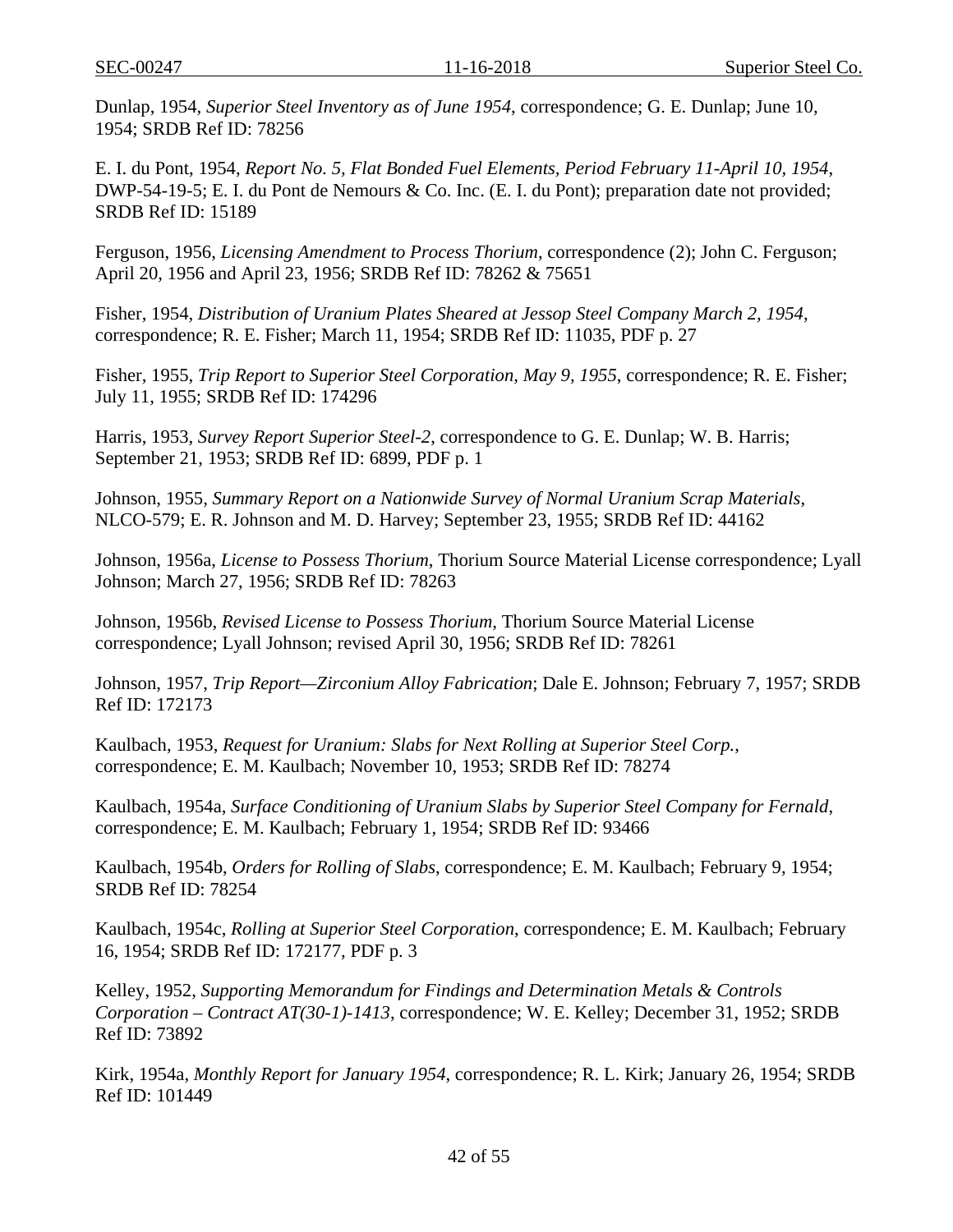Dunlap, 1954, *Superior Steel Inventory as of June 1954*, correspondence; G. E. Dunlap; June 10, 1954; SRDB Ref ID: 78256

E. I. du Pont, 1954, *Report No. 5, Flat Bonded Fuel Elements, Period February 11-April 10, 1954*, DWP-54-19-5; E. I. du Pont de Nemours & Co. Inc. (E. I. du Pont); preparation date not provided; SRDB Ref ID: 15189

Ferguson, 1956, *Licensing Amendment to Process Thorium*, correspondence (2); John C. Ferguson; April 20, 1956 and April 23, 1956; SRDB Ref ID: 78262 & 75651

Fisher, 1954, *Distribution of Uranium Plates Sheared at Jessop Steel Company March 2, 1954*, correspondence; R. E. Fisher; March 11, 1954; SRDB Ref ID: 11035, PDF p. 27

Fisher, 1955, *Trip Report to Superior Steel Corporation, May 9, 1955*, correspondence; R. E. Fisher; July 11, 1955; SRDB Ref ID: 174296

Harris, 1953, *Survey Report Superior Steel-2*, correspondence to G. E. Dunlap; W. B. Harris; September 21, 1953; SRDB Ref ID: 6899, PDF p. 1

Johnson, 1955, *Summary Report on a Nationwide Survey of Normal Uranium Scrap Materials*, NLCO-579; E. R. Johnson and M. D. Harvey; September 23, 1955; SRDB Ref ID: 44162

Johnson, 1956a, *License to Possess Thorium*, Thorium Source Material License correspondence; Lyall Johnson; March 27, 1956; SRDB Ref ID: 78263

Johnson, 1956b, *Revised License to Possess Thorium*, Thorium Source Material License correspondence; Lyall Johnson; revised April 30, 1956; SRDB Ref ID: 78261

Johnson, 1957, *Trip Report—Zirconium Alloy Fabrication*; Dale E. Johnson; February 7, 1957; SRDB Ref ID: 172173

Kaulbach, 1953, *Request for Uranium: Slabs for Next Rolling at Superior Steel Corp.*, correspondence; E. M. Kaulbach; November 10, 1953; SRDB Ref ID: 78274

Kaulbach, 1954a, *Surface Conditioning of Uranium Slabs by Superior Steel Company for Fernald*, correspondence; E. M. Kaulbach; February 1, 1954; SRDB Ref ID: 93466

Kaulbach, 1954b, *Orders for Rolling of Slabs*, correspondence; E. M. Kaulbach; February 9, 1954; SRDB Ref ID: 78254

Kaulbach, 1954c, *Rolling at Superior Steel Corporation*, correspondence; E. M. Kaulbach; February 16, 1954; SRDB Ref ID: 172177, PDF p. 3

Kelley, 1952, *Supporting Memorandum for Findings and Determination Metals & Controls Corporation – Contract AT(30-1)-1413*, correspondence; W. E. Kelley; December 31, 1952; SRDB Ref ID: 73892

Kirk, 1954a, *Monthly Report for January 1954*, correspondence; R. L. Kirk; January 26, 1954; SRDB Ref ID: 101449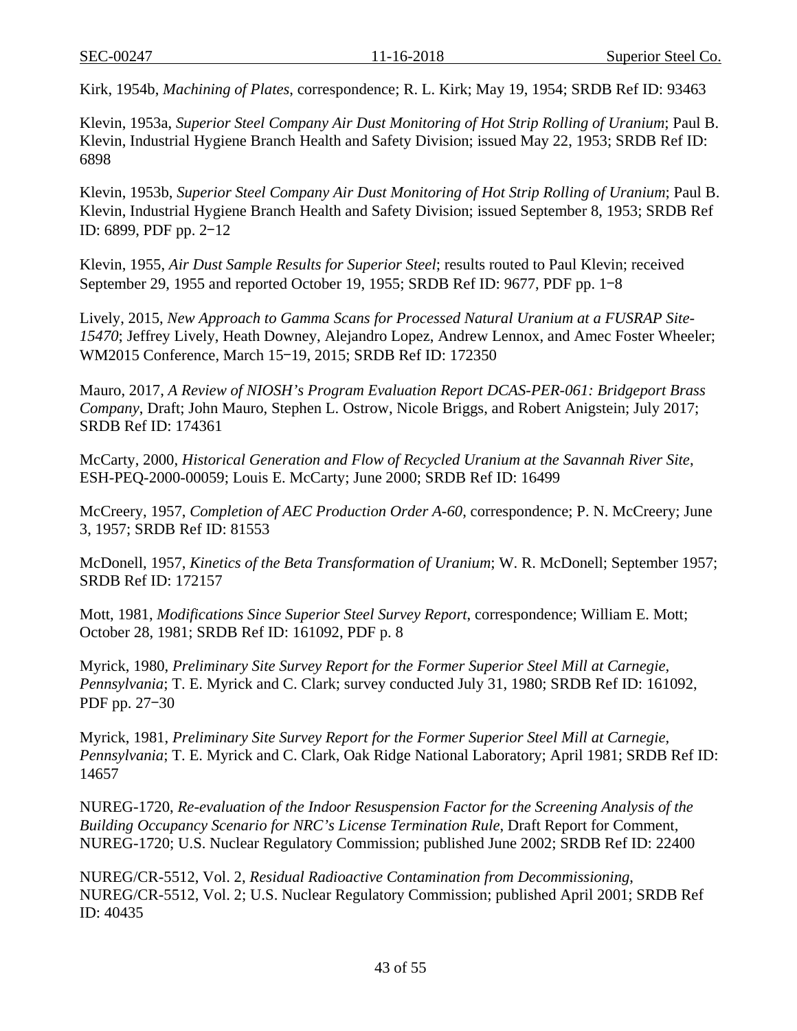Kirk, 1954b, *Machining of Plates*, correspondence; R. L. Kirk; May 19, 1954; SRDB Ref ID: 93463

Klevin, 1953a, *Superior Steel Company Air Dust Monitoring of Hot Strip Rolling of Uranium*; Paul B. Klevin, Industrial Hygiene Branch Health and Safety Division; issued May 22, 1953; SRDB Ref ID: 6898

Klevin, 1953b, *Superior Steel Company Air Dust Monitoring of Hot Strip Rolling of Uranium*; Paul B. Klevin, Industrial Hygiene Branch Health and Safety Division; issued September 8, 1953; SRDB Ref ID: 6899, PDF pp. 2−12

Klevin, 1955, *Air Dust Sample Results for Superior Steel*; results routed to Paul Klevin; received September 29, 1955 and reported October 19, 1955; SRDB Ref ID: 9677, PDF pp. 1−8

Lively, 2015, *New Approach to Gamma Scans for Processed Natural Uranium at a FUSRAP Site-15470*; Jeffrey Lively, Heath Downey, Alejandro Lopez, Andrew Lennox, and Amec Foster Wheeler; WM2015 Conference, March 15−19, 2015; SRDB Ref ID: 172350

Mauro, 2017, *A Review of NIOSH's Program Evaluation Report DCAS-PER-061: Bridgeport Brass Company*, Draft; John Mauro, Stephen L. Ostrow, Nicole Briggs, and Robert Anigstein; July 2017; SRDB Ref ID: 174361

McCarty, 2000, *Historical Generation and Flow of Recycled Uranium at the Savannah River Site*, ESH-PEQ-2000-00059; Louis E. McCarty; June 2000; SRDB Ref ID: 16499

McCreery, 1957, *Completion of AEC Production Order A-60*, correspondence; P. N. McCreery; June 3, 1957; SRDB Ref ID: 81553

McDonell, 1957, *Kinetics of the Beta Transformation of Uranium*; W. R. McDonell; September 1957; SRDB Ref ID: 172157

Mott, 1981, *Modifications Since Superior Steel Survey Report*, correspondence; William E. Mott; October 28, 1981; SRDB Ref ID: 161092, PDF p. 8

Myrick, 1980, *Preliminary Site Survey Report for the Former Superior Steel Mill at Carnegie, Pennsylvania*; T. E. Myrick and C. Clark; survey conducted July 31, 1980; SRDB Ref ID: 161092, PDF pp. 27−30

Myrick, 1981, *Preliminary Site Survey Report for the Former Superior Steel Mill at Carnegie, Pennsylvania*; T. E. Myrick and C. Clark, Oak Ridge National Laboratory; April 1981; SRDB Ref ID: 14657

NUREG-1720, *Re-evaluation of the Indoor Resuspension Factor for the Screening Analysis of the Building Occupancy Scenario for NRC's License Termination Rule*, Draft Report for Comment, NUREG-1720; U.S. Nuclear Regulatory Commission; published June 2002; SRDB Ref ID: 22400

NUREG/CR-5512, Vol. 2, *Residual Radioactive Contamination from Decommissioning*, NUREG/CR-5512, Vol. 2; U.S. Nuclear Regulatory Commission; published April 2001; SRDB Ref ID: 40435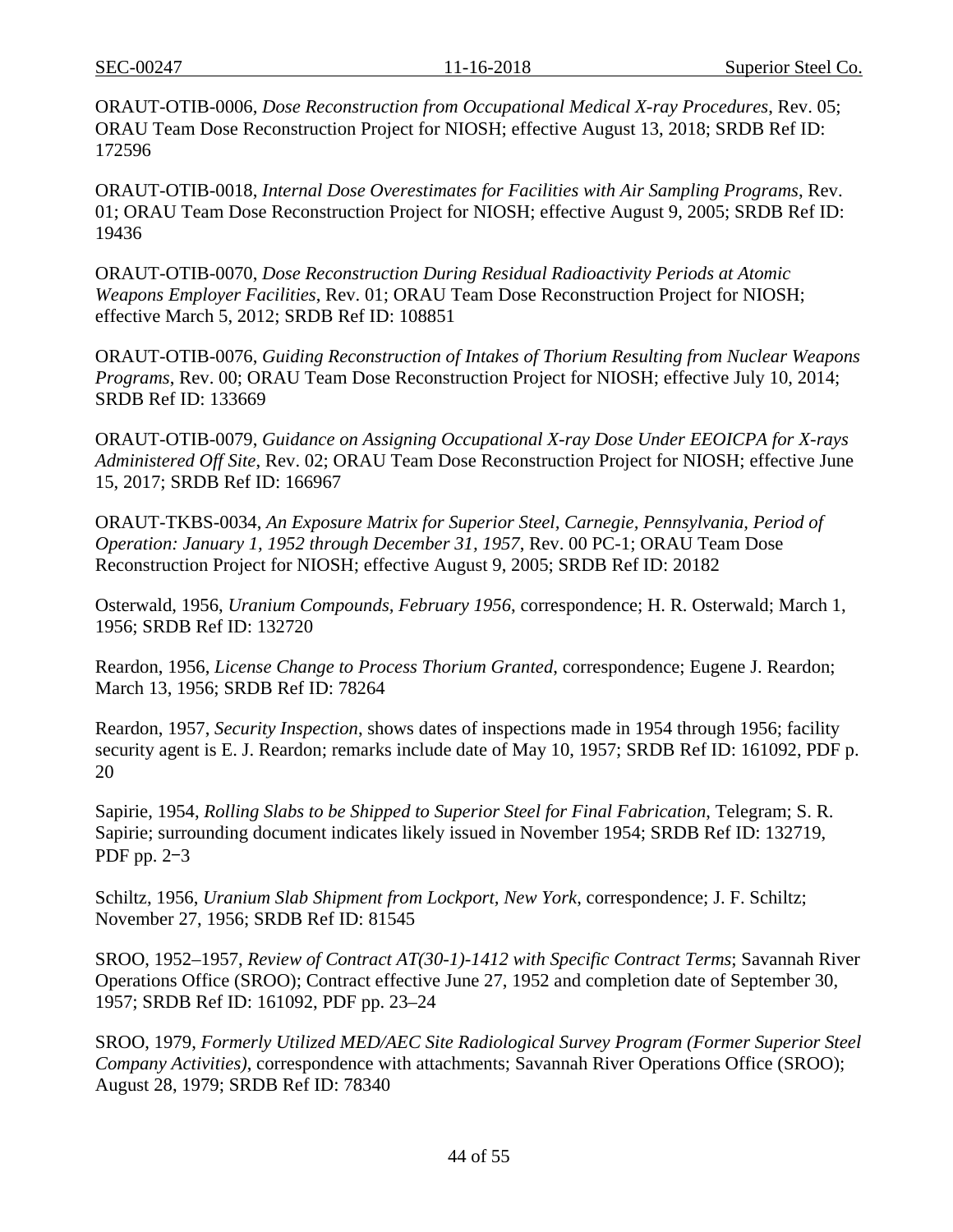ORAUT-OTIB-0006, *Dose Reconstruction from Occupational Medical X-ray Procedures*, Rev. 05; ORAU Team Dose Reconstruction Project for NIOSH; effective August 13, 2018; SRDB Ref ID: 172596

ORAUT-OTIB-0018, *Internal Dose Overestimates for Facilities with Air Sampling Programs*, Rev. 01; ORAU Team Dose Reconstruction Project for NIOSH; effective August 9, 2005; SRDB Ref ID: 19436

ORAUT-OTIB-0070, *Dose Reconstruction During Residual Radioactivity Periods at Atomic Weapons Employer Facilities*, Rev. 01; ORAU Team Dose Reconstruction Project for NIOSH; effective March 5, 2012; SRDB Ref ID: 108851

ORAUT-OTIB-0076, *Guiding Reconstruction of Intakes of Thorium Resulting from Nuclear Weapons Programs*, Rev. 00; ORAU Team Dose Reconstruction Project for NIOSH; effective July 10, 2014; SRDB Ref ID: 133669

ORAUT-OTIB-0079, *Guidance on Assigning Occupational X-ray Dose Under EEOICPA for X-rays Administered Off Site*, Rev. 02; ORAU Team Dose Reconstruction Project for NIOSH; effective June 15, 2017; SRDB Ref ID: 166967

ORAUT-TKBS-0034, *An Exposure Matrix for Superior Steel, Carnegie, Pennsylvania, Period of Operation: January 1, 1952 through December 31, 1957*, Rev. 00 PC-1; ORAU Team Dose Reconstruction Project for NIOSH; effective August 9, 2005; SRDB Ref ID: 20182

Osterwald, 1956, *Uranium Compounds, February 1956*, correspondence; H. R. Osterwald; March 1, 1956; SRDB Ref ID: 132720

Reardon, 1956, *License Change to Process Thorium Granted*, correspondence; Eugene J. Reardon; March 13, 1956; SRDB Ref ID: 78264

Reardon, 1957, *Security Inspection*, shows dates of inspections made in 1954 through 1956; facility security agent is E. J. Reardon; remarks include date of May 10, 1957; SRDB Ref ID: 161092, PDF p. 20

Sapirie, 1954, *Rolling Slabs to be Shipped to Superior Steel for Final Fabrication*, Telegram; S. R. Sapirie; surrounding document indicates likely issued in November 1954; SRDB Ref ID: 132719, PDF pp. 2−3

Schiltz, 1956, *Uranium Slab Shipment from Lockport, New York*, correspondence; J. F. Schiltz; November 27, 1956; SRDB Ref ID: 81545

SROO, 1952–1957, *Review of Contract AT(30-1)-1412 with Specific Contract Terms*; Savannah River Operations Office (SROO); Contract effective June 27, 1952 and completion date of September 30, 1957; SRDB Ref ID: 161092, PDF pp. 23–24

SROO, 1979, *Formerly Utilized MED/AEC Site Radiological Survey Program (Former Superior Steel Company Activities)*, correspondence with attachments; Savannah River Operations Office (SROO); August 28, 1979; SRDB Ref ID: 78340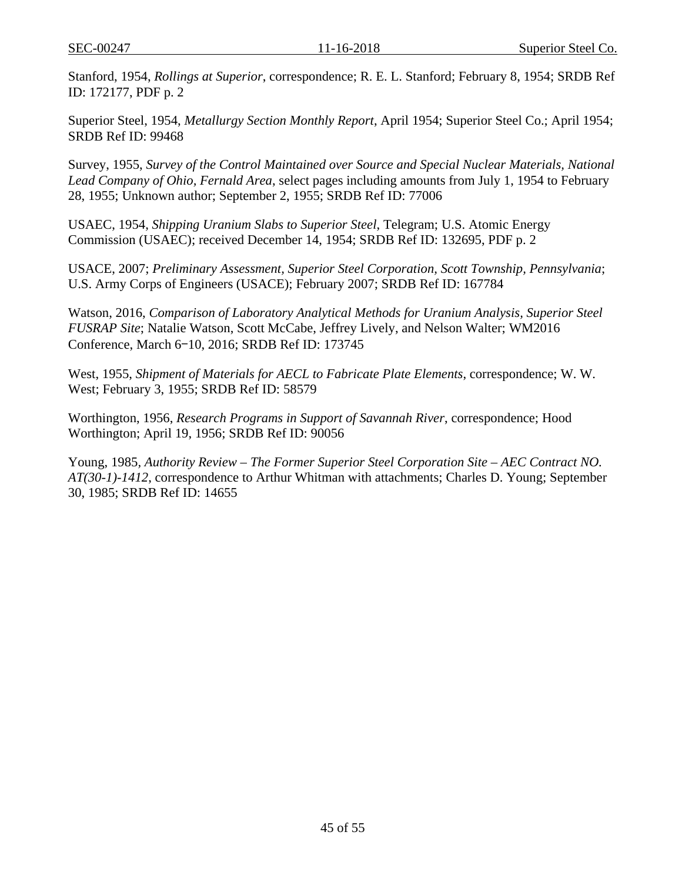Stanford, 1954, *Rollings at Superior*, correspondence; R. E. L. Stanford; February 8, 1954; SRDB Ref ID: 172177, PDF p. 2

Superior Steel, 1954, *Metallurgy Section Monthly Report*, April 1954; Superior Steel Co.; April 1954; SRDB Ref ID: 99468

Survey, 1955, *Survey of the Control Maintained over Source and Special Nuclear Materials, National Lead Company of Ohio, Fernald Area*, select pages including amounts from July 1, 1954 to February 28, 1955; Unknown author; September 2, 1955; SRDB Ref ID: 77006

USAEC, 1954, *Shipping Uranium Slabs to Superior Steel*, Telegram; U.S. Atomic Energy Commission (USAEC); received December 14, 1954; SRDB Ref ID: 132695, PDF p. 2

USACE, 2007; *Preliminary Assessment, Superior Steel Corporation, Scott Township, Pennsylvania*; U.S. Army Corps of Engineers (USACE); February 2007; SRDB Ref ID: 167784

Watson, 2016, *Comparison of Laboratory Analytical Methods for Uranium Analysis, Superior Steel FUSRAP Site*; Natalie Watson, Scott McCabe, Jeffrey Lively, and Nelson Walter; WM2016 Conference, March 6‒10, 2016; SRDB Ref ID: 173745

West, 1955, *Shipment of Materials for AECL to Fabricate Plate Elements*, correspondence; W. W. West; February 3, 1955; SRDB Ref ID: 58579

Worthington, 1956, *Research Programs in Support of Savannah River*, correspondence; Hood Worthington; April 19, 1956; SRDB Ref ID: 90056

Young, 1985, *Authority Review – The Former Superior Steel Corporation Site – AEC Contract NO. AT(30-1)-1412*, correspondence to Arthur Whitman with attachments; Charles D. Young; September 30, 1985; SRDB Ref ID: 14655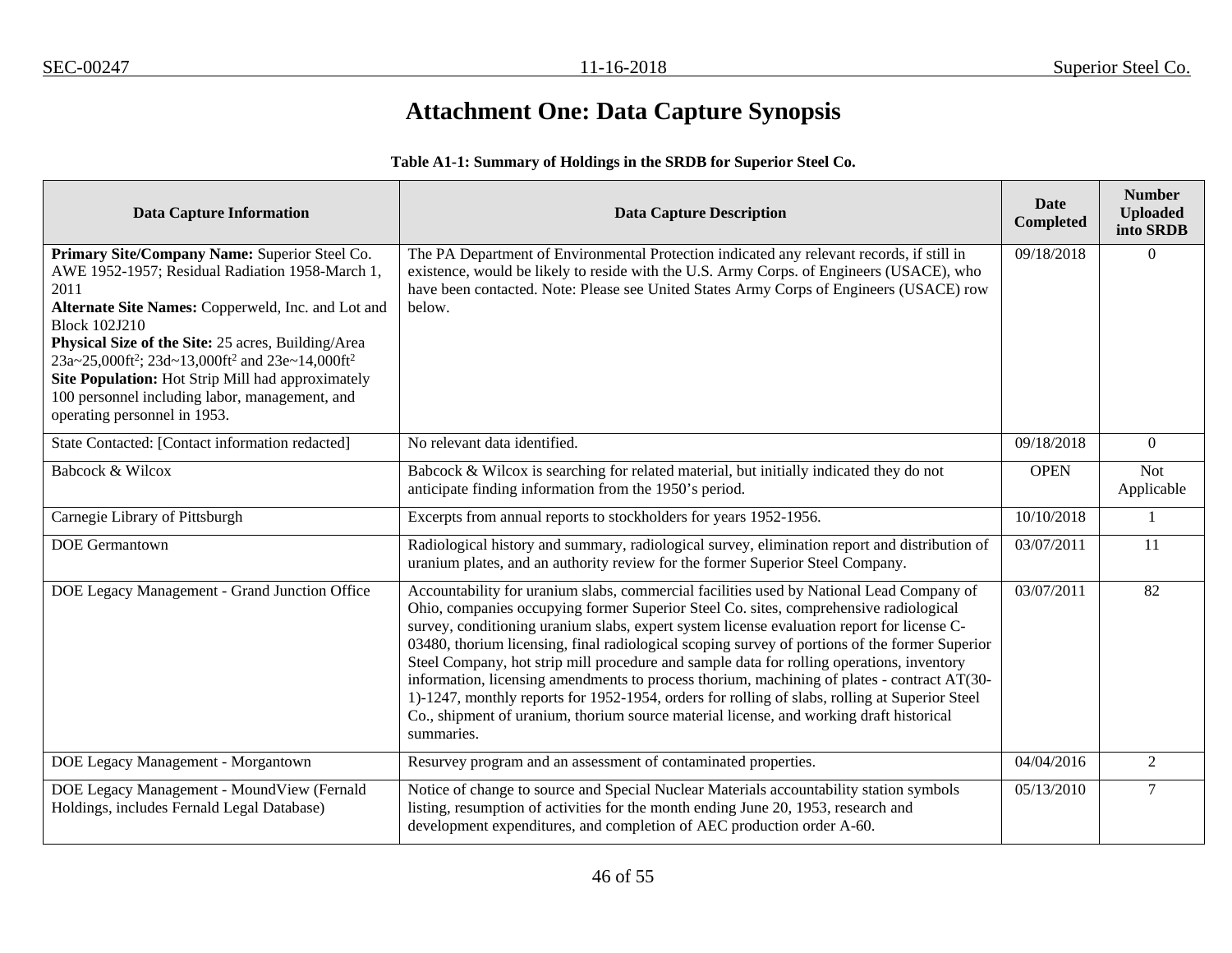# Attachment One: Data Capture Synopsis

**Table A1-1: Summary of Holdings in the SRDB for Superior Steel Co.**

| Data Capture Information | Data Capture Description | Date Completed | Number Uploaded into SRDB |
|---|---|---|---|
| **Primary Site/Company Name:** Superior Steel Co. AWE 1952-1957; Residual Radiation 1958-March 1, 2011<br>**Alternate Site Names:** Copperweld, Inc. and Lot and Block 102J210<br>**Physical Size of the Site:** 25 acres, Building/Area 23a~25,000ft$^2$; 23d~13,000ft$^2$ and 23e~14,000ft$^2$<br>**Site Population:** Hot Strip Mill had approximately 100 personnel including labor, management, and operating personnel in 1953. | The PA Department of Environmental Protection indicated any relevant records, if still in existence, would be likely to reside with the U.S. Army Corps. of Engineers (USACE), who have been contacted. Note: Please see United States Army Corps of Engineers (USACE) row below. | 09/18/2018 | 0 |
| State Contacted: [Contact information redacted] | No relevant data identified. | 09/18/2018 | 0 |
| Babcock & Wilcox | Babcock & Wilcox is searching for related material, but initially indicated they do not anticipate finding information from the 1950's period. | OPEN | Not Applicable |
| Carnegie Library of Pittsburgh | Excerpts from annual reports to stockholders for years 1952-1956. | 10/10/2018 | 1 |
| DOE Germantown | Radiological history and summary, radiological survey, elimination report and distribution of uranium plates, and an authority review for the former Superior Steel Company. | 03/07/2011 | 11 |
| DOE Legacy Management - Grand Junction Office | Accountability for uranium slabs, commercial facilities used by National Lead Company of Ohio, companies occupying former Superior Steel Co. sites, comprehensive radiological survey, conditioning uranium slabs, expert system license evaluation report for license C-03480, thorium licensing, final radiological scoping survey of portions of the former Superior Steel Company, hot strip mill procedure and sample data for rolling operations, inventory information, licensing amendments to process thorium, machining of plates - contract AT(30-1)-1247, monthly reports for 1952-1954, orders for rolling of slabs, rolling at Superior Steel Co., shipment of uranium, thorium source material license, and working draft historical summaries. | 03/07/2011 | 82 |
| DOE Legacy Management - Morgantown | Resurvey program and an assessment of contaminated properties. | 04/04/2016 | 2 |
| DOE Legacy Management - MoundView (Fernald Holdings, includes Fernald Legal Database) | Notice of change to source and Special Nuclear Materials accountability station symbols listing, resumption of activities for the month ending June 20, 1953, research and development expenditures, and completion of AEC production order A-60. | 05/13/2010 | 7 |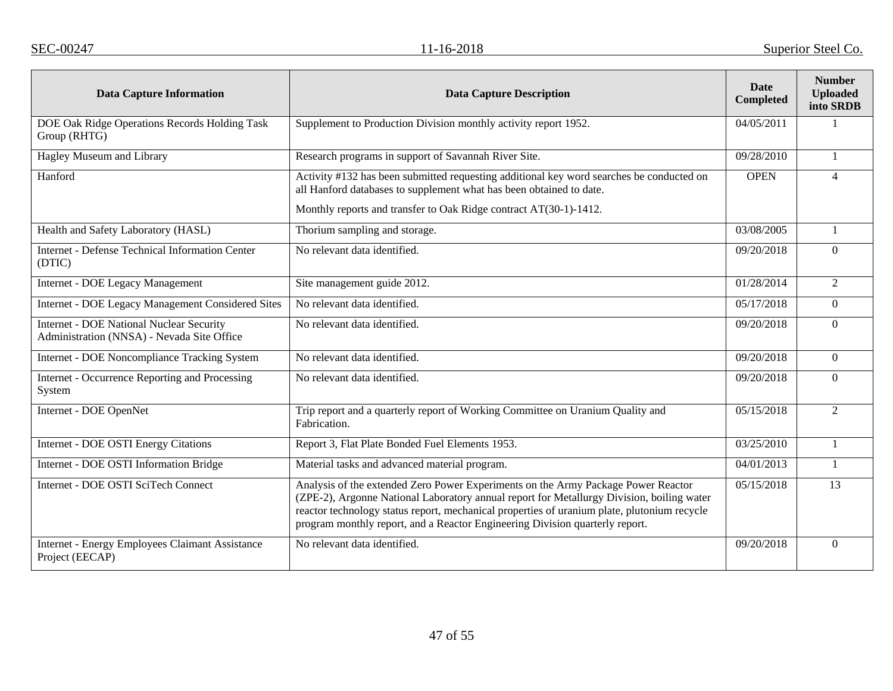| Data Capture Information | Data Capture Description | Date Completed | Number Uploaded into SRDB |
|---|---|---|---|
| DOE Oak Ridge Operations Records Holding Task Group (RHTG) | Supplement to Production Division monthly activity report 1952. | 04/05/2011 | 1 |
| Hagley Museum and Library | Research programs in support of Savannah River Site. | 09/28/2010 | 1 |
| Hanford | Activity #132 has been submitted requesting additional key word searches be conducted on all Hanford databases to supplement what has been obtained to date.<br><br>Monthly reports and transfer to Oak Ridge contract AT(30-1)-1412. | OPEN | 4 |
| Health and Safety Laboratory (HASL) | Thorium sampling and storage. | 03/08/2005 | 1 |
| Internet - Defense Technical Information Center (DTIC) | No relevant data identified. | 09/20/2018 | 0 |
| Internet - DOE Legacy Management | Site management guide 2012. | 01/28/2014 | 2 |
| Internet - DOE Legacy Management Considered Sites | No relevant data identified. | 05/17/2018 | 0 |
| Internet - DOE National Nuclear Security Administration (NNSA) - Nevada Site Office | No relevant data identified. | 09/20/2018 | 0 |
| Internet - DOE Noncompliance Tracking System | No relevant data identified. | 09/20/2018 | 0 |
| Internet - Occurrence Reporting and Processing System | No relevant data identified. | 09/20/2018 | 0 |
| Internet - DOE OpenNet | Trip report and a quarterly report of Working Committee on Uranium Quality and Fabrication. | 05/15/2018 | 2 |
| Internet - DOE OSTI Energy Citations | Report 3, Flat Plate Bonded Fuel Elements 1953. | 03/25/2010 | 1 |
| Internet - DOE OSTI Information Bridge | Material tasks and advanced material program. | 04/01/2013 | 1 |
| Internet - DOE OSTI SciTech Connect | Analysis of the extended Zero Power Experiments on the Army Package Power Reactor (ZPE-2), Argonne National Laboratory annual report for Metallurgy Division, boiling water reactor technology status report, mechanical properties of uranium plate, plutonium recycle program monthly report, and a Reactor Engineering Division quarterly report. | 05/15/2018 | 13 |
| Internet - Energy Employees Claimant Assistance Project (EECAP) | No relevant data identified. | 09/20/2018 | 0 |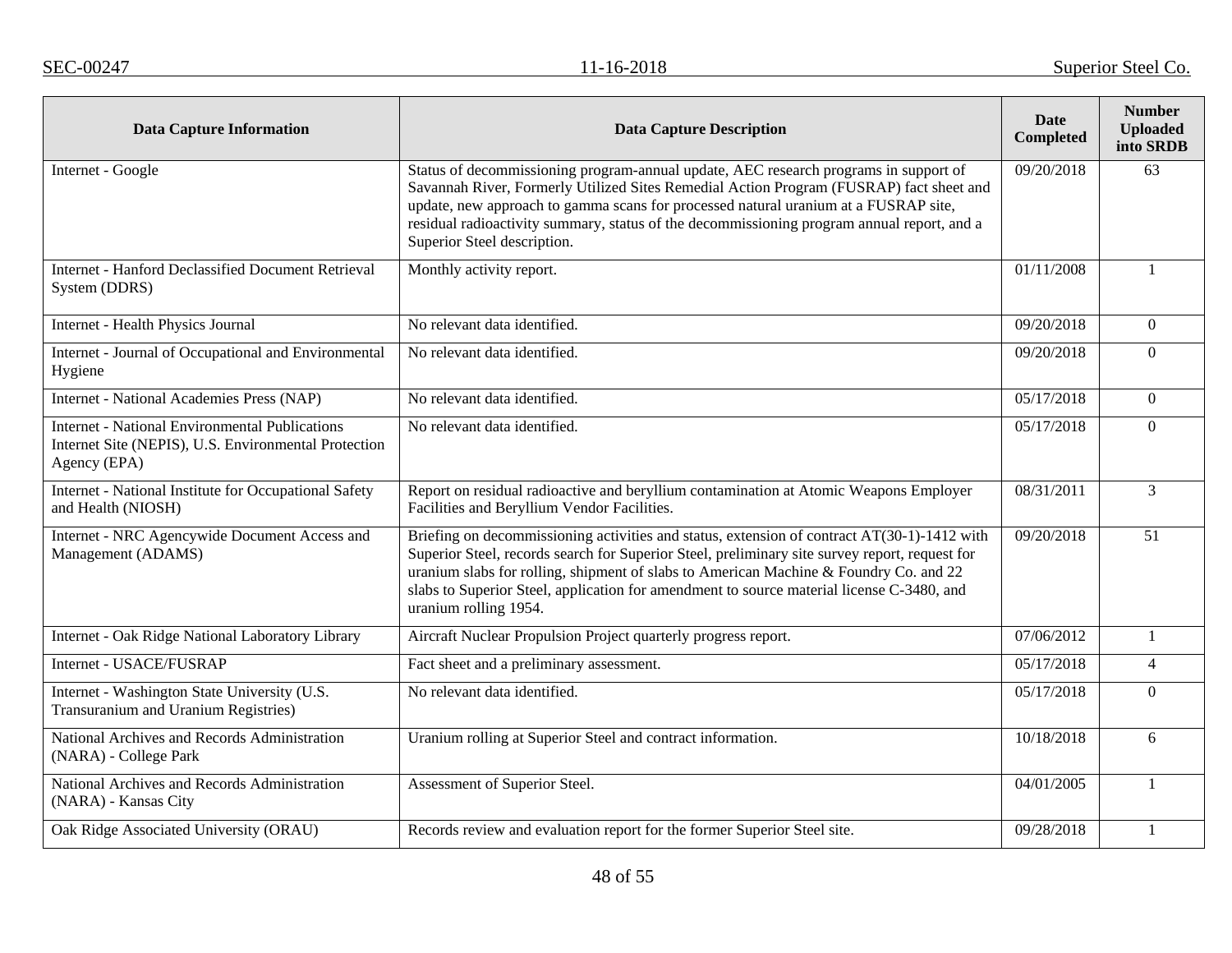| Data Capture Information | Data Capture Description | Date Completed | Number Uploaded into SRDB |
|---|---|---|---|
| Internet - Google | Status of decommissioning program-annual update, AEC research programs in support of Savannah River, Formerly Utilized Sites Remedial Action Program (FUSRAP) fact sheet and update, new approach to gamma scans for processed natural uranium at a FUSRAP site, residual radioactivity summary, status of the decommissioning program annual report, and a Superior Steel description. | 09/20/2018 | 63 |
| Internet - Hanford Declassified Document Retrieval System (DDRS) | Monthly activity report. | 01/11/2008 | 1 |
| Internet - Health Physics Journal | No relevant data identified. | 09/20/2018 | 0 |
| Internet - Journal of Occupational and Environmental Hygiene | No relevant data identified. | 09/20/2018 | 0 |
| Internet - National Academies Press (NAP) | No relevant data identified. | 05/17/2018 | 0 |
| Internet - National Environmental Publications Internet Site (NEPIS), U.S. Environmental Protection Agency (EPA) | No relevant data identified. | 05/17/2018 | 0 |
| Internet - National Institute for Occupational Safety and Health (NIOSH) | Report on residual radioactive and beryllium contamination at Atomic Weapons Employer Facilities and Beryllium Vendor Facilities. | 08/31/2011 | 3 |
| Internet - NRC Agencywide Document Access and Management (ADAMS) | Briefing on decommissioning activities and status, extension of contract AT(30-1)-1412 with Superior Steel, records search for Superior Steel, preliminary site survey report, request for uranium slabs for rolling, shipment of slabs to American Machine & Foundry Co. and 22 slabs to Superior Steel, application for amendment to source material license C-3480, and uranium rolling 1954. | 09/20/2018 | 51 |
| Internet - Oak Ridge National Laboratory Library | Aircraft Nuclear Propulsion Project quarterly progress report. | 07/06/2012 | 1 |
| Internet - USACE/FUSRAP | Fact sheet and a preliminary assessment. | 05/17/2018 | 4 |
| Internet - Washington State University (U.S. Transuranium and Uranium Registries) | No relevant data identified. | 05/17/2018 | 0 |
| National Archives and Records Administration (NARA) - College Park | Uranium rolling at Superior Steel and contract information. | 10/18/2018 | 6 |
| National Archives and Records Administration (NARA) - Kansas City | Assessment of Superior Steel. | 04/01/2005 | 1 |
| Oak Ridge Associated University (ORAU) | Records review and evaluation report for the former Superior Steel site. | 09/28/2018 | 1 |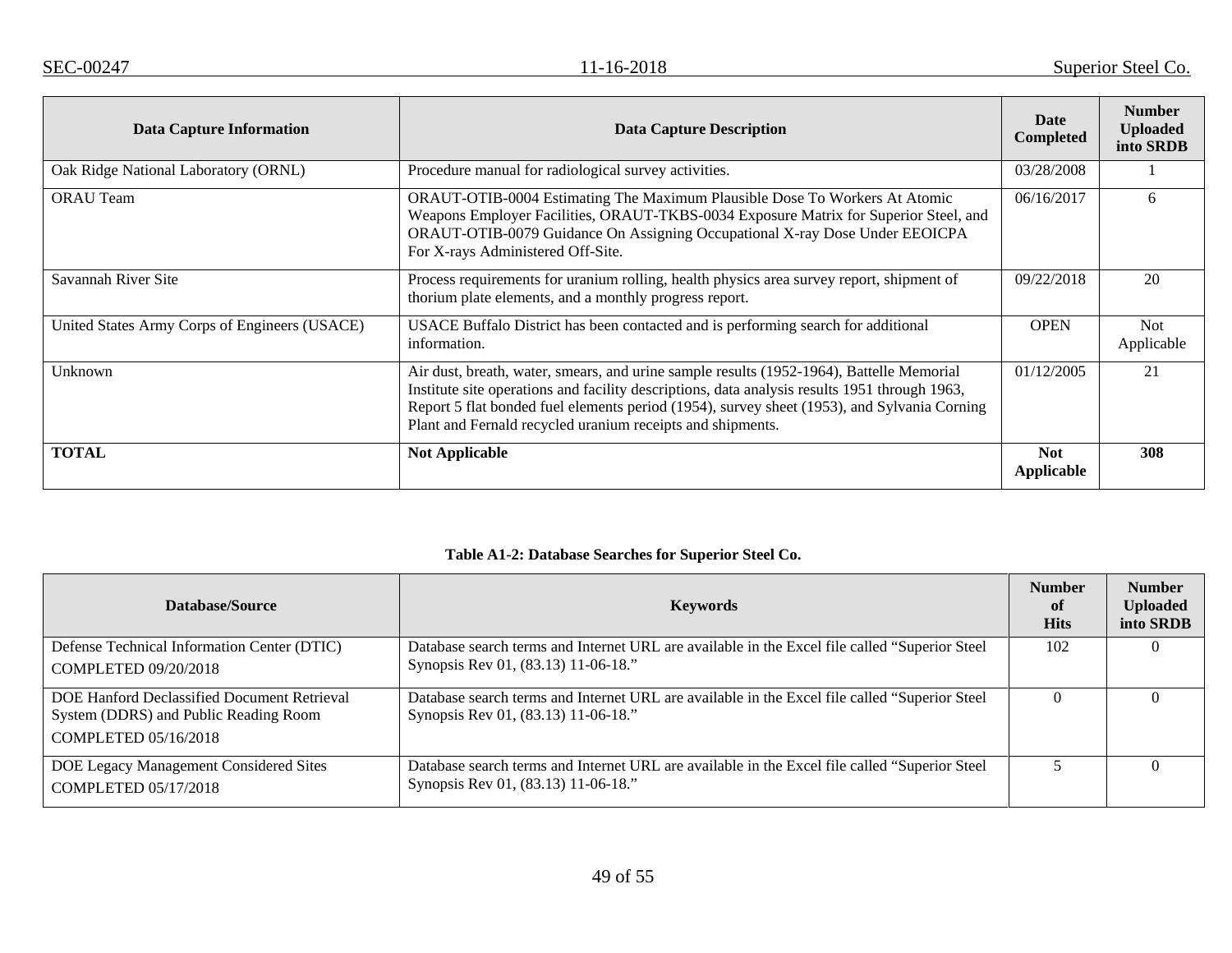| Data Capture Information | Data Capture Description | Date Completed | Number Uploaded into SRDB |
|---|---|---|---|
| Oak Ridge National Laboratory (ORNL) | Procedure manual for radiological survey activities. | 03/28/2008 | 1 |
| ORAU Team | ORAUT-OTIB-0004 Estimating The Maximum Plausible Dose To Workers At Atomic Weapons Employer Facilities, ORAUT-TKBS-0034 Exposure Matrix for Superior Steel, and ORAUT-OTIB-0079 Guidance On Assigning Occupational X-ray Dose Under EEOICPA For X-rays Administered Off-Site. | 06/16/2017 | 6 |
| Savannah River Site | Process requirements for uranium rolling, health physics area survey report, shipment of thorium plate elements, and a monthly progress report. | 09/22/2018 | 20 |
| United States Army Corps of Engineers (USACE) | USACE Buffalo District has been contacted and is performing search for additional information. | OPEN | Not Applicable |
| Unknown | Air dust, breath, water, smears, and urine sample results (1952-1964), Battelle Memorial Institute site operations and facility descriptions, data analysis results 1951 through 1963, Report 5 flat bonded fuel elements period (1954), survey sheet (1953), and Sylvania Corning Plant and Fernald recycled uranium receipts and shipments. | 01/12/2005 | 21 |
| **TOTAL** | **Not Applicable** | **Not Applicable** | **308** |

**Table A1-2: Database Searches for Superior Steel Co.**

| Database/Source | Keywords | Number of Hits | Number Uploaded into SRDB |
|---|---|---|---|
| Defense Technical Information Center (DTIC) COMPLETED 09/20/2018 | Database search terms and Internet URL are available in the Excel file called "Superior Steel Synopsis Rev 01, (83.13) 11-06-18." | 102 | 0 |
| DOE Hanford Declassified Document Retrieval System (DDRS) and Public Reading Room COMPLETED 05/16/2018 | Database search terms and Internet URL are available in the Excel file called "Superior Steel Synopsis Rev 01, (83.13) 11-06-18." | 0 | 0 |
| DOE Legacy Management Considered Sites COMPLETED 05/17/2018 | Database search terms and Internet URL are available in the Excel file called "Superior Steel Synopsis Rev 01, (83.13) 11-06-18." | 5 | 0 |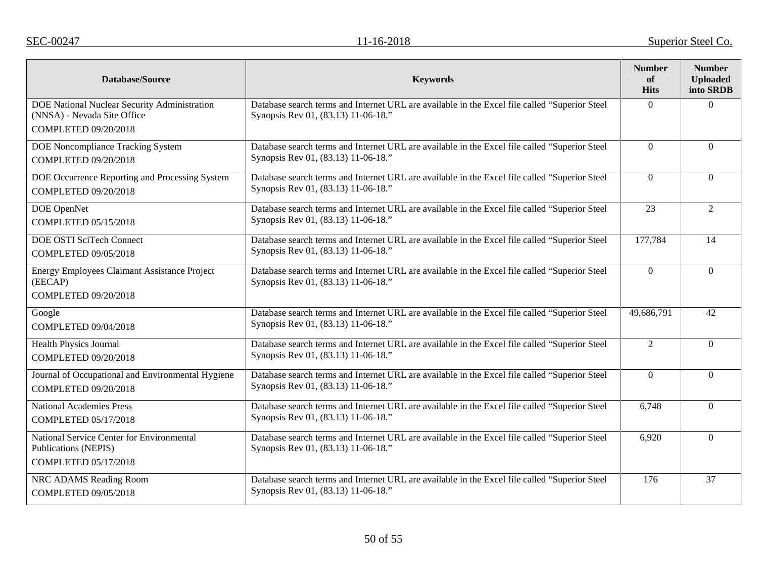| Database/Source | Keywords | Number of Hits | Number Uploaded into SRDB |
|---|---|---|---|
| DOE National Nuclear Security Administration (NNSA) - Nevada Site Office<br>COMPLETED 09/20/2018 | Database search terms and Internet URL are available in the Excel file called "Superior Steel Synopsis Rev 01, (83.13) 11-06-18." | 0 | 0 |
| DOE Noncompliance Tracking System<br>COMPLETED 09/20/2018 | Database search terms and Internet URL are available in the Excel file called "Superior Steel Synopsis Rev 01, (83.13) 11-06-18." | 0 | 0 |
| DOE Occurrence Reporting and Processing System<br>COMPLETED 09/20/2018 | Database search terms and Internet URL are available in the Excel file called "Superior Steel Synopsis Rev 01, (83.13) 11-06-18." | 0 | 0 |
| DOE OpenNet<br>COMPLETED 05/15/2018 | Database search terms and Internet URL are available in the Excel file called "Superior Steel Synopsis Rev 01, (83.13) 11-06-18." | 23 | 2 |
| DOE OSTI SciTech Connect<br>COMPLETED 09/05/2018 | Database search terms and Internet URL are available in the Excel file called "Superior Steel Synopsis Rev 01, (83.13) 11-06-18." | 177,784 | 14 |
| Energy Employees Claimant Assistance Project (EECAP)<br>COMPLETED 09/20/2018 | Database search terms and Internet URL are available in the Excel file called "Superior Steel Synopsis Rev 01, (83.13) 11-06-18." | 0 | 0 |
| Google<br>COMPLETED 09/04/2018 | Database search terms and Internet URL are available in the Excel file called "Superior Steel Synopsis Rev 01, (83.13) 11-06-18." | 49,686,791 | 42 |
| Health Physics Journal<br>COMPLETED 09/20/2018 | Database search terms and Internet URL are available in the Excel file called "Superior Steel Synopsis Rev 01, (83.13) 11-06-18." | 2 | 0 |
| Journal of Occupational and Environmental Hygiene<br>COMPLETED 09/20/2018 | Database search terms and Internet URL are available in the Excel file called "Superior Steel Synopsis Rev 01, (83.13) 11-06-18." | 0 | 0 |
| National Academies Press<br>COMPLETED 05/17/2018 | Database search terms and Internet URL are available in the Excel file called "Superior Steel Synopsis Rev 01, (83.13) 11-06-18." | 6,748 | 0 |
| National Service Center for Environmental Publications (NEPIS)<br>COMPLETED 05/17/2018 | Database search terms and Internet URL are available in the Excel file called "Superior Steel Synopsis Rev 01, (83.13) 11-06-18." | 6,920 | 0 |
| NRC ADAMS Reading Room<br>COMPLETED 09/05/2018 | Database search terms and Internet URL are available in the Excel file called "Superior Steel Synopsis Rev 01, (83.13) 11-06-18." | 176 | 37 |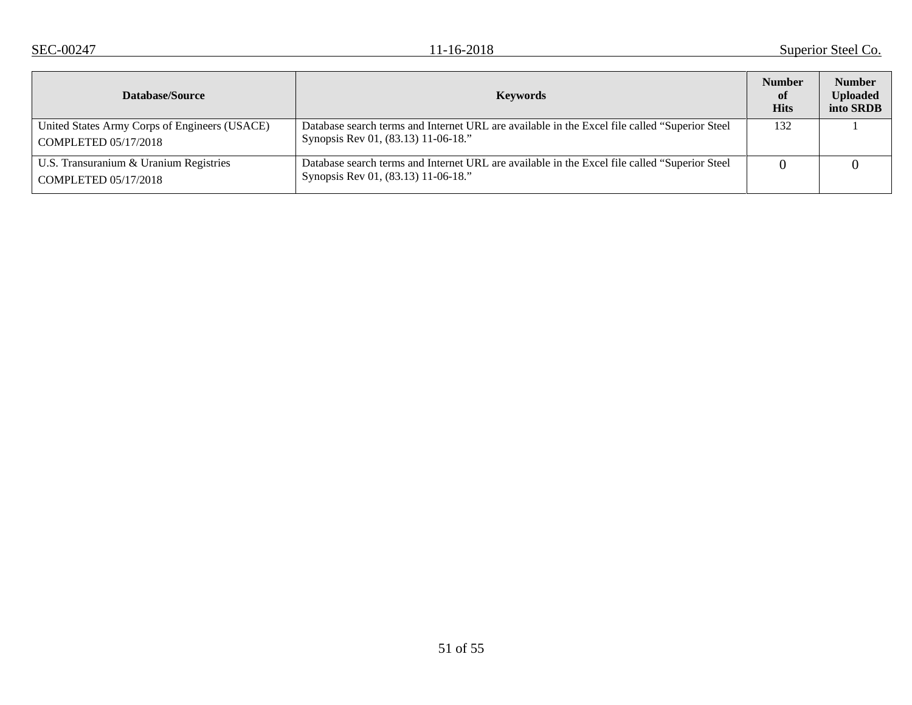| Database/Source | Keywords | Number of Hits | Number Uploaded into SRDB |
|---|---|---|---|
| United States Army Corps of Engineers (USACE) COMPLETED 05/17/2018 | Database search terms and Internet URL are available in the Excel file called "Superior Steel Synopsis Rev 01, (83.13) 11-06-18." | 132 | 1 |
| U.S. Transuranium & Uranium Registries COMPLETED 05/17/2018 | Database search terms and Internet URL are available in the Excel file called "Superior Steel Synopsis Rev 01, (83.13) 11-06-18." | 0 | 0 |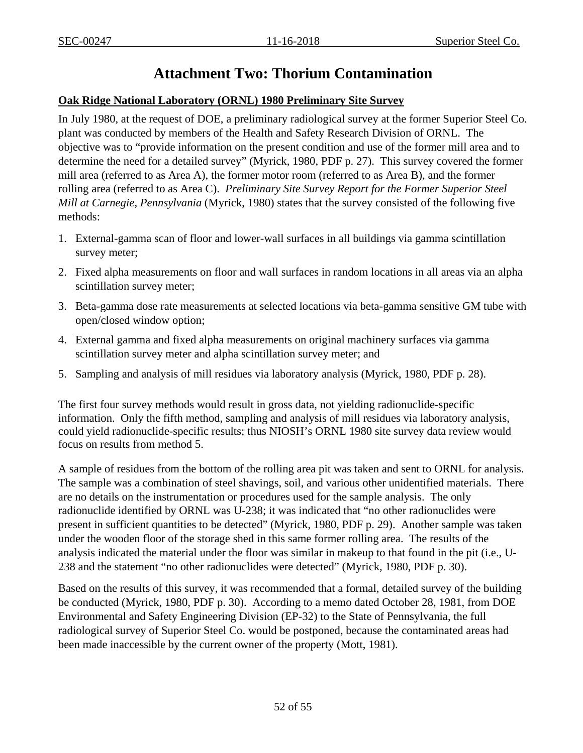# Attachment Two: Thorium Contamination

**Oak Ridge National Laboratory (ORNL) 1980 Preliminary Site Survey**

In July 1980, at the request of DOE, a preliminary radiological survey at the former Superior Steel Co. plant was conducted by members of the Health and Safety Research Division of ORNL. The objective was to "provide information on the present condition and use of the former mill area and to determine the need for a detailed survey" (Myrick, 1980, PDF p. 27). This survey covered the former mill area (referred to as Area A), the former motor room (referred to as Area B), and the former rolling area (referred to as Area C). *Preliminary Site Survey Report for the Former Superior Steel Mill at Carnegie, Pennsylvania* (Myrick, 1980) states that the survey consisted of the following five methods:

1. External-gamma scan of floor and lower-wall surfaces in all buildings via gamma scintillation survey meter;
2. Fixed alpha measurements on floor and wall surfaces in random locations in all areas via an alpha scintillation survey meter;
3. Beta-gamma dose rate measurements at selected locations via beta-gamma sensitive GM tube with open/closed window option;
4. External gamma and fixed alpha measurements on original machinery surfaces via gamma scintillation survey meter and alpha scintillation survey meter; and
5. Sampling and analysis of mill residues via laboratory analysis (Myrick, 1980, PDF p. 28).

The first four survey methods would result in gross data, not yielding radionuclide-specific information. Only the fifth method, sampling and analysis of mill residues via laboratory analysis, could yield radionuclide-specific results; thus NIOSH's ORNL 1980 site survey data review would focus on results from method 5.

A sample of residues from the bottom of the rolling area pit was taken and sent to ORNL for analysis. The sample was a combination of steel shavings, soil, and various other unidentified materials. There are no details on the instrumentation or procedures used for the sample analysis. The only radionuclide identified by ORNL was U-238; it was indicated that "no other radionuclides were present in sufficient quantities to be detected" (Myrick, 1980, PDF p. 29). Another sample was taken under the wooden floor of the storage shed in this same former rolling area. The results of the analysis indicated the material under the floor was similar in makeup to that found in the pit (i.e., U-238 and the statement "no other radionuclides were detected" (Myrick, 1980, PDF p. 30).

Based on the results of this survey, it was recommended that a formal, detailed survey of the building be conducted (Myrick, 1980, PDF p. 30). According to a memo dated October 28, 1981, from DOE Environmental and Safety Engineering Division (EP-32) to the State of Pennsylvania, the full radiological survey of Superior Steel Co. would be postponed, because the contaminated areas had been made inaccessible by the current owner of the property (Mott, 1981).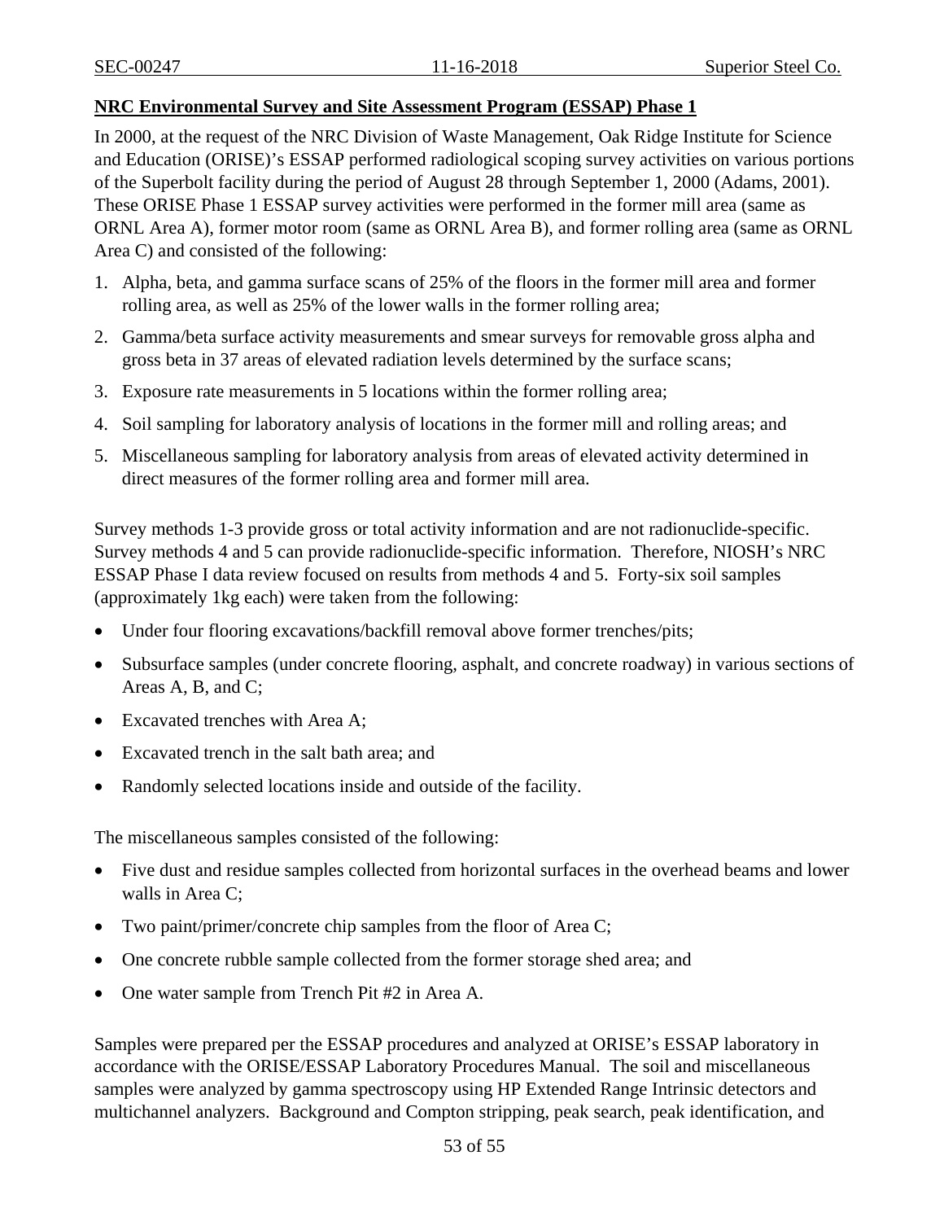**NRC Environmental Survey and Site Assessment Program (ESSAP) Phase 1**

In 2000, at the request of the NRC Division of Waste Management, Oak Ridge Institute for Science and Education (ORISE)'s ESSAP performed radiological scoping survey activities on various portions of the Superbolt facility during the period of August 28 through September 1, 2000 (Adams, 2001). These ORISE Phase 1 ESSAP survey activities were performed in the former mill area (same as ORNL Area A), former motor room (same as ORNL Area B), and former rolling area (same as ORNL Area C) and consisted of the following:

1. Alpha, beta, and gamma surface scans of 25% of the floors in the former mill area and former rolling area, as well as 25% of the lower walls in the former rolling area;
2. Gamma/beta surface activity measurements and smear surveys for removable gross alpha and gross beta in 37 areas of elevated radiation levels determined by the surface scans;
3. Exposure rate measurements in 5 locations within the former rolling area;
4. Soil sampling for laboratory analysis of locations in the former mill and rolling areas; and
5. Miscellaneous sampling for laboratory analysis from areas of elevated activity determined in direct measures of the former rolling area and former mill area.

Survey methods 1-3 provide gross or total activity information and are not radionuclide-specific. Survey methods 4 and 5 can provide radionuclide-specific information. Therefore, NIOSH's NRC ESSAP Phase I data review focused on results from methods 4 and 5. Forty-six soil samples (approximately 1kg each) were taken from the following:

- Under four flooring excavations/backfill removal above former trenches/pits;
- Subsurface samples (under concrete flooring, asphalt, and concrete roadway) in various sections of Areas A, B, and C;
- Excavated trenches with Area A;
- Excavated trench in the salt bath area; and
- Randomly selected locations inside and outside of the facility.

The miscellaneous samples consisted of the following:

- Five dust and residue samples collected from horizontal surfaces in the overhead beams and lower walls in Area C;
- Two paint/primer/concrete chip samples from the floor of Area C;
- One concrete rubble sample collected from the former storage shed area; and
- One water sample from Trench Pit #2 in Area A.

Samples were prepared per the ESSAP procedures and analyzed at ORISE's ESSAP laboratory in accordance with the ORISE/ESSAP Laboratory Procedures Manual. The soil and miscellaneous samples were analyzed by gamma spectroscopy using HP Extended Range Intrinsic detectors and multichannel analyzers. Background and Compton stripping, peak search, peak identification, and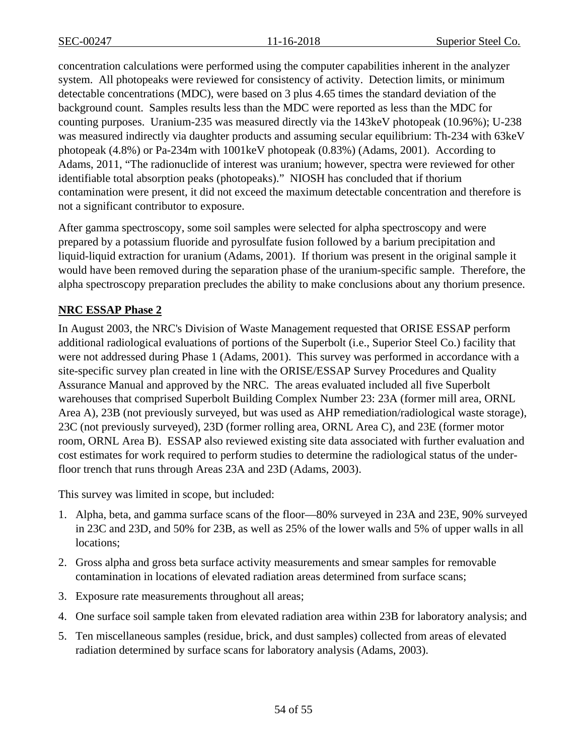concentration calculations were performed using the computer capabilities inherent in the analyzer system. All photopeaks were reviewed for consistency of activity. Detection limits, or minimum detectable concentrations (MDC), were based on 3 plus 4.65 times the standard deviation of the background count. Samples results less than the MDC were reported as less than the MDC for counting purposes. Uranium-235 was measured directly via the 143keV photopeak (10.96%); U-238 was measured indirectly via daughter products and assuming secular equilibrium: Th-234 with 63keV photopeak (4.8%) or Pa-234m with 1001keV photopeak (0.83%) (Adams, 2001). According to Adams, 2011, "The radionuclide of interest was uranium; however, spectra were reviewed for other identifiable total absorption peaks (photopeaks)." NIOSH has concluded that if thorium contamination were present, it did not exceed the maximum detectable concentration and therefore is not a significant contributor to exposure.

After gamma spectroscopy, some soil samples were selected for alpha spectroscopy and were prepared by a potassium fluoride and pyrosulfate fusion followed by a barium precipitation and liquid-liquid extraction for uranium (Adams, 2001). If thorium was present in the original sample it would have been removed during the separation phase of the uranium-specific sample. Therefore, the alpha spectroscopy preparation precludes the ability to make conclusions about any thorium presence.

**NRC ESSAP Phase 2**

In August 2003, the NRC's Division of Waste Management requested that ORISE ESSAP perform additional radiological evaluations of portions of the Superbolt (i.e., Superior Steel Co.) facility that were not addressed during Phase 1 (Adams, 2001). This survey was performed in accordance with a site-specific survey plan created in line with the ORISE/ESSAP Survey Procedures and Quality Assurance Manual and approved by the NRC. The areas evaluated included all five Superbolt warehouses that comprised Superbolt Building Complex Number 23: 23A (former mill area, ORNL Area A), 23B (not previously surveyed, but was used as AHP remediation/radiological waste storage), 23C (not previously surveyed), 23D (former rolling area, ORNL Area C), and 23E (former motor room, ORNL Area B). ESSAP also reviewed existing site data associated with further evaluation and cost estimates for work required to perform studies to determine the radiological status of the under-floor trench that runs through Areas 23A and 23D (Adams, 2003).

This survey was limited in scope, but included:

1. Alpha, beta, and gamma surface scans of the floor—80% surveyed in 23A and 23E, 90% surveyed in 23C and 23D, and 50% for 23B, as well as 25% of the lower walls and 5% of upper walls in all locations;
2. Gross alpha and gross beta surface activity measurements and smear samples for removable contamination in locations of elevated radiation areas determined from surface scans;
3. Exposure rate measurements throughout all areas;
4. One surface soil sample taken from elevated radiation area within 23B for laboratory analysis; and
5. Ten miscellaneous samples (residue, brick, and dust samples) collected from areas of elevated radiation determined by surface scans for laboratory analysis (Adams, 2003).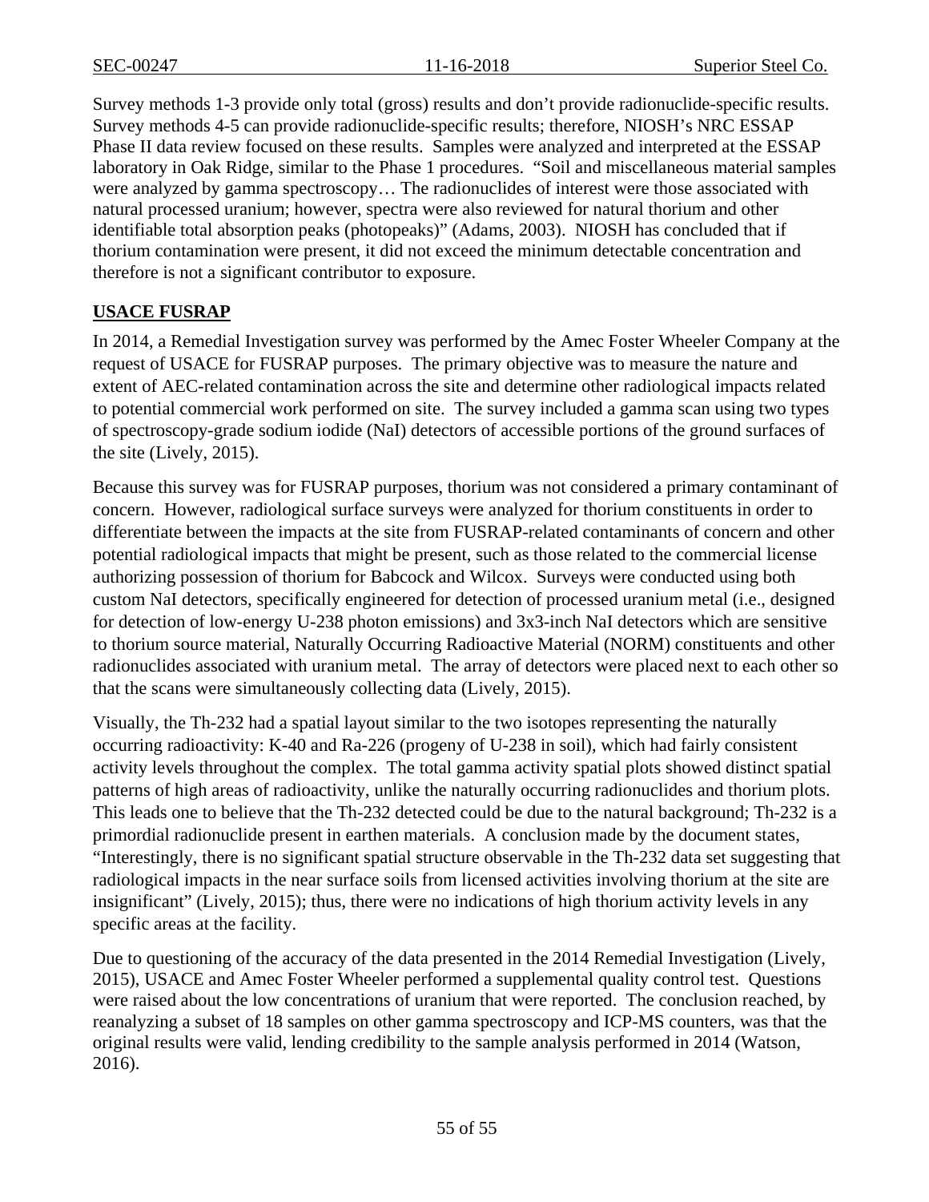Survey methods 1-3 provide only total (gross) results and don't provide radionuclide-specific results. Survey methods 4-5 can provide radionuclide-specific results; therefore, NIOSH's NRC ESSAP Phase II data review focused on these results. Samples were analyzed and interpreted at the ESSAP laboratory in Oak Ridge, similar to the Phase 1 procedures. "Soil and miscellaneous material samples were analyzed by gamma spectroscopy… The radionuclides of interest were those associated with natural processed uranium; however, spectra were also reviewed for natural thorium and other identifiable total absorption peaks (photopeaks)" (Adams, 2003). NIOSH has concluded that if thorium contamination were present, it did not exceed the minimum detectable concentration and therefore is not a significant contributor to exposure.

## USACE FUSRAP

In 2014, a Remedial Investigation survey was performed by the Amec Foster Wheeler Company at the request of USACE for FUSRAP purposes. The primary objective was to measure the nature and extent of AEC-related contamination across the site and determine other radiological impacts related to potential commercial work performed on site. The survey included a gamma scan using two types of spectroscopy-grade sodium iodide (NaI) detectors of accessible portions of the ground surfaces of the site (Lively, 2015).

Because this survey was for FUSRAP purposes, thorium was not considered a primary contaminant of concern. However, radiological surface surveys were analyzed for thorium constituents in order to differentiate between the impacts at the site from FUSRAP-related contaminants of concern and other potential radiological impacts that might be present, such as those related to the commercial license authorizing possession of thorium for Babcock and Wilcox. Surveys were conducted using both custom NaI detectors, specifically engineered for detection of processed uranium metal (i.e., designed for detection of low-energy U-238 photon emissions) and 3x3-inch NaI detectors which are sensitive to thorium source material, Naturally Occurring Radioactive Material (NORM) constituents and other radionuclides associated with uranium metal. The array of detectors were placed next to each other so that the scans were simultaneously collecting data (Lively, 2015).

Visually, the Th-232 had a spatial layout similar to the two isotopes representing the naturally occurring radioactivity: K-40 and Ra-226 (progeny of U-238 in soil), which had fairly consistent activity levels throughout the complex. The total gamma activity spatial plots showed distinct spatial patterns of high areas of radioactivity, unlike the naturally occurring radionuclides and thorium plots. This leads one to believe that the Th-232 detected could be due to the natural background; Th-232 is a primordial radionuclide present in earthen materials. A conclusion made by the document states, "Interestingly, there is no significant spatial structure observable in the Th-232 data set suggesting that radiological impacts in the near surface soils from licensed activities involving thorium at the site are insignificant" (Lively, 2015); thus, there were no indications of high thorium activity levels in any specific areas at the facility.

Due to questioning of the accuracy of the data presented in the 2014 Remedial Investigation (Lively, 2015), USACE and Amec Foster Wheeler performed a supplemental quality control test. Questions were raised about the low concentrations of uranium that were reported. The conclusion reached, by reanalyzing a subset of 18 samples on other gamma spectroscopy and ICP-MS counters, was that the original results were valid, lending credibility to the sample analysis performed in 2014 (Watson, 2016).